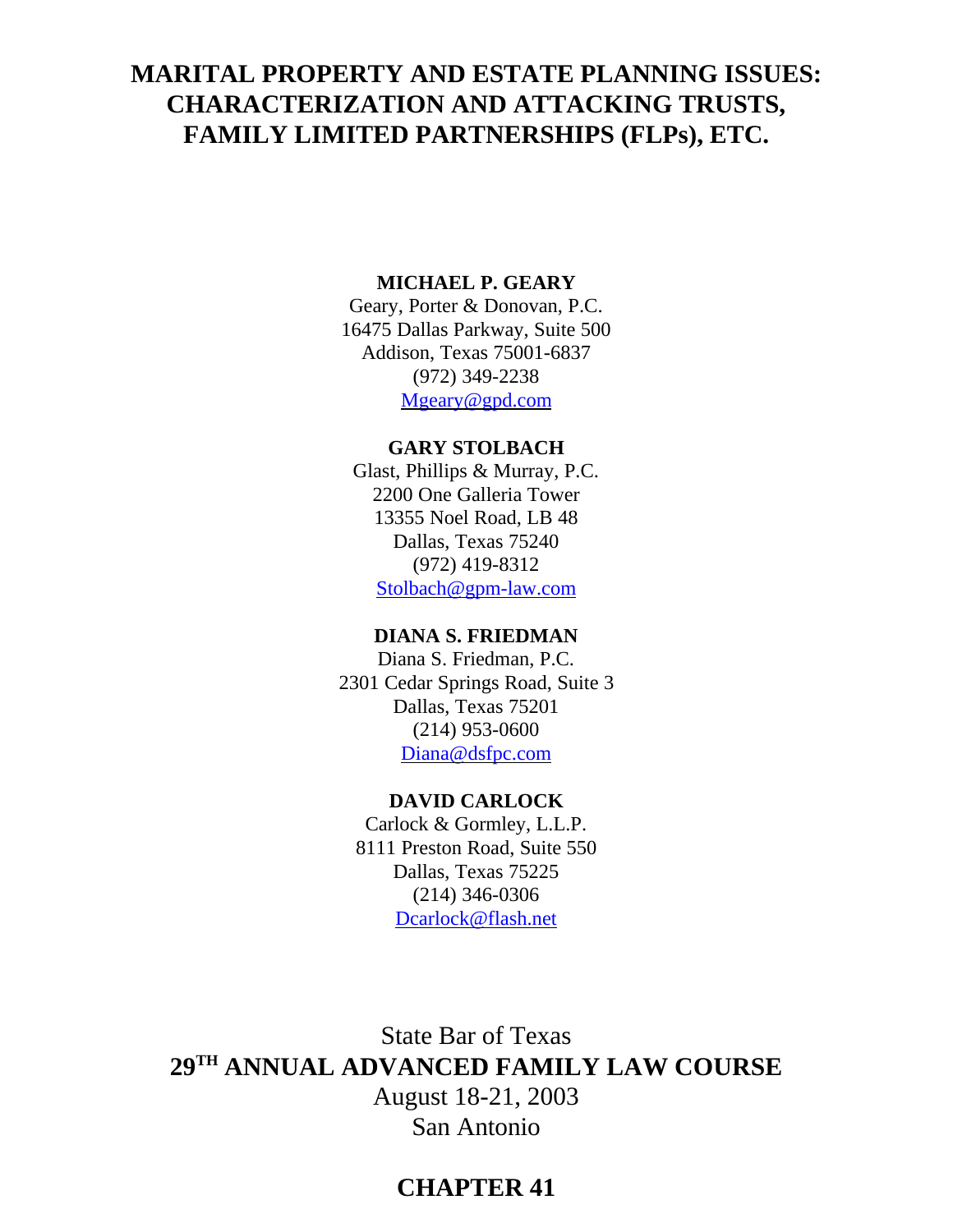# MARITAL PROPERTY AND ESTATE PLANNING ISSUES: CHARACTERIZATION AND ATTACKING TRUSTS, FAMILY LIMITED PARTNERSHIPS (FLPs), ETC.

**MICHAEL P. GEARY**
Geary, Porter & Donovan, P.C.
16475 Dallas Parkway, Suite 500
Addison, Texas 75001-6837
(972) 349-2238
Mgeary@gpd.com

**GARY STOLBACH**
Glast, Phillips & Murray, P.C.
2200 One Galleria Tower
13355 Noel Road, LB 48
Dallas, Texas 75240
(972) 419-8312
Stolbach@gpm-law.com

**DIANA S. FRIEDMAN**
Diana S. Friedman, P.C.
2301 Cedar Springs Road, Suite 3
Dallas, Texas 75201
(214) 953-0600
Diana@dsfpc.com

**DAVID CARLOCK**
Carlock & Gormley, L.L.P.
8111 Preston Road, Suite 550
Dallas, Texas 75225
(214) 346-0306
Dcarlock@flash.net

State Bar of Texas
**29TH ANNUAL ADVANCED FAMILY LAW COURSE**
August 18-21, 2003
San Antonio

## CHAPTER 41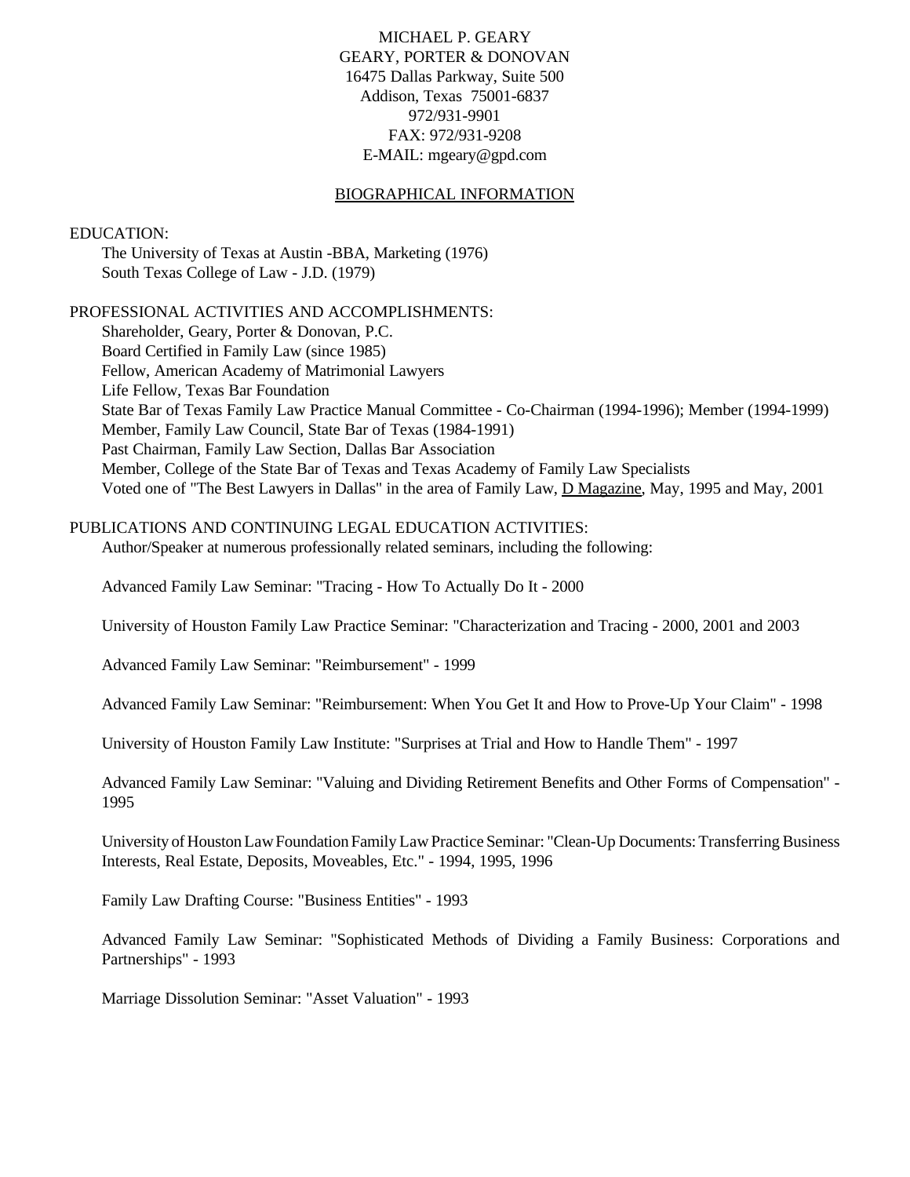MICHAEL P. GEARY
GEARY, PORTER & DONOVAN
16475 Dallas Parkway, Suite 500
Addison, Texas 75001-6837
972/931-9901
FAX: 972/931-9208
E-MAIL: mgeary@gpd.com

## BIOGRAPHICAL INFORMATION

EDUCATION:

The University of Texas at Austin -BBA, Marketing (1976)
South Texas College of Law - J.D. (1979)

PROFESSIONAL ACTIVITIES AND ACCOMPLISHMENTS:

Shareholder, Geary, Porter & Donovan, P.C.
Board Certified in Family Law (since 1985)
Fellow, American Academy of Matrimonial Lawyers
Life Fellow, Texas Bar Foundation
State Bar of Texas Family Law Practice Manual Committee - Co-Chairman (1994-1996); Member (1994-1999)
Member, Family Law Council, State Bar of Texas (1984-1991)
Past Chairman, Family Law Section, Dallas Bar Association
Member, College of the State Bar of Texas and Texas Academy of Family Law Specialists
Voted one of "The Best Lawyers in Dallas" in the area of Family Law, D Magazine, May, 1995 and May, 2001

PUBLICATIONS AND CONTINUING LEGAL EDUCATION ACTIVITIES:

Author/Speaker at numerous professionally related seminars, including the following:

Advanced Family Law Seminar: "Tracing - How To Actually Do It - 2000

University of Houston Family Law Practice Seminar: "Characterization and Tracing - 2000, 2001 and 2003

Advanced Family Law Seminar: "Reimbursement" - 1999

Advanced Family Law Seminar: "Reimbursement: When You Get It and How to Prove-Up Your Claim" - 1998

University of Houston Family Law Institute: "Surprises at Trial and How to Handle Them" - 1997

Advanced Family Law Seminar: "Valuing and Dividing Retirement Benefits and Other Forms of Compensation" - 1995

University of Houston Law Foundation Family Law Practice Seminar: "Clean-Up Documents: Transferring Business Interests, Real Estate, Deposits, Moveables, Etc." - 1994, 1995, 1996

Family Law Drafting Course: "Business Entities" - 1993

Advanced Family Law Seminar: "Sophisticated Methods of Dividing a Family Business: Corporations and Partnerships" - 1993

Marriage Dissolution Seminar: "Asset Valuation" - 1993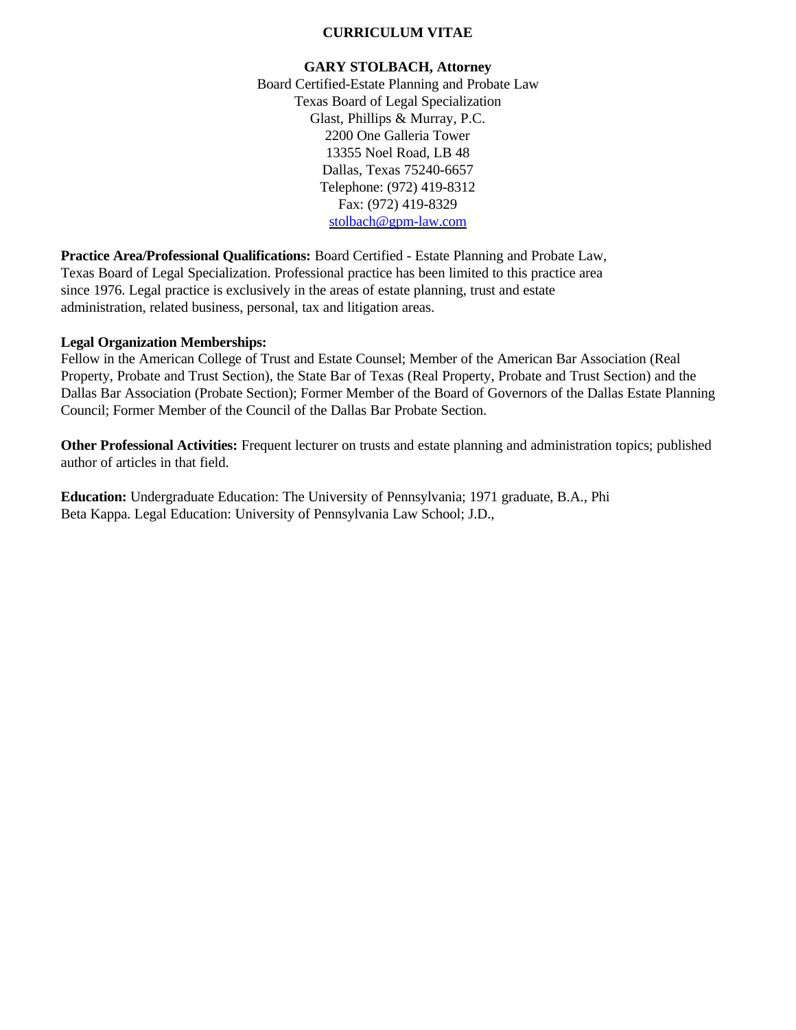# CURRICULUM VITAE

**GARY STOLBACH, Attorney**
Board Certified-Estate Planning and Probate Law
Texas Board of Legal Specialization
Glast, Phillips & Murray, P.C.
2200 One Galleria Tower
13355 Noel Road, LB 48
Dallas, Texas 75240-6657
Telephone: (972) 419-8312
Fax: (972) 419-8329
stolbach@gpm-law.com

**Practice Area/Professional Qualifications:** Board Certified - Estate Planning and Probate Law, Texas Board of Legal Specialization. Professional practice has been limited to this practice area since 1976. Legal practice is exclusively in the areas of estate planning, trust and estate administration, related business, personal, tax and litigation areas.

**Legal Organization Memberships:**
Fellow in the American College of Trust and Estate Counsel; Member of the American Bar Association (Real Property, Probate and Trust Section), the State Bar of Texas (Real Property, Probate and Trust Section) and the Dallas Bar Association (Probate Section); Former Member of the Board of Governors of the Dallas Estate Planning Council; Former Member of the Council of the Dallas Bar Probate Section.

**Other Professional Activities:** Frequent lecturer on trusts and estate planning and administration topics; published author of articles in that field.

**Education:** Undergraduate Education: The University of Pennsylvania; 1971 graduate, B.A., Phi Beta Kappa. Legal Education: University of Pennsylvania Law School; J.D.,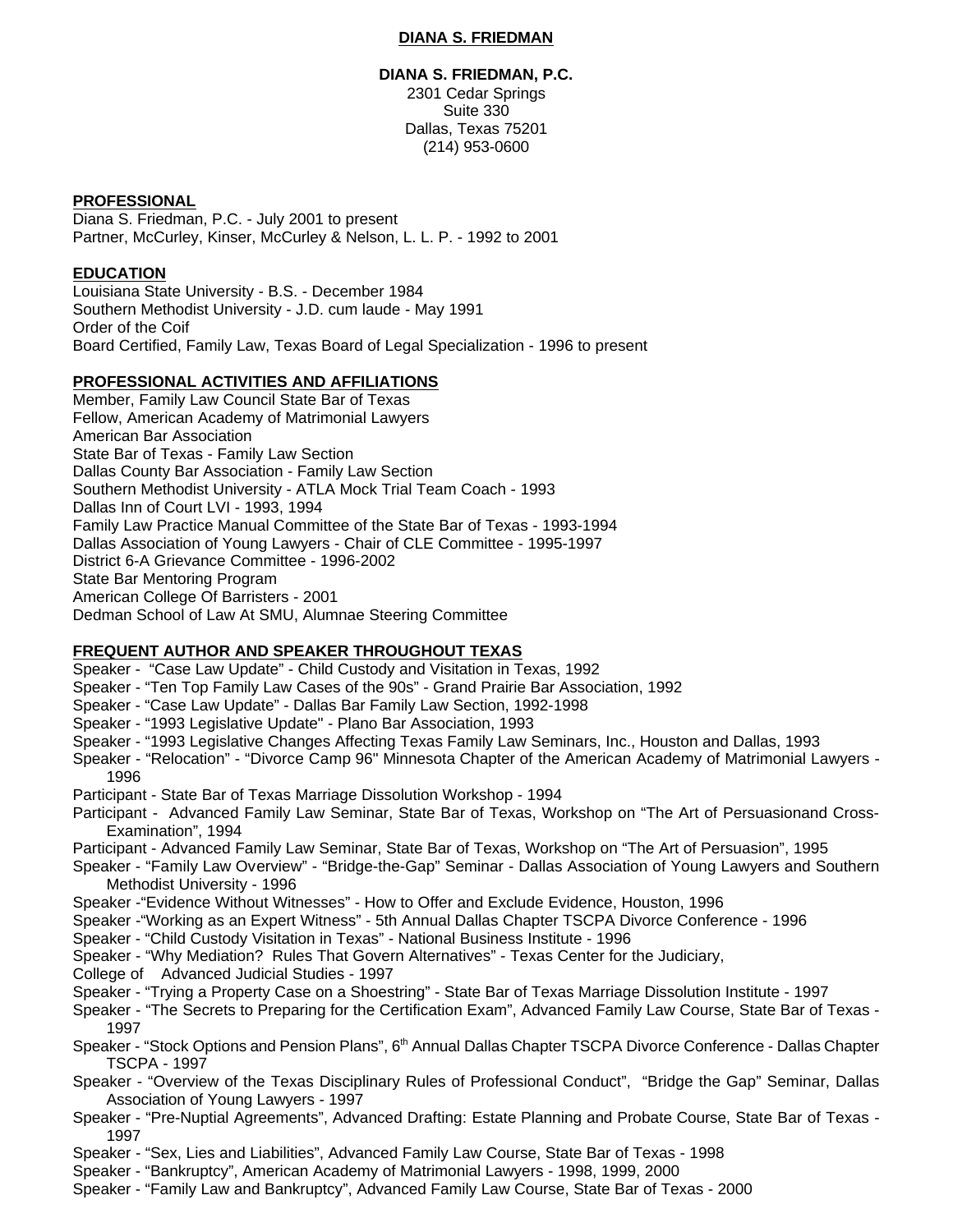**DIANA S. FRIEDMAN**

**DIANA S. FRIEDMAN, P.C.**
2301 Cedar Springs
Suite 330
Dallas, Texas 75201
(214) 953-0600

**PROFESSIONAL**

Diana S. Friedman, P.C. - July 2001 to present
Partner, McCurley, Kinser, McCurley & Nelson, L. L. P. - 1992 to 2001

**EDUCATION**

Louisiana State University - B.S. - December 1984
Southern Methodist University - J.D. cum laude - May 1991
Order of the Coif
Board Certified, Family Law, Texas Board of Legal Specialization - 1996 to present

**PROFESSIONAL ACTIVITIES AND AFFILIATIONS**

Member, Family Law Council State Bar of Texas
Fellow, American Academy of Matrimonial Lawyers
American Bar Association
State Bar of Texas - Family Law Section
Dallas County Bar Association - Family Law Section
Southern Methodist University - ATLA Mock Trial Team Coach - 1993
Dallas Inn of Court LVI - 1993, 1994
Family Law Practice Manual Committee of the State Bar of Texas - 1993-1994
Dallas Association of Young Lawyers - Chair of CLE Committee - 1995-1997
District 6-A Grievance Committee - 1996-2002
State Bar Mentoring Program
American College Of Barristers - 2001
Dedman School of Law At SMU, Alumnae Steering Committee

**FREQUENT AUTHOR AND SPEAKER THROUGHOUT TEXAS**

Speaker - "Case Law Update" - Child Custody and Visitation in Texas, 1992
Speaker - "Ten Top Family Law Cases of the 90s" - Grand Prairie Bar Association, 1992
Speaker - "Case Law Update" - Dallas Bar Family Law Section, 1992-1998
Speaker - "1993 Legislative Update" - Plano Bar Association, 1993
Speaker - "1993 Legislative Changes Affecting Texas Family Law Seminars, Inc., Houston and Dallas, 1993
Speaker - "Relocation" - "Divorce Camp 96" Minnesota Chapter of the American Academy of Matrimonial Lawyers - 1996
Participant - State Bar of Texas Marriage Dissolution Workshop - 1994
Participant - Advanced Family Law Seminar, State Bar of Texas, Workshop on "The Art of Persuasionand Cross-Examination", 1994
Participant - Advanced Family Law Seminar, State Bar of Texas, Workshop on "The Art of Persuasion", 1995
Speaker - "Family Law Overview" - "Bridge-the-Gap" Seminar - Dallas Association of Young Lawyers and Southern Methodist University - 1996
Speaker -"Evidence Without Witnesses" - How to Offer and Exclude Evidence, Houston, 1996
Speaker -"Working as an Expert Witness" - 5th Annual Dallas Chapter TSCPA Divorce Conference - 1996
Speaker - "Child Custody Visitation in Texas" - National Business Institute - 1996
Speaker - "Why Mediation? Rules That Govern Alternatives" - Texas Center for the Judiciary,
College of Advanced Judicial Studies - 1997
Speaker - "Trying a Property Case on a Shoestring" - State Bar of Texas Marriage Dissolution Institute - 1997
Speaker - "The Secrets to Preparing for the Certification Exam", Advanced Family Law Course, State Bar of Texas - 1997
Speaker - "Stock Options and Pension Plans", 6th Annual Dallas Chapter TSCPA Divorce Conference - Dallas Chapter TSCPA - 1997
Speaker - "Overview of the Texas Disciplinary Rules of Professional Conduct", "Bridge the Gap" Seminar, Dallas Association of Young Lawyers - 1997
Speaker - "Pre-Nuptial Agreements", Advanced Drafting: Estate Planning and Probate Course, State Bar of Texas - 1997
Speaker - "Sex, Lies and Liabilities", Advanced Family Law Course, State Bar of Texas - 1998
Speaker - "Bankruptcy", American Academy of Matrimonial Lawyers - 1998, 1999, 2000
Speaker - "Family Law and Bankruptcy", Advanced Family Law Course, State Bar of Texas - 2000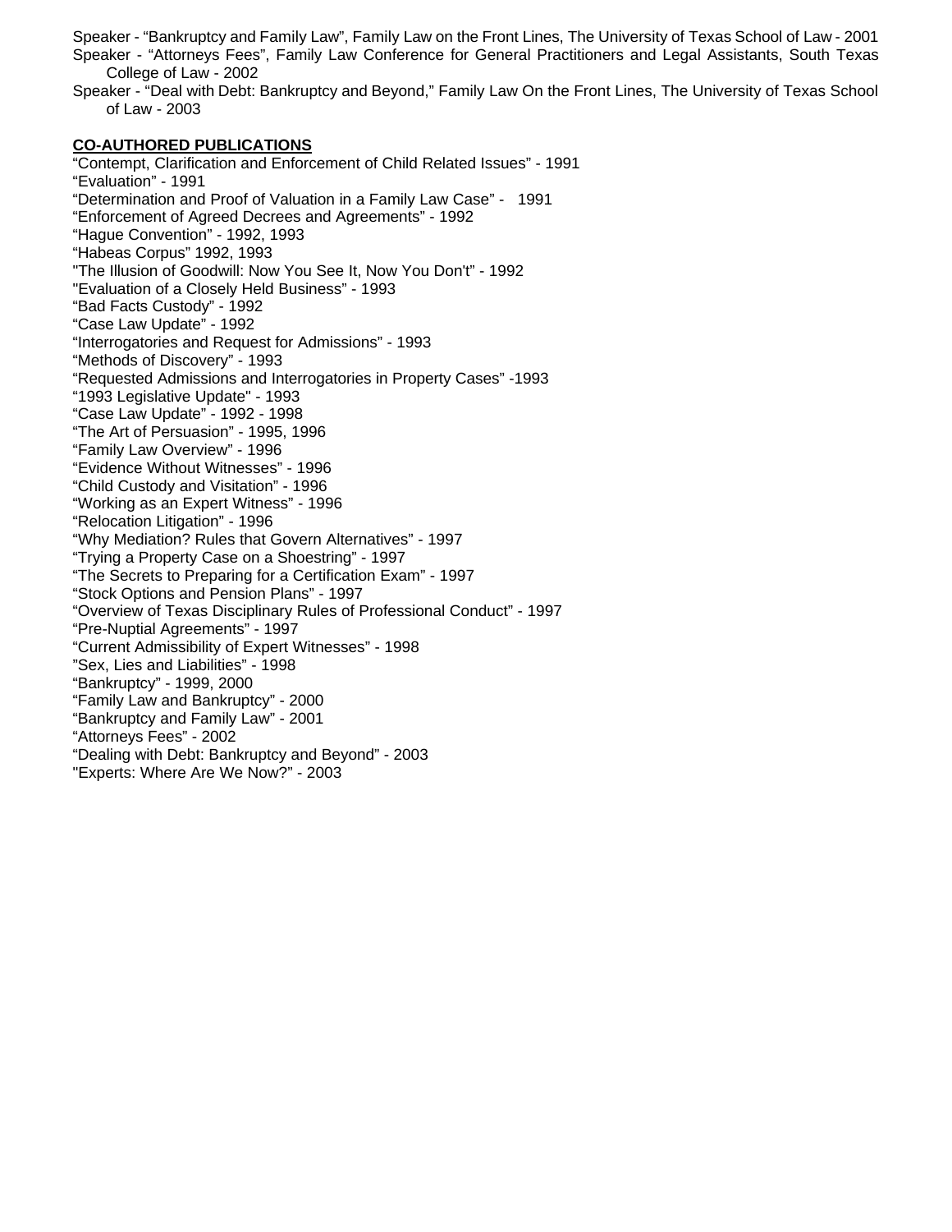Speaker - “Bankruptcy and Family Law”, Family Law on the Front Lines, The University of Texas School of Law - 2001

Speaker - “Attorneys Fees”, Family Law Conference for General Practitioners and Legal Assistants, South Texas College of Law - 2002

Speaker - “Deal with Debt: Bankruptcy and Beyond,” Family Law On the Front Lines, The University of Texas School of Law - 2003

**CO-AUTHORED PUBLICATIONS**

“Contempt, Clarification and Enforcement of Child Related Issues” - 1991
“Evaluation” - 1991
“Determination and Proof of Valuation in a Family Law Case” - 1991
“Enforcement of Agreed Decrees and Agreements” - 1992
“Hague Convention” - 1992, 1993
“Habeas Corpus” 1992, 1993
"The Illusion of Goodwill: Now You See It, Now You Don't" - 1992
"Evaluation of a Closely Held Business” - 1993
“Bad Facts Custody” - 1992
“Case Law Update” - 1992
“Interrogatories and Request for Admissions” - 1993
“Methods of Discovery” - 1993
“Requested Admissions and Interrogatories in Property Cases” -1993
“1993 Legislative Update" - 1993
“Case Law Update” - 1992 - 1998
“The Art of Persuasion” - 1995, 1996
“Family Law Overview” - 1996
“Evidence Without Witnesses” - 1996
“Child Custody and Visitation” - 1996
“Working as an Expert Witness” - 1996
“Relocation Litigation” - 1996
“Why Mediation? Rules that Govern Alternatives” - 1997
“Trying a Property Case on a Shoestring” - 1997
“The Secrets to Preparing for a Certification Exam” - 1997
“Stock Options and Pension Plans” - 1997
“Overview of Texas Disciplinary Rules of Professional Conduct” - 1997
“Pre-Nuptial Agreements” - 1997
“Current Admissibility of Expert Witnesses” - 1998
”Sex, Lies and Liabilities” - 1998
“Bankruptcy” - 1999, 2000
“Family Law and Bankruptcy” - 2000
“Bankruptcy and Family Law” - 2001
“Attorneys Fees” - 2002
“Dealing with Debt: Bankruptcy and Beyond” - 2003
"Experts: Where Are We Now?” - 2003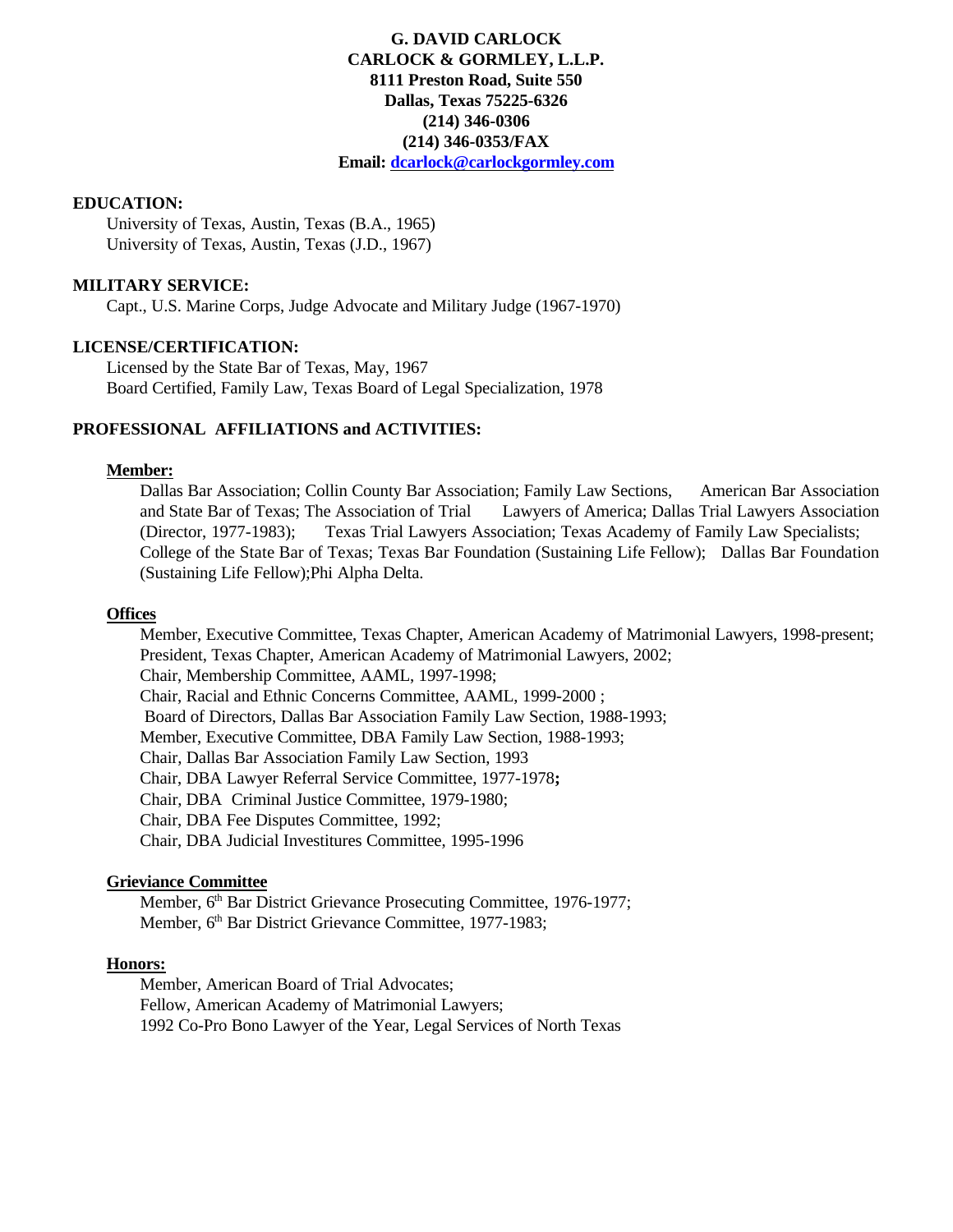**G. DAVID CARLOCK**
**CARLOCK & GORMLEY, L.L.P.**
**8111 Preston Road, Suite 550**
**Dallas, Texas 75225-6326**
**(214) 346-0306**
**(214) 346-0353/FAX**
**Email: dcarlock@carlockgormley.com**

## EDUCATION:

University of Texas, Austin, Texas (B.A., 1965)
University of Texas, Austin, Texas (J.D., 1967)

## MILITARY SERVICE:

Capt., U.S. Marine Corps, Judge Advocate and Military Judge (1967-1970)

## LICENSE/CERTIFICATION:

Licensed by the State Bar of Texas, May, 1967
Board Certified, Family Law, Texas Board of Legal Specialization, 1978

## PROFESSIONAL AFFILIATIONS and ACTIVITIES:

### Member:

Dallas Bar Association; Collin County Bar Association; Family Law Sections, American Bar Association and State Bar of Texas; The Association of Trial Lawyers of America; Dallas Trial Lawyers Association (Director, 1977-1983); Texas Trial Lawyers Association; Texas Academy of Family Law Specialists; College of the State Bar of Texas; Texas Bar Foundation (Sustaining Life Fellow); Dallas Bar Foundation (Sustaining Life Fellow);Phi Alpha Delta.

### Offices

Member, Executive Committee, Texas Chapter, American Academy of Matrimonial Lawyers, 1998-present;
President, Texas Chapter, American Academy of Matrimonial Lawyers, 2002;
Chair, Membership Committee, AAML, 1997-1998;
Chair, Racial and Ethnic Concerns Committee, AAML, 1999-2000 ;
Board of Directors, Dallas Bar Association Family Law Section, 1988-1993;
Member, Executive Committee, DBA Family Law Section, 1988-1993;
Chair, Dallas Bar Association Family Law Section, 1993
Chair, DBA Lawyer Referral Service Committee, 1977-1978**;**
Chair, DBA Criminal Justice Committee, 1979-1980;
Chair, DBA Fee Disputes Committee, 1992;
Chair, DBA Judicial Investitures Committee, 1995-1996

### Grievance Committee

Member, 6th Bar District Grievance Prosecuting Committee, 1976-1977;
Member, 6th Bar District Grievance Committee, 1977-1983;

### Honors:

Member, American Board of Trial Advocates;
Fellow, American Academy of Matrimonial Lawyers;
1992 Co-Pro Bono Lawyer of the Year, Legal Services of North Texas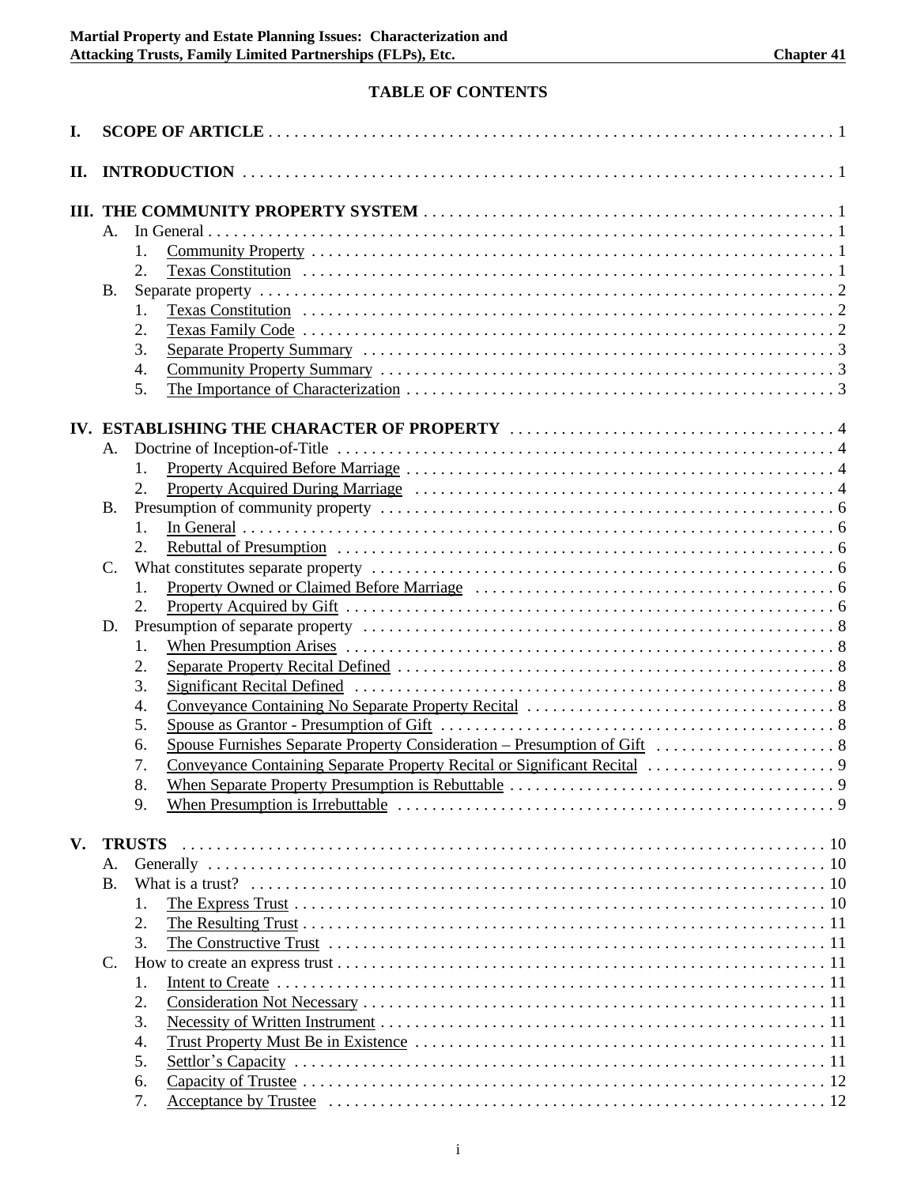## TABLE OF CONTENTS

**I. SCOPE OF ARTICLE** . . . . . 1

**II. INTRODUCTION** . . . . . 1

**III. THE COMMUNITY PROPERTY SYSTEM** . . . . . 1

- A. In General . . . . . 1
  1. Community Property . . . . . 1
  2. Texas Constitution . . . . . 1
- B. Separate property . . . . . 2
  1. Texas Constitution . . . . . 2
  2. Texas Family Code . . . . . 2
  3. Separate Property Summary . . . . . 3
  4. Community Property Summary . . . . . 3
  5. The Importance of Characterization . . . . . 3

**IV. ESTABLISHING THE CHARACTER OF PROPERTY** . . . . . 4

- A. Doctrine of Inception-of-Title . . . . . 4
  1. Property Acquired Before Marriage . . . . . 4
  2. Property Acquired During Marriage . . . . . 4
- B. Presumption of community property . . . . . 6
  1. In General . . . . . 6
  2. Rebuttal of Presumption . . . . . 6
- C. What constitutes separate property . . . . . 6
  1. Property Owned or Claimed Before Marriage . . . . . 6
  2. Property Acquired by Gift . . . . . 6
- D. Presumption of separate property . . . . . 8
  1. When Presumption Arises . . . . . 8
  2. Separate Property Recital Defined . . . . . 8
  3. Significant Recital Defined . . . . . 8
  4. Conveyance Containing No Separate Property Recital . . . . . 8
  5. Spouse as Grantor - Presumption of Gift . . . . . 8
  6. Spouse Furnishes Separate Property Consideration – Presumption of Gift . . . . . 8
  7. Conveyance Containing Separate Property Recital or Significant Recital . . . . . 9
  8. When Separate Property Presumption is Rebuttable . . . . . 9
  9. When Presumption is Irrebuttable . . . . . 9

**V. TRUSTS** . . . . . 10

- A. Generally . . . . . 10
- B. What is a trust? . . . . . 10
  1. The Express Trust . . . . . 10
  2. The Resulting Trust . . . . . 11
  3. The Constructive Trust . . . . . 11
- C. How to create an express trust . . . . . 11
  1. Intent to Create . . . . . 11
  2. Consideration Not Necessary . . . . . 11
  3. Necessity of Written Instrument . . . . . 11
  4. Trust Property Must Be in Existence . . . . . 11
  5. Settlor's Capacity . . . . . 11
  6. Capacity of Trustee . . . . . 12
  7. Acceptance by Trustee . . . . . 12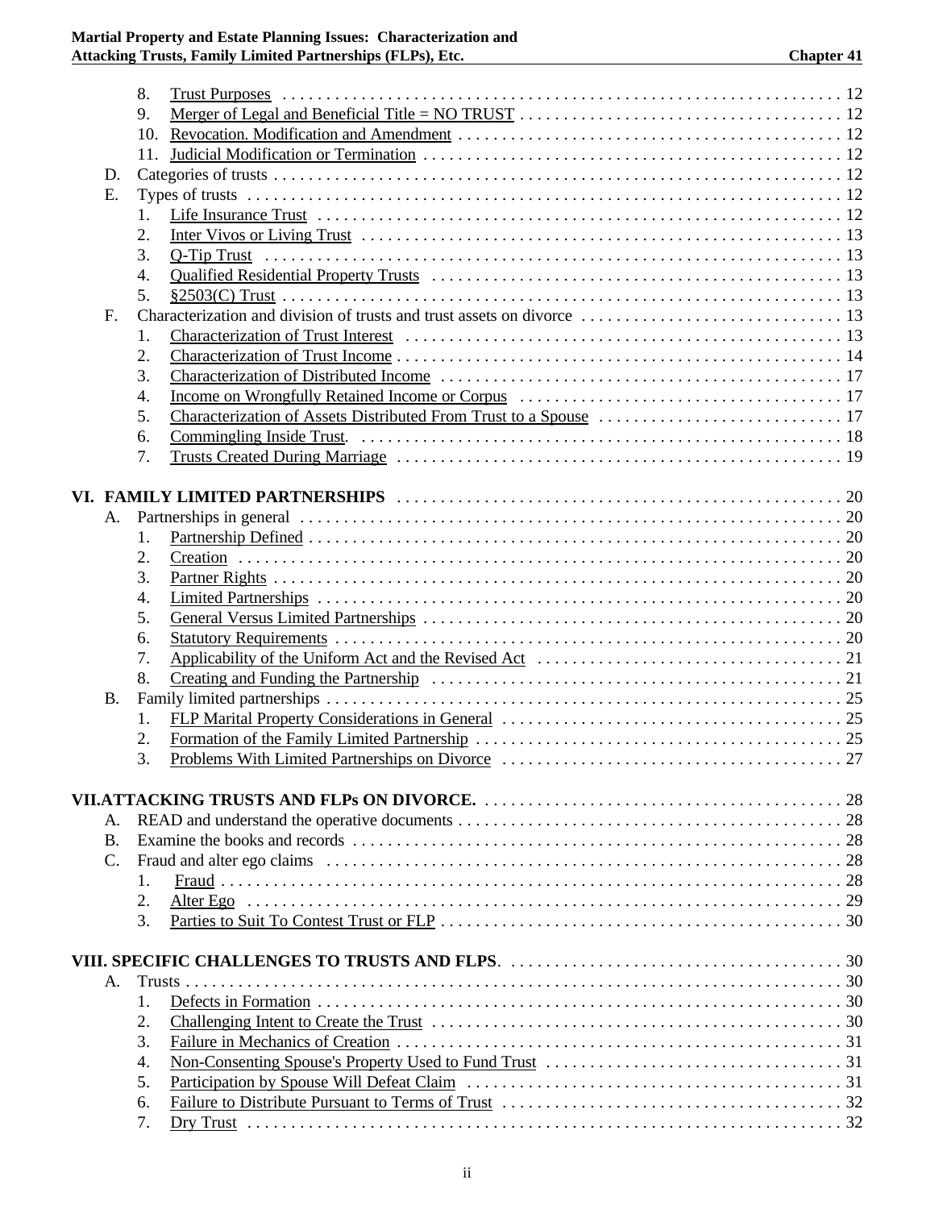8. Trust Purposes . . . . . . . . . . . . . . . . . . . . . . . . . . . . . . . . . . . . . . . . . . . . . . . . . . . . . . . . . . . . . . . . 12
9. Merger of Legal and Beneficial Title = NO TRUST . . . . . . . . . . . . . . . . . . . . . . . . . . . . . . . . . . . . . 12
10. Revocation. Modification and Amendment . . . . . . . . . . . . . . . . . . . . . . . . . . . . . . . . . . . . . . . . . . . . 12
11. Judicial Modification or Termination . . . . . . . . . . . . . . . . . . . . . . . . . . . . . . . . . . . . . . . . . . . . . . . . 12

D. Categories of trusts . . . . . . . . . . . . . . . . . . . . . . . . . . . . . . . . . . . . . . . . . . . . . . . . . . . . . . . . . . . . . . . . 12

E. Types of trusts . . . . . . . . . . . . . . . . . . . . . . . . . . . . . . . . . . . . . . . . . . . . . . . . . . . . . . . . . . . . . . . . . . . . 12
1. Life Insurance Trust . . . . . . . . . . . . . . . . . . . . . . . . . . . . . . . . . . . . . . . . . . . . . . . . . . . . . . . . . . . . . 12
2. Inter Vivos or Living Trust . . . . . . . . . . . . . . . . . . . . . . . . . . . . . . . . . . . . . . . . . . . . . . . . . . . . . . . . 13
3. Q-Tip Trust . . . . . . . . . . . . . . . . . . . . . . . . . . . . . . . . . . . . . . . . . . . . . . . . . . . . . . . . . . . . . . . . . . . . 13
4. Qualified Residential Property Trusts . . . . . . . . . . . . . . . . . . . . . . . . . . . . . . . . . . . . . . . . . . . . . . . . 13
5. §2503(C) Trust . . . . . . . . . . . . . . . . . . . . . . . . . . . . . . . . . . . . . . . . . . . . . . . . . . . . . . . . . . . . . . . . . 13

F. Characterization and division of trusts and trust assets on divorce . . . . . . . . . . . . . . . . . . . . . . . . . . . . . . 13
1. Characterization of Trust Interest . . . . . . . . . . . . . . . . . . . . . . . . . . . . . . . . . . . . . . . . . . . . . . . . . . . 13
2. Characterization of Trust Income . . . . . . . . . . . . . . . . . . . . . . . . . . . . . . . . . . . . . . . . . . . . . . . . . . . 14
3. Characterization of Distributed Income . . . . . . . . . . . . . . . . . . . . . . . . . . . . . . . . . . . . . . . . . . . . . . . 17
4. Income on Wrongfully Retained Income or Corpus . . . . . . . . . . . . . . . . . . . . . . . . . . . . . . . . . . . . . . 17
5. Characterization of Assets Distributed From Trust to a Spouse . . . . . . . . . . . . . . . . . . . . . . . . . . . . 17
6. Commingling Inside Trust. . . . . . . . . . . . . . . . . . . . . . . . . . . . . . . . . . . . . . . . . . . . . . . . . . . . . . . . . 18
7. Trusts Created During Marriage . . . . . . . . . . . . . . . . . . . . . . . . . . . . . . . . . . . . . . . . . . . . . . . . . . . . 19

**VI. FAMILY LIMITED PARTNERSHIPS** . . . . . . . . . . . . . . . . . . . . . . . . . . . . . . . . . . . . . . . . . . . . . . . . . . . . 20

A. Partnerships in general . . . . . . . . . . . . . . . . . . . . . . . . . . . . . . . . . . . . . . . . . . . . . . . . . . . . . . . . . . . . . . 20
1. Partnership Defined . . . . . . . . . . . . . . . . . . . . . . . . . . . . . . . . . . . . . . . . . . . . . . . . . . . . . . . . . . . . . . 20
2. Creation . . . . . . . . . . . . . . . . . . . . . . . . . . . . . . . . . . . . . . . . . . . . . . . . . . . . . . . . . . . . . . . . . . . . . . 20
3. Partner Rights . . . . . . . . . . . . . . . . . . . . . . . . . . . . . . . . . . . . . . . . . . . . . . . . . . . . . . . . . . . . . . . . . . 20
4. Limited Partnerships . . . . . . . . . . . . . . . . . . . . . . . . . . . . . . . . . . . . . . . . . . . . . . . . . . . . . . . . . . . . . 20
5. General Versus Limited Partnerships . . . . . . . . . . . . . . . . . . . . . . . . . . . . . . . . . . . . . . . . . . . . . . . . . 20
6. Statutory Requirements . . . . . . . . . . . . . . . . . . . . . . . . . . . . . . . . . . . . . . . . . . . . . . . . . . . . . . . . . . . 20
7. Applicability of the Uniform Act and the Revised Act . . . . . . . . . . . . . . . . . . . . . . . . . . . . . . . . . . . . 21
8. Creating and Funding the Partnership . . . . . . . . . . . . . . . . . . . . . . . . . . . . . . . . . . . . . . . . . . . . . . . . 21

B. Family limited partnerships . . . . . . . . . . . . . . . . . . . . . . . . . . . . . . . . . . . . . . . . . . . . . . . . . . . . . . . . . . . 25
1. FLP Marital Property Considerations in General . . . . . . . . . . . . . . . . . . . . . . . . . . . . . . . . . . . . . . . . 25
2. Formation of the Family Limited Partnership . . . . . . . . . . . . . . . . . . . . . . . . . . . . . . . . . . . . . . . . . . . 25
3. Problems With Limited Partnerships on Divorce . . . . . . . . . . . . . . . . . . . . . . . . . . . . . . . . . . . . . . . . 27

**VII. ATTACKING TRUSTS AND FLPs ON DIVORCE.** . . . . . . . . . . . . . . . . . . . . . . . . . . . . . . . . . . . . . . . . . . 28

A. READ and understand the operative documents . . . . . . . . . . . . . . . . . . . . . . . . . . . . . . . . . . . . . . . . . . . . 28

B. Examine the books and records . . . . . . . . . . . . . . . . . . . . . . . . . . . . . . . . . . . . . . . . . . . . . . . . . . . . . . . . 28

C. Fraud and alter ego claims . . . . . . . . . . . . . . . . . . . . . . . . . . . . . . . . . . . . . . . . . . . . . . . . . . . . . . . . . . . . 28
1. Fraud . . . . . . . . . . . . . . . . . . . . . . . . . . . . . . . . . . . . . . . . . . . . . . . . . . . . . . . . . . . . . . . . . . . . . . . . . 28
2. Alter Ego . . . . . . . . . . . . . . . . . . . . . . . . . . . . . . . . . . . . . . . . . . . . . . . . . . . . . . . . . . . . . . . . . . . . . 29
3. Parties to Suit To Contest Trust or FLP . . . . . . . . . . . . . . . . . . . . . . . . . . . . . . . . . . . . . . . . . . . . . . . 30

**VIII. SPECIFIC CHALLENGES TO TRUSTS AND FLPS**. . . . . . . . . . . . . . . . . . . . . . . . . . . . . . . . . . . . . . . . 30

A. Trusts . . . . . . . . . . . . . . . . . . . . . . . . . . . . . . . . . . . . . . . . . . . . . . . . . . . . . . . . . . . . . . . . . . . . . . . . . . . 30
1. Defects in Formation . . . . . . . . . . . . . . . . . . . . . . . . . . . . . . . . . . . . . . . . . . . . . . . . . . . . . . . . . . . . . 30
2. Challenging Intent to Create the Trust . . . . . . . . . . . . . . . . . . . . . . . . . . . . . . . . . . . . . . . . . . . . . . . . 30
3. Failure in Mechanics of Creation . . . . . . . . . . . . . . . . . . . . . . . . . . . . . . . . . . . . . . . . . . . . . . . . . . . . 31
4. Non-Consenting Spouse's Property Used to Fund Trust . . . . . . . . . . . . . . . . . . . . . . . . . . . . . . . . . . . 31
5. Participation by Spouse Will Defeat Claim . . . . . . . . . . . . . . . . . . . . . . . . . . . . . . . . . . . . . . . . . . . . . 31
6. Failure to Distribute Pursuant to Terms of Trust . . . . . . . . . . . . . . . . . . . . . . . . . . . . . . . . . . . . . . . . 32
7. Dry Trust . . . . . . . . . . . . . . . . . . . . . . . . . . . . . . . . . . . . . . . . . . . . . . . . . . . . . . . . . . . . . . . . . . . . . 32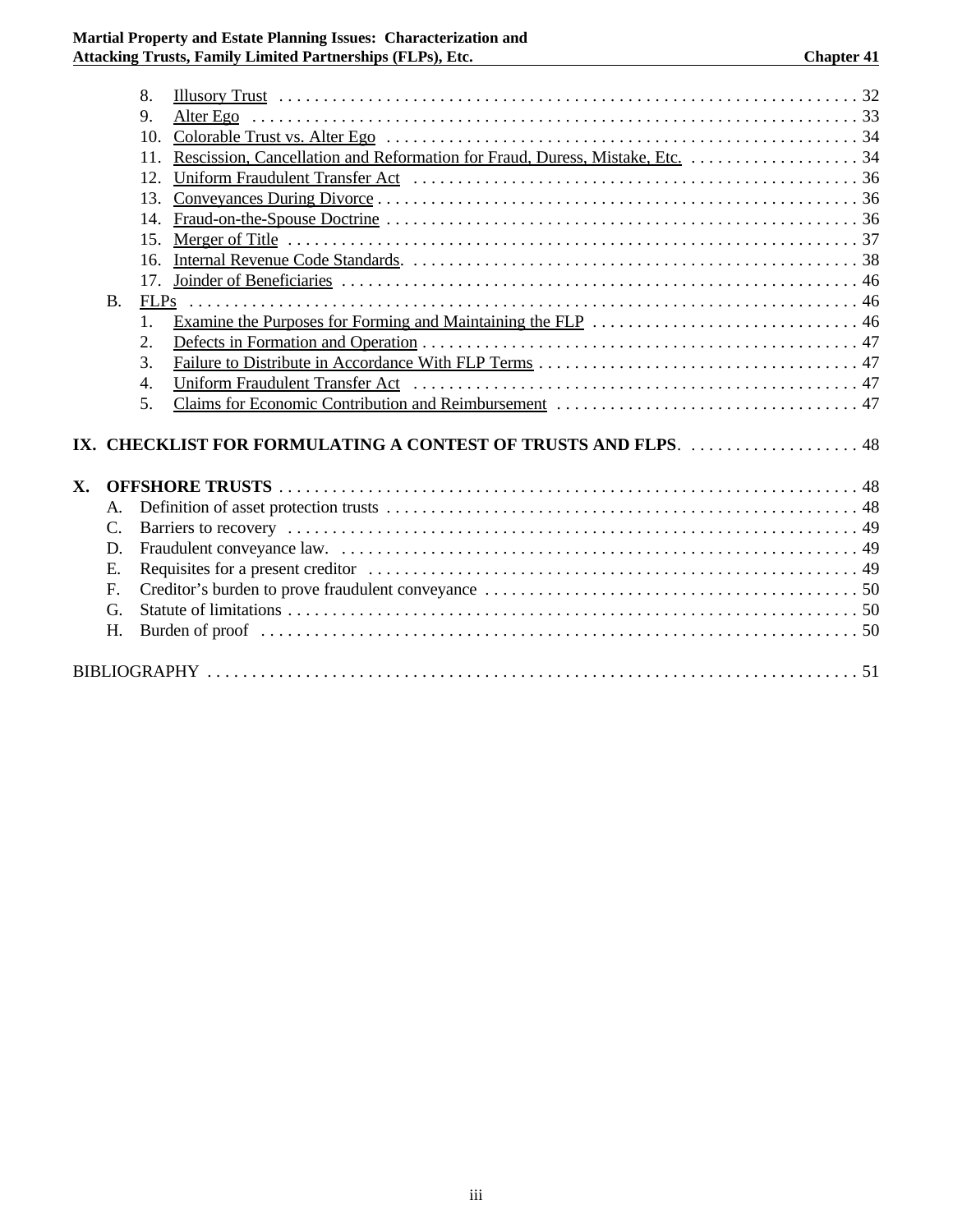8. Illusory Trust . . . . . . . . . . . . . . . . . . . . . . . . . . . . . . . . . . . . . . . . . . . . . . . . . . . . . . . . . . . . . . . . 32
9. Alter Ego . . . . . . . . . . . . . . . . . . . . . . . . . . . . . . . . . . . . . . . . . . . . . . . . . . . . . . . . . . . . . . . . . . . 33
10. Colorable Trust vs. Alter Ego . . . . . . . . . . . . . . . . . . . . . . . . . . . . . . . . . . . . . . . . . . . . . . . . . . . . 34
11. Rescission, Cancellation and Reformation for Fraud, Duress, Mistake, Etc. . . . . . . . . . . . . . . . . . . . 34
12. Uniform Fraudulent Transfer Act . . . . . . . . . . . . . . . . . . . . . . . . . . . . . . . . . . . . . . . . . . . . . . . . . . 36
13. Conveyances During Divorce . . . . . . . . . . . . . . . . . . . . . . . . . . . . . . . . . . . . . . . . . . . . . . . . . . . . . 36
14. Fraud-on-the-Spouse Doctrine . . . . . . . . . . . . . . . . . . . . . . . . . . . . . . . . . . . . . . . . . . . . . . . . . . . . 36
15. Merger of Title . . . . . . . . . . . . . . . . . . . . . . . . . . . . . . . . . . . . . . . . . . . . . . . . . . . . . . . . . . . . . . . . 37
16. Internal Revenue Code Standards. . . . . . . . . . . . . . . . . . . . . . . . . . . . . . . . . . . . . . . . . . . . . . . . . . . 38
17. Joinder of Beneficiaries . . . . . . . . . . . . . . . . . . . . . . . . . . . . . . . . . . . . . . . . . . . . . . . . . . . . . . . . . . 46

B. FLPs . . . . . . . . . . . . . . . . . . . . . . . . . . . . . . . . . . . . . . . . . . . . . . . . . . . . . . . . . . . . . . . . . . . . . . . . . 46
1. Examine the Purposes for Forming and Maintaining the FLP . . . . . . . . . . . . . . . . . . . . . . . . . . . . . . 46
2. Defects in Formation and Operation . . . . . . . . . . . . . . . . . . . . . . . . . . . . . . . . . . . . . . . . . . . . . . . . . 47
3. Failure to Distribute in Accordance With FLP Terms . . . . . . . . . . . . . . . . . . . . . . . . . . . . . . . . . . . . 47
4. Uniform Fraudulent Transfer Act . . . . . . . . . . . . . . . . . . . . . . . . . . . . . . . . . . . . . . . . . . . . . . . . . . . 47
5. Claims for Economic Contribution and Reimbursement . . . . . . . . . . . . . . . . . . . . . . . . . . . . . . . . . . 47

**IX. CHECKLIST FOR FORMULATING A CONTEST OF TRUSTS AND FLPS**. . . . . . . . . . . . . . . . . . . . 48

**X. OFFSHORE TRUSTS** . . . . . . . . . . . . . . . . . . . . . . . . . . . . . . . . . . . . . . . . . . . . . . . . . . . . . . . . . . . . . 48

A. Definition of asset protection trusts . . . . . . . . . . . . . . . . . . . . . . . . . . . . . . . . . . . . . . . . . . . . . . . . . . . 48
C. Barriers to recovery . . . . . . . . . . . . . . . . . . . . . . . . . . . . . . . . . . . . . . . . . . . . . . . . . . . . . . . . . . . . . . . 49
D. Fraudulent conveyance law. . . . . . . . . . . . . . . . . . . . . . . . . . . . . . . . . . . . . . . . . . . . . . . . . . . . . . . . . . 49
E. Requisites for a present creditor . . . . . . . . . . . . . . . . . . . . . . . . . . . . . . . . . . . . . . . . . . . . . . . . . . . . . . 49
F. Creditor's burden to prove fraudulent conveyance . . . . . . . . . . . . . . . . . . . . . . . . . . . . . . . . . . . . . . . . . 50
G. Statute of limitations . . . . . . . . . . . . . . . . . . . . . . . . . . . . . . . . . . . . . . . . . . . . . . . . . . . . . . . . . . . . . . 50
H. Burden of proof . . . . . . . . . . . . . . . . . . . . . . . . . . . . . . . . . . . . . . . . . . . . . . . . . . . . . . . . . . . . . . . . . . 50

BIBLIOGRAPHY . . . . . . . . . . . . . . . . . . . . . . . . . . . . . . . . . . . . . . . . . . . . . . . . . . . . . . . . . . . . . . . . . . . . . . 51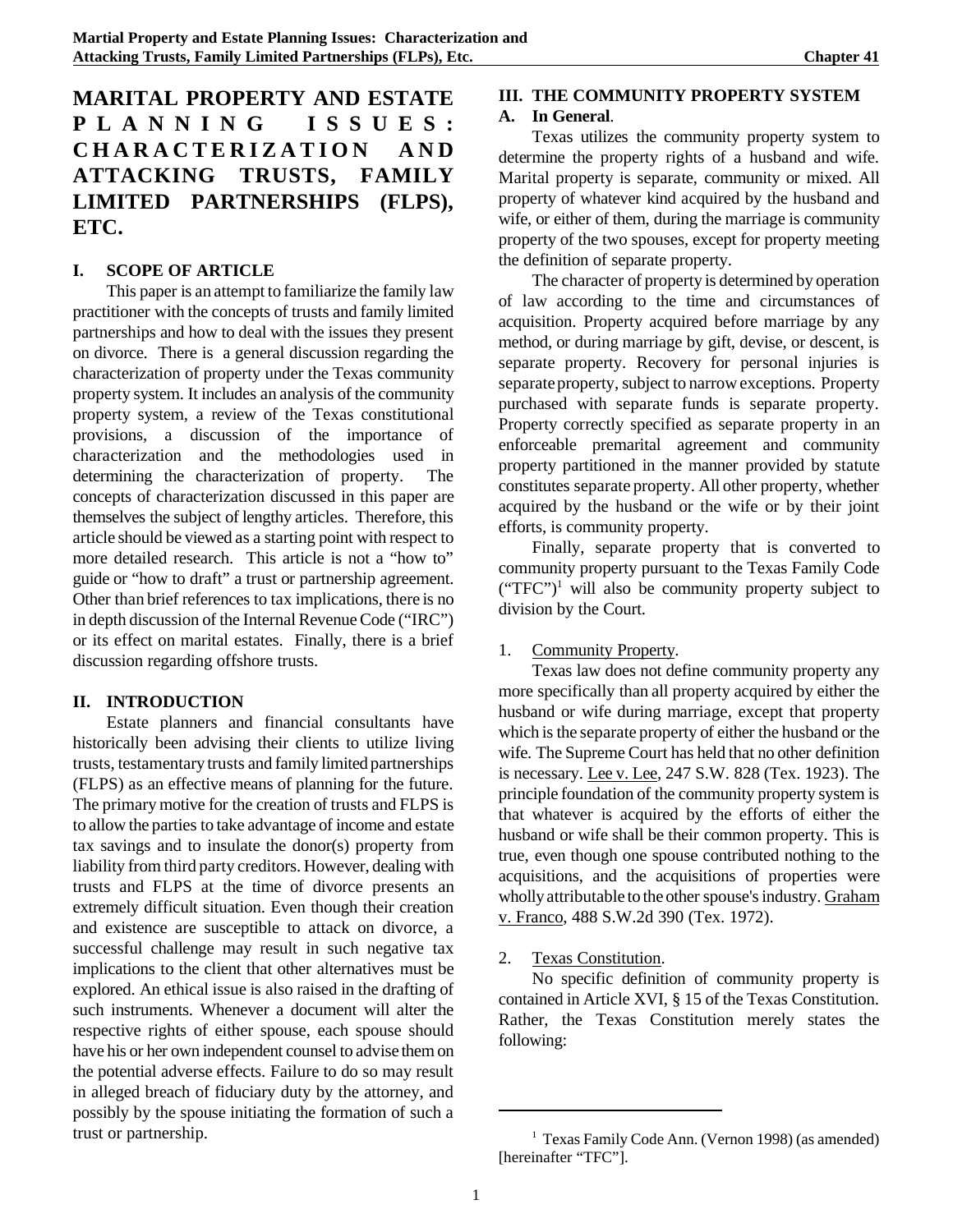# MARITAL PROPERTY AND ESTATE PLANNING ISSUES: CHARACTERIZATION AND ATTACKING TRUSTS, FAMILY LIMITED PARTNERSHIPS (FLPS), ETC.

## I. SCOPE OF ARTICLE

This paper is an attempt to familiarize the family law practitioner with the concepts of trusts and family limited partnerships and how to deal with the issues they present on divorce. There is a general discussion regarding the characterization of property under the Texas community property system. It includes an analysis of the community property system, a review of the Texas constitutional provisions, a discussion of the importance of characterization and the methodologies used in determining the characterization of property. The concepts of characterization discussed in this paper are themselves the subject of lengthy articles. Therefore, this article should be viewed as a starting point with respect to more detailed research. This article is not a "how to" guide or "how to draft" a trust or partnership agreement. Other than brief references to tax implications, there is no in depth discussion of the Internal Revenue Code ("IRC") or its effect on marital estates. Finally, there is a brief discussion regarding offshore trusts.

## II. INTRODUCTION

Estate planners and financial consultants have historically been advising their clients to utilize living trusts, testamentary trusts and family limited partnerships (FLPS) as an effective means of planning for the future. The primary motive for the creation of trusts and FLPS is to allow the parties to take advantage of income and estate tax savings and to insulate the donor(s) property from liability from third party creditors. However, dealing with trusts and FLPS at the time of divorce presents an extremely difficult situation. Even though their creation and existence are susceptible to attack on divorce, a successful challenge may result in such negative tax implications to the client that other alternatives must be explored. An ethical issue is also raised in the drafting of such instruments. Whenever a document will alter the respective rights of either spouse, each spouse should have his or her own independent counsel to advise them on the potential adverse effects. Failure to do so may result in alleged breach of fiduciary duty by the attorney, and possibly by the spouse initiating the formation of such a trust or partnership.

## III. THE COMMUNITY PROPERTY SYSTEM

### A. In General.

Texas utilizes the community property system to determine the property rights of a husband and wife. Marital property is separate, community or mixed. All property of whatever kind acquired by the husband and wife, or either of them, during the marriage is community property of the two spouses, except for property meeting the definition of separate property.

The character of property is determined by operation of law according to the time and circumstances of acquisition. Property acquired before marriage by any method, or during marriage by gift, devise, or descent, is separate property. Recovery for personal injuries is separate property, subject to narrow exceptions. Property purchased with separate funds is separate property. Property correctly specified as separate property in an enforceable premarital agreement and community property partitioned in the manner provided by statute constitutes separate property. All other property, whether acquired by the husband or the wife or by their joint efforts, is community property.

Finally, separate property that is converted to community property pursuant to the Texas Family Code ("TFC")[1] will also be community property subject to division by the Court.

1. Community Property.

Texas law does not define community property any more specifically than all property acquired by either the husband or wife during marriage, except that property which is the separate property of either the husband or the wife. The Supreme Court has held that no other definition is necessary. Lee v. Lee, 247 S.W. 828 (Tex. 1923). The principle foundation of the community property system is that whatever is acquired by the efforts of either the husband or wife shall be their common property. This is true, even though one spouse contributed nothing to the acquisitions, and the acquisitions of properties were wholly attributable to the other spouse's industry. Graham v. Franco, 488 S.W.2d 390 (Tex. 1972).

2. Texas Constitution.

No specific definition of community property is contained in Article XVI, § 15 of the Texas Constitution. Rather, the Texas Constitution merely states the following:

---

[1] Texas Family Code Ann. (Vernon 1998) (as amended) [hereinafter "TFC"].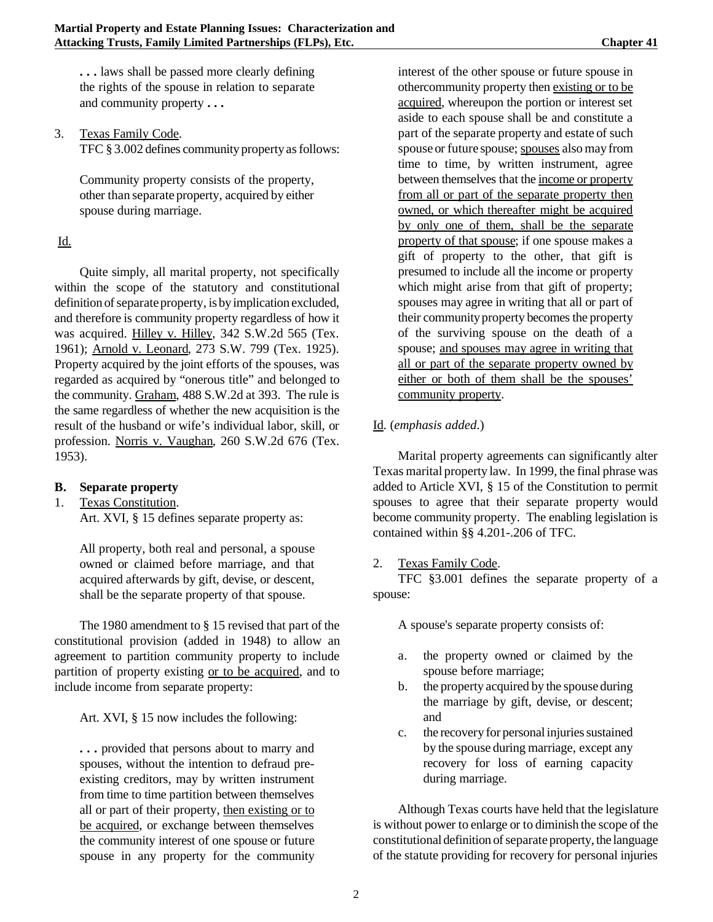**. . .** laws shall be passed more clearly defining the rights of the spouse in relation to separate and community property **. . .**

3. Texas Family Code.
   TFC § 3.002 defines community property as follows:

   > Community property consists of the property, other than separate property, acquired by either spouse during marriage.

Id.

Quite simply, all marital property, not specifically within the scope of the statutory and constitutional definition of separate property, is by implication excluded, and therefore is community property regardless of how it was acquired. Hilley v. Hilley, 342 S.W.2d 565 (Tex. 1961); Arnold v. Leonard, 273 S.W. 799 (Tex. 1925). Property acquired by the joint efforts of the spouses, was regarded as acquired by "onerous title" and belonged to the community. Graham, 488 S.W.2d at 393. The rule is the same regardless of whether the new acquisition is the result of the husband or wife's individual labor, skill, or profession. Norris v. Vaughan, 260 S.W.2d 676 (Tex. 1953).

### B. Separate property

1. Texas Constitution.
   Art. XVI, § 15 defines separate property as:

   > All property, both real and personal, a spouse owned or claimed before marriage, and that acquired afterwards by gift, devise, or descent, shall be the separate property of that spouse.

The 1980 amendment to § 15 revised that part of the constitutional provision (added in 1948) to allow an agreement to partition community property to include partition of property existing or to be acquired, and to include income from separate property:

Art. XVI, § 15 now includes the following:

> **. . .** provided that persons about to marry and spouses, without the intention to defraud pre-existing creditors, may by written instrument from time to time partition between themselves all or part of their property, then existing or to be acquired, or exchange between themselves the community interest of one spouse or future spouse in any property for the community interest of the other spouse or future spouse in othercommunity property then existing or to be acquired, whereupon the portion or interest set aside to each spouse shall be and constitute a part of the separate property and estate of such spouse or future spouse; spouses also may from time to time, by written instrument, agree between themselves that the income or property from all or part of the separate property then owned, or which thereafter might be acquired by only one of them, shall be the separate property of that spouse; if one spouse makes a gift of property to the other, that gift is presumed to include all the income or property which might arise from that gift of property; spouses may agree in writing that all or part of their community property becomes the property of the surviving spouse on the death of a spouse; and spouses may agree in writing that all or part of the separate property owned by either or both of them shall be the spouses' community property.

Id. (*emphasis added*.)

Marital property agreements can significantly alter Texas marital property law. In 1999, the final phrase was added to Article XVI, § 15 of the Constitution to permit spouses to agree that their separate property would become community property. The enabling legislation is contained within §§ 4.201-.206 of TFC.

2. Texas Family Code.
   TFC §3.001 defines the separate property of a spouse:

   > A spouse's separate property consists of:
   >
   > a. the property owned or claimed by the spouse before marriage;
   > b. the property acquired by the spouse during the marriage by gift, devise, or descent; and
   > c. the recovery for personal injuries sustained by the spouse during marriage, except any recovery for loss of earning capacity during marriage.

Although Texas courts have held that the legislature is without power to enlarge or to diminish the scope of the constitutional definition of separate property, the language of the statute providing for recovery for personal injuries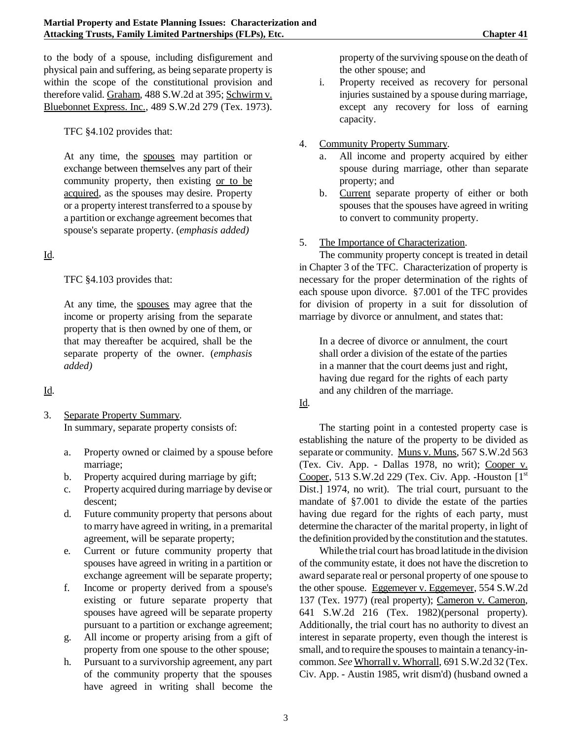to the body of a spouse, including disfigurement and physical pain and suffering, as being separate property is within the scope of the constitutional provision and therefore valid. Graham, 488 S.W.2d at 395; Schwirm v. Bluebonnet Express. Inc., 489 S.W.2d 279 (Tex. 1973).

TFC §4.102 provides that:

> At any time, the spouses may partition or exchange between themselves any part of their community property, then existing or to be acquired, as the spouses may desire. Property or a property interest transferred to a spouse by a partition or exchange agreement becomes that spouse's separate property. (*emphasis added)*

Id.

TFC §4.103 provides that:

> At any time, the spouses may agree that the income or property arising from the separate property that is then owned by one of them, or that may thereafter be acquired, shall be the separate property of the owner. (*emphasis added)*

Id.

3. Separate Property Summary.
   In summary, separate property consists of:

   a. Property owned or claimed by a spouse before marriage;
   b. Property acquired during marriage by gift;
   c. Property acquired during marriage by devise or descent;
   d. Future community property that persons about to marry have agreed in writing, in a premarital agreement, will be separate property;
   e. Current or future community property that spouses have agreed in writing in a partition or exchange agreement will be separate property;
   f. Income or property derived from a spouse's existing or future separate property that spouses have agreed will be separate property pursuant to a partition or exchange agreement;
   g. All income or property arising from a gift of property from one spouse to the other spouse;
   h. Pursuant to a survivorship agreement, any part of the community property that the spouses have agreed in writing shall become the property of the surviving spouse on the death of the other spouse; and
   i. Property received as recovery for personal injuries sustained by a spouse during marriage, except any recovery for loss of earning capacity.

4. Community Property Summary.
   a. All income and property acquired by either spouse during marriage, other than separate property; and
   b. Current separate property of either or both spouses that the spouses have agreed in writing to convert to community property.

5. The Importance of Characterization.

The community property concept is treated in detail in Chapter 3 of the TFC. Characterization of property is necessary for the proper determination of the rights of each spouse upon divorce. §7.001 of the TFC provides for division of property in a suit for dissolution of marriage by divorce or annulment, and states that:

> In a decree of divorce or annulment, the court shall order a division of the estate of the parties in a manner that the court deems just and right, having due regard for the rights of each party and any children of the marriage.

Id.

The starting point in a contested property case is establishing the nature of the property to be divided as separate or community. Muns v. Muns, 567 S.W.2d 563 (Tex. Civ. App. - Dallas 1978, no writ); Cooper v. Cooper, 513 S.W.2d 229 (Tex. Civ. App. -Houston [1st Dist.] 1974, no writ). The trial court, pursuant to the mandate of §7.001 to divide the estate of the parties having due regard for the rights of each party, must determine the character of the marital property, in light of the definition provided by the constitution and the statutes.

While the trial court has broad latitude in the division of the community estate, it does not have the discretion to award separate real or personal property of one spouse to the other spouse. Eggemeyer v. Eggemeyer, 554 S.W.2d 137 (Tex. 1977) (real property); Cameron v. Cameron, 641 S.W.2d 216 (Tex. 1982)(personal property). Additionally, the trial court has no authority to divest an interest in separate property, even though the interest is small, and to require the spouses to maintain a tenancy-in-common. *See* Whorrall v. Whorrall, 691 S.W.2d 32 (Tex. Civ. App. - Austin 1985, writ dism'd) (husband owned a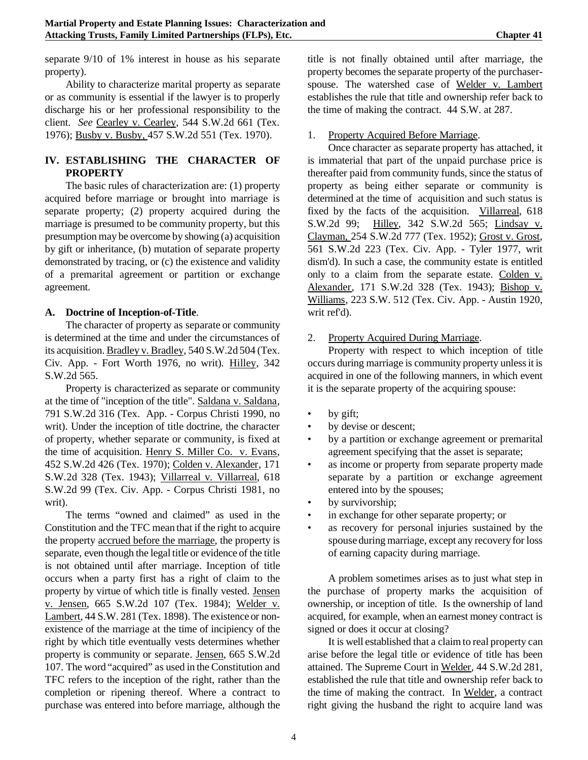separate 9/10 of 1% interest in house as his separate property).

Ability to characterize marital property as separate or as community is essential if the lawyer is to properly discharge his or her professional responsibility to the client. *See* Cearley v. Cearley, 544 S.W.2d 661 (Tex. 1976); Busby v. Busby, 457 S.W.2d 551 (Tex. 1970).

## IV. ESTABLISHING THE CHARACTER OF PROPERTY

The basic rules of characterization are: (1) property acquired before marriage or brought into marriage is separate property; (2) property acquired during the marriage is presumed to be community property, but this presumption may be overcome by showing (a) acquisition by gift or inheritance, (b) mutation of separate property demonstrated by tracing, or (c) the existence and validity of a premarital agreement or partition or exchange agreement.

### A. Doctrine of Inception-of-Title.

The character of property as separate or community is determined at the time and under the circumstances of its acquisition. Bradley v. Bradley, 540 S.W.2d 504 (Tex. Civ. App. - Fort Worth 1976, no writ). Hilley, 342 S.W.2d 565.

Property is characterized as separate or community at the time of "inception of the title". Saldana v. Saldana, 791 S.W.2d 316 (Tex. App. - Corpus Christi 1990, no writ). Under the inception of title doctrine, the character of property, whether separate or community, is fixed at the time of acquisition. Henry S. Miller Co. v. Evans, 452 S.W.2d 426 (Tex. 1970); Colden v. Alexander, 171 S.W.2d 328 (Tex. 1943); Villarreal v. Villarreal, 618 S.W.2d 99 (Tex. Civ. App. - Corpus Christi 1981, no writ).

The terms "owned and claimed" as used in the Constitution and the TFC mean that if the right to acquire the property accrued before the marriage, the property is separate, even though the legal title or evidence of the title is not obtained until after marriage. Inception of title occurs when a party first has a right of claim to the property by virtue of which title is finally vested. Jensen v. Jensen, 665 S.W.2d 107 (Tex. 1984); Welder v. Lambert, 44 S.W. 281 (Tex. 1898). The existence or non-existence of the marriage at the time of incipiency of the right by which title eventually vests determines whether property is community or separate. Jensen, 665 S.W.2d 107. The word "acquired" as used in the Constitution and TFC refers to the inception of the right, rather than the completion or ripening thereof. Where a contract to purchase was entered into before marriage, although the title is not finally obtained until after marriage, the property becomes the separate property of the purchaser-spouse. The watershed case of Welder v. Lambert establishes the rule that title and ownership refer back to the time of making the contract. 44 S.W. at 287.

1. Property Acquired Before Marriage.

Once character as separate property has attached, it is immaterial that part of the unpaid purchase price is thereafter paid from community funds, since the status of property as being either separate or community is determined at the time of acquisition and such status is fixed by the facts of the acquisition. Villarreal, 618 S.W.2d 99; Hilley, 342 S.W.2d 565; Lindsay v. Clayman, 254 S.W.2d 777 (Tex. 1952); Grost v. Grost, 561 S.W.2d 223 (Tex. Civ. App. - Tyler 1977, writ dism'd). In such a case, the community estate is entitled only to a claim from the separate estate. Colden v. Alexander, 171 S.W.2d 328 (Tex. 1943); Bishop v. Williams, 223 S.W. 512 (Tex. Civ. App. - Austin 1920, writ ref'd).

2. Property Acquired During Marriage.

Property with respect to which inception of title occurs during marriage is community property unless it is acquired in one of the following manners, in which event it is the separate property of the acquiring spouse:

- by gift;
- by devise or descent;
- by a partition or exchange agreement or premarital agreement specifying that the asset is separate;
- as income or property from separate property made separate by a partition or exchange agreement entered into by the spouses;
- by survivorship;
- in exchange for other separate property; or
- as recovery for personal injuries sustained by the spouse during marriage, except any recovery for loss of earning capacity during marriage.

A problem sometimes arises as to just what step in the purchase of property marks the acquisition of ownership, or inception of title. Is the ownership of land acquired, for example, when an earnest money contract is signed or does it occur at closing?

It is well established that a claim to real property can arise before the legal title or evidence of title has been attained. The Supreme Court in Welder, 44 S.W.2d 281, established the rule that title and ownership refer back to the time of making the contract. In Welder, a contract right giving the husband the right to acquire land was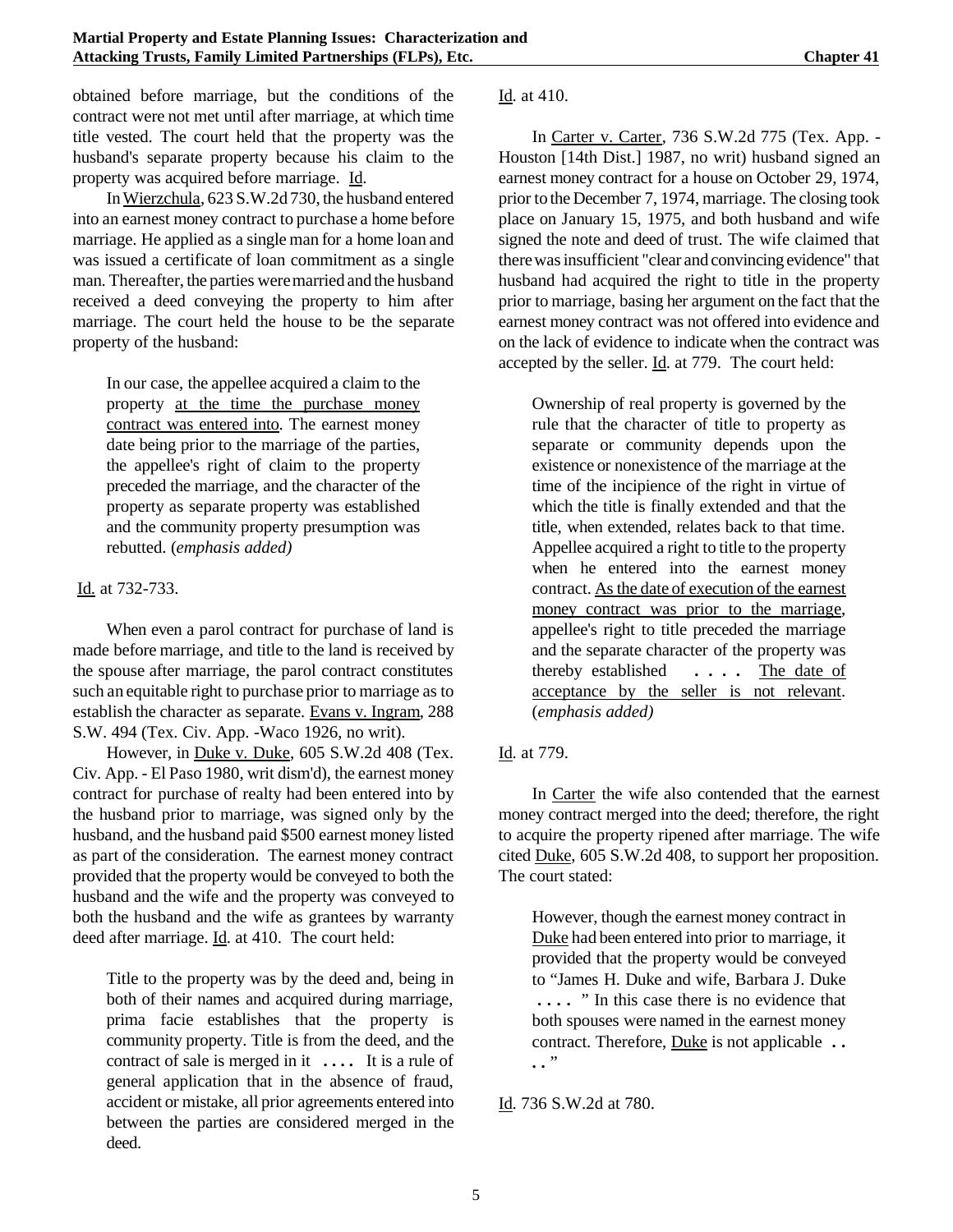obtained before marriage, but the conditions of the contract were not met until after marriage, at which time title vested. The court held that the property was the husband's separate property because his claim to the property was acquired before marriage. Id.

In Wierzchula, 623 S.W.2d 730, the husband entered into an earnest money contract to purchase a home before marriage. He applied as a single man for a home loan and was issued a certificate of loan commitment as a single man. Thereafter, the parties were married and the husband received a deed conveying the property to him after marriage. The court held the house to be the separate property of the husband:

> In our case, the appellee acquired a claim to the property at the time the purchase money contract was entered into. The earnest money date being prior to the marriage of the parties, the appellee's right of claim to the property preceded the marriage, and the character of the property as separate property was established and the community property presumption was rebutted. (*emphasis added*)

Id. at 732-733.

When even a parol contract for purchase of land is made before marriage, and title to the land is received by the spouse after marriage, the parol contract constitutes such an equitable right to purchase prior to marriage as to establish the character as separate. Evans v. Ingram, 288 S.W. 494 (Tex. Civ. App. -Waco 1926, no writ).

However, in Duke v. Duke, 605 S.W.2d 408 (Tex. Civ. App. - El Paso 1980, writ dism'd), the earnest money contract for purchase of realty had been entered into by the husband prior to marriage, was signed only by the husband, and the husband paid $500 earnest money listed as part of the consideration. The earnest money contract provided that the property would be conveyed to both the husband and the wife and the property was conveyed to both the husband and the wife as grantees by warranty deed after marriage. Id. at 410. The court held:

> Title to the property was by the deed and, being in both of their names and acquired during marriage, prima facie establishes that the property is community property. Title is from the deed, and the contract of sale is merged in it . . . . It is a rule of general application that in the absence of fraud, accident or mistake, all prior agreements entered into between the parties are considered merged in the deed.

Id. at 410.

In Carter v. Carter, 736 S.W.2d 775 (Tex. App. - Houston [14th Dist.] 1987, no writ) husband signed an earnest money contract for a house on October 29, 1974, prior to the December 7, 1974, marriage. The closing took place on January 15, 1975, and both husband and wife signed the note and deed of trust. The wife claimed that there was insufficient "clear and convincing evidence" that husband had acquired the right to title in the property prior to marriage, basing her argument on the fact that the earnest money contract was not offered into evidence and on the lack of evidence to indicate when the contract was accepted by the seller. Id. at 779. The court held:

> Ownership of real property is governed by the rule that the character of title to property as separate or community depends upon the existence or nonexistence of the marriage at the time of the incipience of the right in virtue of which the title is finally extended and that the title, when extended, relates back to that time. Appellee acquired a right to title to the property when he entered into the earnest money contract. As the date of execution of the earnest money contract was prior to the marriage, appellee's right to title preceded the marriage and the separate character of the property was thereby established . . . . The date of acceptance by the seller is not relevant. (*emphasis added*)

Id. at 779.

In Carter the wife also contended that the earnest money contract merged into the deed; therefore, the right to acquire the property ripened after marriage. The wife cited Duke, 605 S.W.2d 408, to support her proposition. The court stated:

> However, though the earnest money contract in Duke had been entered into prior to marriage, it provided that the property would be conveyed to "James H. Duke and wife, Barbara J. Duke . . . . " In this case there is no evidence that both spouses were named in the earnest money contract. Therefore, Duke is not applicable . . . . "

Id. 736 S.W.2d at 780.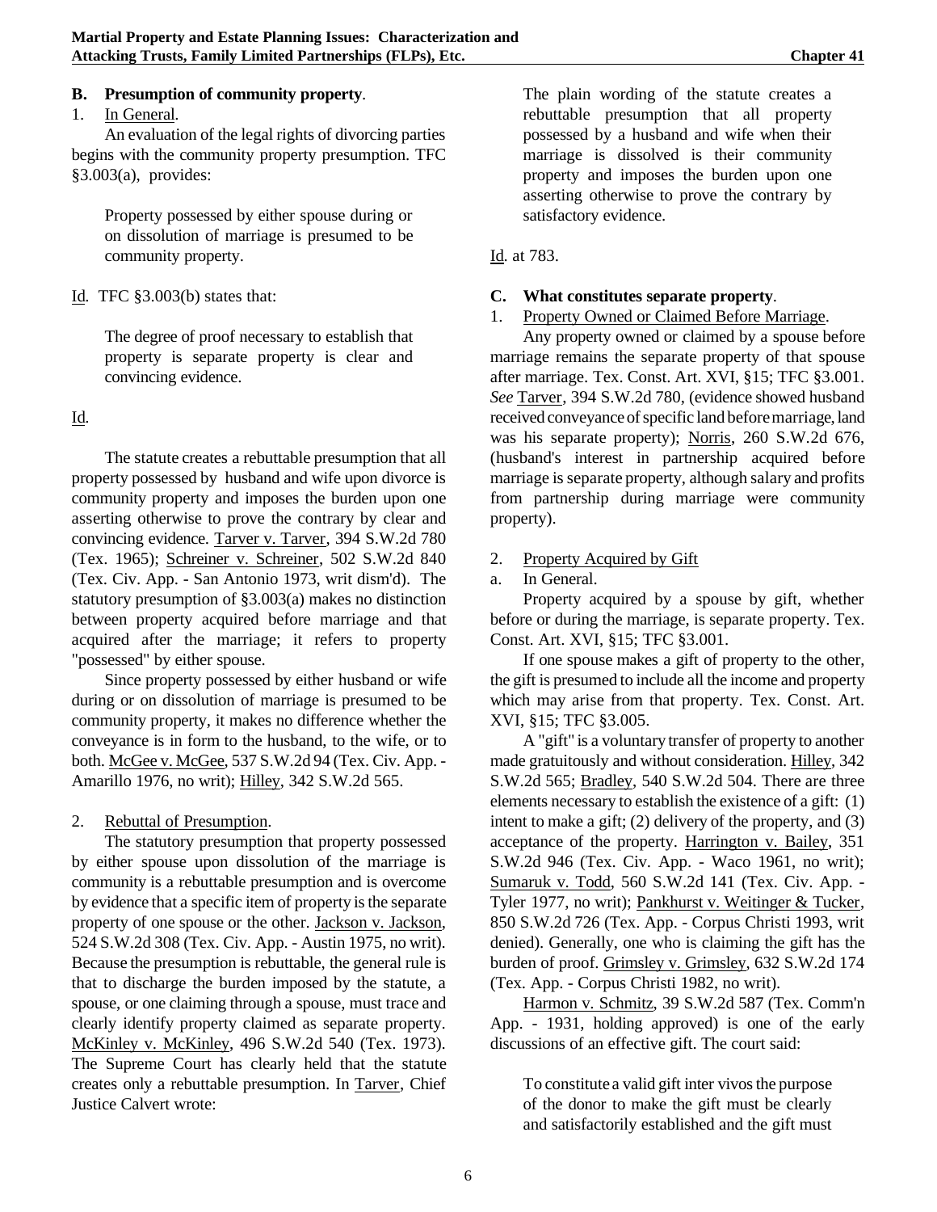### B. Presumption of community property.

1. In General.

An evaluation of the legal rights of divorcing parties begins with the community property presumption. TFC §3.003(a), provides:

> Property possessed by either spouse during or on dissolution of marriage is presumed to be community property.

Id. TFC §3.003(b) states that:

> The degree of proof necessary to establish that property is separate property is clear and convincing evidence.

Id.

The statute creates a rebuttable presumption that all property possessed by husband and wife upon divorce is community property and imposes the burden upon one asserting otherwise to prove the contrary by clear and convincing evidence. Tarver v. Tarver, 394 S.W.2d 780 (Tex. 1965); Schreiner v. Schreiner, 502 S.W.2d 840 (Tex. Civ. App. - San Antonio 1973, writ dism'd). The statutory presumption of §3.003(a) makes no distinction between property acquired before marriage and that acquired after the marriage; it refers to property "possessed" by either spouse.

Since property possessed by either husband or wife during or on dissolution of marriage is presumed to be community property, it makes no difference whether the conveyance is in form to the husband, to the wife, or to both. McGee v. McGee, 537 S.W.2d 94 (Tex. Civ. App. - Amarillo 1976, no writ); Hilley, 342 S.W.2d 565.

2. Rebuttal of Presumption.

The statutory presumption that property possessed by either spouse upon dissolution of the marriage is community is a rebuttable presumption and is overcome by evidence that a specific item of property is the separate property of one spouse or the other. Jackson v. Jackson, 524 S.W.2d 308 (Tex. Civ. App. - Austin 1975, no writ). Because the presumption is rebuttable, the general rule is that to discharge the burden imposed by the statute, a spouse, or one claiming through a spouse, must trace and clearly identify property claimed as separate property. McKinley v. McKinley, 496 S.W.2d 540 (Tex. 1973). The Supreme Court has clearly held that the statute creates only a rebuttable presumption. In Tarver, Chief Justice Calvert wrote:

> The plain wording of the statute creates a rebuttable presumption that all property possessed by a husband and wife when their marriage is dissolved is their community property and imposes the burden upon one asserting otherwise to prove the contrary by satisfactory evidence.

Id. at 783.

### C. What constitutes separate property.

1. Property Owned or Claimed Before Marriage.

Any property owned or claimed by a spouse before marriage remains the separate property of that spouse after marriage. Tex. Const. Art. XVI, §15; TFC §3.001. *See* Tarver, 394 S.W.2d 780, (evidence showed husband received conveyance of specific land before marriage, land was his separate property); Norris, 260 S.W.2d 676, (husband's interest in partnership acquired before marriage is separate property, although salary and profits from partnership during marriage were community property).

2. Property Acquired by Gift

a. In General.

Property acquired by a spouse by gift, whether before or during the marriage, is separate property. Tex. Const. Art. XVI, §15; TFC §3.001.

If one spouse makes a gift of property to the other, the gift is presumed to include all the income and property which may arise from that property. Tex. Const. Art. XVI, §15; TFC §3.005.

A "gift" is a voluntary transfer of property to another made gratuitously and without consideration. Hilley, 342 S.W.2d 565; Bradley, 540 S.W.2d 504. There are three elements necessary to establish the existence of a gift: (1) intent to make a gift; (2) delivery of the property, and (3) acceptance of the property. Harrington v. Bailey, 351 S.W.2d 946 (Tex. Civ. App. - Waco 1961, no writ); Sumaruk v. Todd, 560 S.W.2d 141 (Tex. Civ. App. - Tyler 1977, no writ); Pankhurst v. Weitinger & Tucker, 850 S.W.2d 726 (Tex. App. - Corpus Christi 1993, writ denied). Generally, one who is claiming the gift has the burden of proof. Grimsley v. Grimsley, 632 S.W.2d 174 (Tex. App. - Corpus Christi 1982, no writ).

Harmon v. Schmitz, 39 S.W.2d 587 (Tex. Comm'n App. - 1931, holding approved) is one of the early discussions of an effective gift. The court said:

> To constitute a valid gift inter vivos the purpose of the donor to make the gift must be clearly and satisfactorily established and the gift must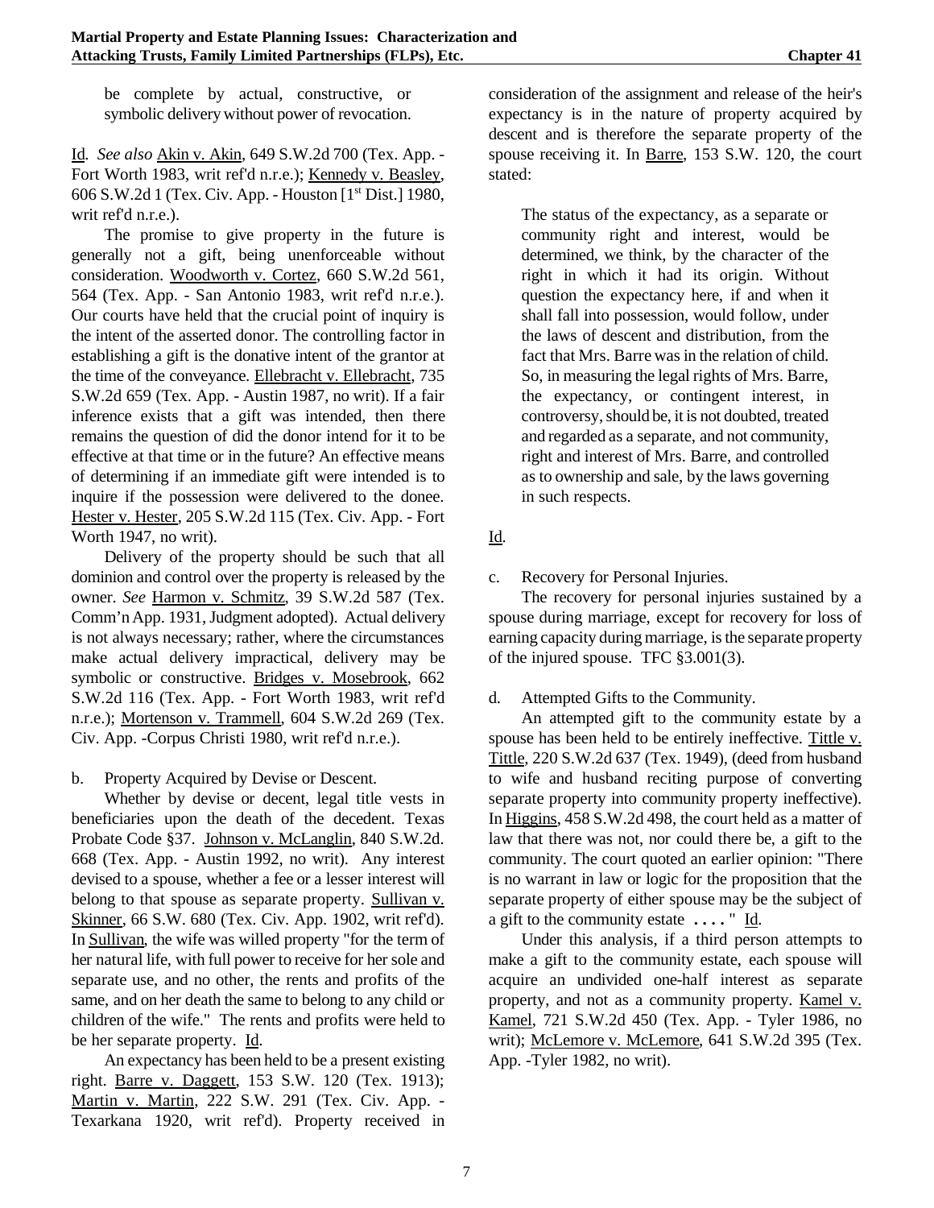be complete by actual, constructive, or symbolic delivery without power of revocation.

Id. *See also* Akin v. Akin, 649 S.W.2d 700 (Tex. App. - Fort Worth 1983, writ ref'd n.r.e.); Kennedy v. Beasley, 606 S.W.2d 1 (Tex. Civ. App. - Houston [1st Dist.] 1980, writ ref'd n.r.e.).

The promise to give property in the future is generally not a gift, being unenforceable without consideration. Woodworth v. Cortez, 660 S.W.2d 561, 564 (Tex. App. - San Antonio 1983, writ ref'd n.r.e.). Our courts have held that the crucial point of inquiry is the intent of the asserted donor. The controlling factor in establishing a gift is the donative intent of the grantor at the time of the conveyance. Ellebracht v. Ellebracht, 735 S.W.2d 659 (Tex. App. - Austin 1987, no writ). If a fair inference exists that a gift was intended, then there remains the question of did the donor intend for it to be effective at that time or in the future? An effective means of determining if an immediate gift were intended is to inquire if the possession were delivered to the donee. Hester v. Hester, 205 S.W.2d 115 (Tex. Civ. App. - Fort Worth 1947, no writ).

Delivery of the property should be such that all dominion and control over the property is released by the owner. *See* Harmon v. Schmitz, 39 S.W.2d 587 (Tex. Comm'n App. 1931, Judgment adopted). Actual delivery is not always necessary; rather, where the circumstances make actual delivery impractical, delivery may be symbolic or constructive. Bridges v. Mosebrook, 662 S.W.2d 116 (Tex. App. - Fort Worth 1983, writ ref'd n.r.e.); Mortenson v. Trammell, 604 S.W.2d 269 (Tex. Civ. App. -Corpus Christi 1980, writ ref'd n.r.e.).

b. Property Acquired by Devise or Descent.

Whether by devise or decent, legal title vests in beneficiaries upon the death of the decedent. Texas Probate Code §37. Johnson v. McLanglin, 840 S.W.2d. 668 (Tex. App. - Austin 1992, no writ). Any interest devised to a spouse, whether a fee or a lesser interest will belong to that spouse as separate property. Sullivan v. Skinner, 66 S.W. 680 (Tex. Civ. App. 1902, writ ref'd). In Sullivan, the wife was willed property "for the term of her natural life, with full power to receive for her sole and separate use, and no other, the rents and profits of the same, and on her death the same to belong to any child or children of the wife." The rents and profits were held to be her separate property. Id.

An expectancy has been held to be a present existing right. Barre v. Daggett, 153 S.W. 120 (Tex. 1913); Martin v. Martin, 222 S.W. 291 (Tex. Civ. App. - Texarkana 1920, writ ref'd). Property received in consideration of the assignment and release of the heir's expectancy is in the nature of property acquired by descent and is therefore the separate property of the spouse receiving it. In Barre, 153 S.W. 120, the court stated:

> The status of the expectancy, as a separate or community right and interest, would be determined, we think, by the character of the right in which it had its origin. Without question the expectancy here, if and when it shall fall into possession, would follow, under the laws of descent and distribution, from the fact that Mrs. Barre was in the relation of child. So, in measuring the legal rights of Mrs. Barre, the expectancy, or contingent interest, in controversy, should be, it is not doubted, treated and regarded as a separate, and not community, right and interest of Mrs. Barre, and controlled as to ownership and sale, by the laws governing in such respects.

Id.

c. Recovery for Personal Injuries.

The recovery for personal injuries sustained by a spouse during marriage, except for recovery for loss of earning capacity during marriage, is the separate property of the injured spouse. TFC §3.001(3).

d. Attempted Gifts to the Community.

An attempted gift to the community estate by a spouse has been held to be entirely ineffective. Tittle v. Tittle, 220 S.W.2d 637 (Tex. 1949), (deed from husband to wife and husband reciting purpose of converting separate property into community property ineffective). In Higgins, 458 S.W.2d 498, the court held as a matter of law that there was not, nor could there be, a gift to the community. The court quoted an earlier opinion: "There is no warrant in law or logic for the proposition that the separate property of either spouse may be the subject of a gift to the community estate . . . . " Id.

Under this analysis, if a third person attempts to make a gift to the community estate, each spouse will acquire an undivided one-half interest as separate property, and not as a community property. Kamel v. Kamel, 721 S.W.2d 450 (Tex. App. - Tyler 1986, no writ); McLemore v. McLemore, 641 S.W.2d 395 (Tex. App. -Tyler 1982, no writ).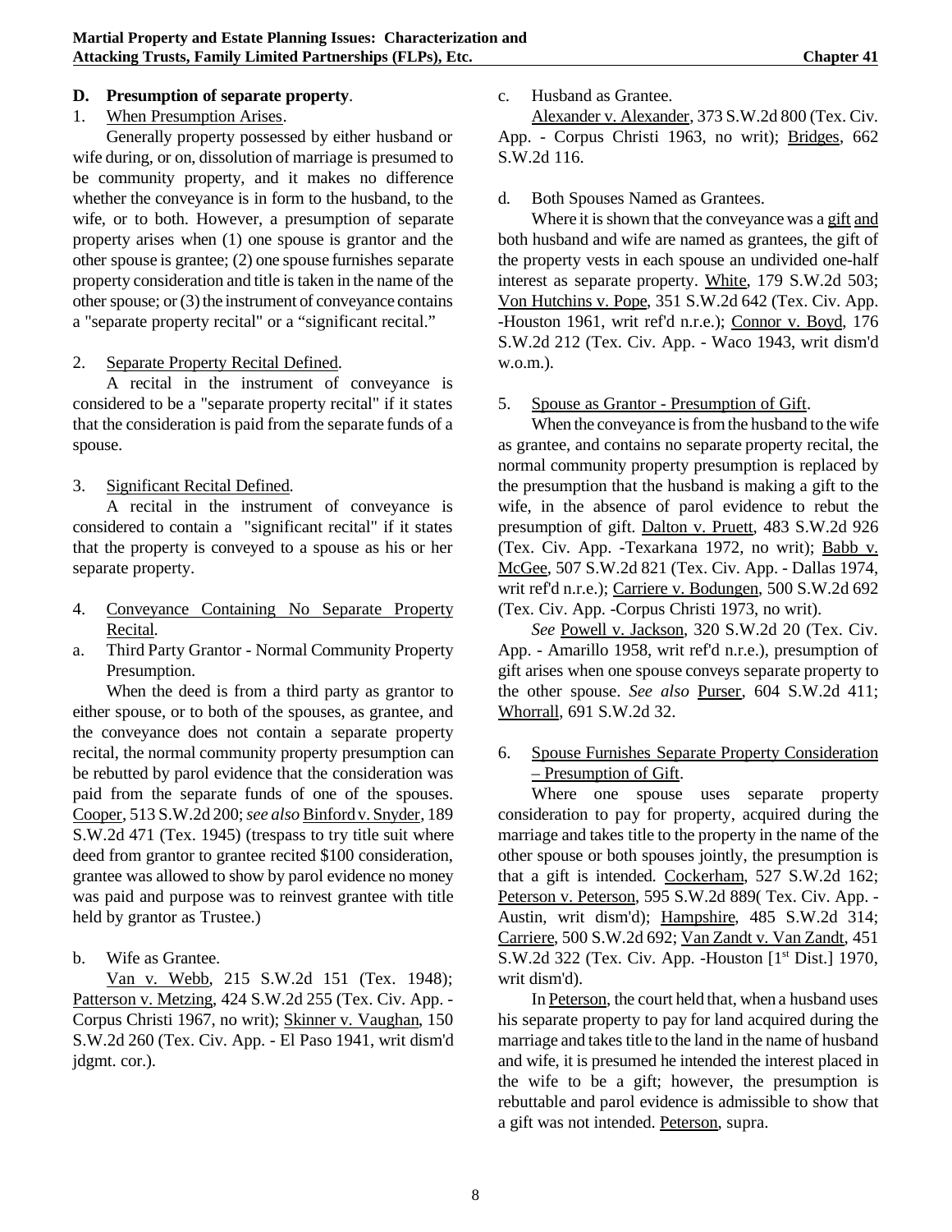### D. Presumption of separate property.

1. When Presumption Arises.

Generally property possessed by either husband or wife during, or on, dissolution of marriage is presumed to be community property, and it makes no difference whether the conveyance is in form to the husband, to the wife, or to both. However, a presumption of separate property arises when (1) one spouse is grantor and the other spouse is grantee; (2) one spouse furnishes separate property consideration and title is taken in the name of the other spouse; or (3) the instrument of conveyance contains a "separate property recital" or a “significant recital.”

2. Separate Property Recital Defined.

A recital in the instrument of conveyance is considered to be a "separate property recital" if it states that the consideration is paid from the separate funds of a spouse.

3. Significant Recital Defined.

A recital in the instrument of conveyance is considered to contain a "significant recital" if it states that the property is conveyed to a spouse as his or her separate property.

4. Conveyance Containing No Separate Property Recital.

a. Third Party Grantor - Normal Community Property Presumption.

When the deed is from a third party as grantor to either spouse, or to both of the spouses, as grantee, and the conveyance does not contain a separate property recital, the normal community property presumption can be rebutted by parol evidence that the consideration was paid from the separate funds of one of the spouses. Cooper, 513 S.W.2d 200; *see also* Binford v. Snyder, 189 S.W.2d 471 (Tex. 1945) (trespass to try title suit where deed from grantor to grantee recited $100 consideration, grantee was allowed to show by parol evidence no money was paid and purpose was to reinvest grantee with title held by grantor as Trustee.)

b. Wife as Grantee.

Van v. Webb, 215 S.W.2d 151 (Tex. 1948); Patterson v. Metzing, 424 S.W.2d 255 (Tex. Civ. App. - Corpus Christi 1967, no writ); Skinner v. Vaughan, 150 S.W.2d 260 (Tex. Civ. App. - El Paso 1941, writ dism'd jdgmt. cor.).

c. Husband as Grantee.

Alexander v. Alexander, 373 S.W.2d 800 (Tex. Civ. App. - Corpus Christi 1963, no writ); Bridges, 662 S.W.2d 116.

d. Both Spouses Named as Grantees.

Where it is shown that the conveyance was a gift and both husband and wife are named as grantees, the gift of the property vests in each spouse an undivided one-half interest as separate property. White, 179 S.W.2d 503; Von Hutchins v. Pope, 351 S.W.2d 642 (Tex. Civ. App. -Houston 1961, writ ref'd n.r.e.); Connor v. Boyd, 176 S.W.2d 212 (Tex. Civ. App. - Waco 1943, writ dism'd w.o.m.).

5. Spouse as Grantor - Presumption of Gift.

When the conveyance is from the husband to the wife as grantee, and contains no separate property recital, the normal community property presumption is replaced by the presumption that the husband is making a gift to the wife, in the absence of parol evidence to rebut the presumption of gift. Dalton v. Pruett, 483 S.W.2d 926 (Tex. Civ. App. -Texarkana 1972, no writ); Babb v. McGee, 507 S.W.2d 821 (Tex. Civ. App. - Dallas 1974, writ ref'd n.r.e.); Carriere v. Bodungen, 500 S.W.2d 692 (Tex. Civ. App. -Corpus Christi 1973, no writ).

*See* Powell v. Jackson, 320 S.W.2d 20 (Tex. Civ. App. - Amarillo 1958, writ ref'd n.r.e.), presumption of gift arises when one spouse conveys separate property to the other spouse. *See also* Purser, 604 S.W.2d 411; Whorrall, 691 S.W.2d 32.

6. Spouse Furnishes Separate Property Consideration – Presumption of Gift.

Where one spouse uses separate property consideration to pay for property, acquired during the marriage and takes title to the property in the name of the other spouse or both spouses jointly, the presumption is that a gift is intended. Cockerham, 527 S.W.2d 162; Peterson v. Peterson, 595 S.W.2d 889( Tex. Civ. App. - Austin, writ dism'd); Hampshire, 485 S.W.2d 314; Carriere, 500 S.W.2d 692; Van Zandt v. Van Zandt, 451 S.W.2d 322 (Tex. Civ. App. -Houston [1st Dist.] 1970, writ dism'd).

In Peterson, the court held that, when a husband uses his separate property to pay for land acquired during the marriage and takes title to the land in the name of husband and wife, it is presumed he intended the interest placed in the wife to be a gift; however, the presumption is rebuttable and parol evidence is admissible to show that a gift was not intended. Peterson, supra.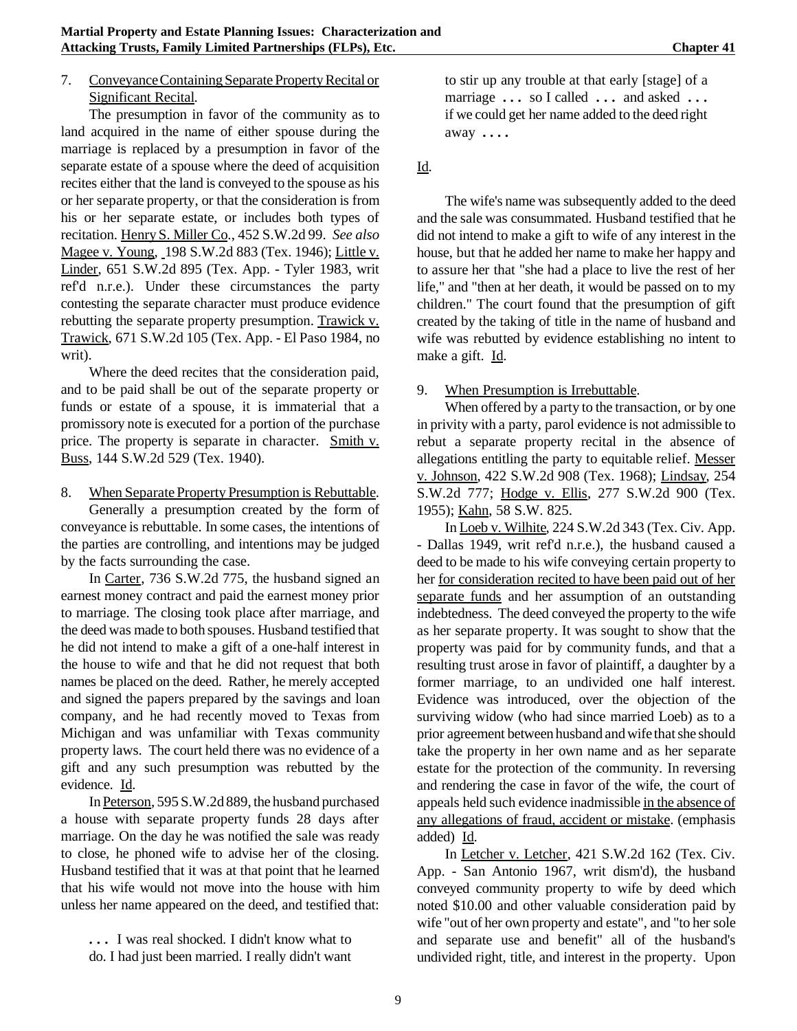7. Conveyance Containing Separate Property Recital or Significant Recital.

The presumption in favor of the community as to land acquired in the name of either spouse during the marriage is replaced by a presumption in favor of the separate estate of a spouse where the deed of acquisition recites either that the land is conveyed to the spouse as his or her separate property, or that the consideration is from his or her separate estate, or includes both types of recitation. Henry S. Miller Co., 452 S.W.2d 99. *See also* Magee v. Young, 198 S.W.2d 883 (Tex. 1946); Little v. Linder, 651 S.W.2d 895 (Tex. App. - Tyler 1983, writ ref'd n.r.e.). Under these circumstances the party contesting the separate character must produce evidence rebutting the separate property presumption. Trawick v. Trawick, 671 S.W.2d 105 (Tex. App. - El Paso 1984, no writ).

Where the deed recites that the consideration paid, and to be paid shall be out of the separate property or funds or estate of a spouse, it is immaterial that a promissory note is executed for a portion of the purchase price. The property is separate in character. Smith v. Buss, 144 S.W.2d 529 (Tex. 1940).

8. When Separate Property Presumption is Rebuttable.

Generally a presumption created by the form of conveyance is rebuttable. In some cases, the intentions of the parties are controlling, and intentions may be judged by the facts surrounding the case.

In Carter, 736 S.W.2d 775, the husband signed an earnest money contract and paid the earnest money prior to marriage. The closing took place after marriage, and the deed was made to both spouses. Husband testified that he did not intend to make a gift of a one-half interest in the house to wife and that he did not request that both names be placed on the deed. Rather, he merely accepted and signed the papers prepared by the savings and loan company, and he had recently moved to Texas from Michigan and was unfamiliar with Texas community property laws. The court held there was no evidence of a gift and any such presumption was rebutted by the evidence. Id.

In Peterson, 595 S.W.2d 889, the husband purchased a house with separate property funds 28 days after marriage. On the day he was notified the sale was ready to close, he phoned wife to advise her of the closing. Husband testified that it was at that point that he learned that his wife would not move into the house with him unless her name appeared on the deed, and testified that:

> . . . I was real shocked. I didn't know what to do. I had just been married. I really didn't want to stir up any trouble at that early [stage] of a marriage . . . so I called . . . and asked . . . if we could get her name added to the deed right away . . . .

Id.

The wife's name was subsequently added to the deed and the sale was consummated. Husband testified that he did not intend to make a gift to wife of any interest in the house, but that he added her name to make her happy and to assure her that "she had a place to live the rest of her life," and "then at her death, it would be passed on to my children." The court found that the presumption of gift created by the taking of title in the name of husband and wife was rebutted by evidence establishing no intent to make a gift. Id.

9. When Presumption is Irrebuttable.

When offered by a party to the transaction, or by one in privity with a party, parol evidence is not admissible to rebut a separate property recital in the absence of allegations entitling the party to equitable relief. Messer v. Johnson, 422 S.W.2d 908 (Tex. 1968); Lindsay, 254 S.W.2d 777; Hodge v. Ellis, 277 S.W.2d 900 (Tex. 1955); Kahn, 58 S.W. 825.

In Loeb v. Wilhite, 224 S.W.2d 343 (Tex. Civ. App. - Dallas 1949, writ ref'd n.r.e.), the husband caused a deed to be made to his wife conveying certain property to her for consideration recited to have been paid out of her separate funds and her assumption of an outstanding indebtedness. The deed conveyed the property to the wife as her separate property. It was sought to show that the property was paid for by community funds, and that a resulting trust arose in favor of plaintiff, a daughter by a former marriage, to an undivided one half interest. Evidence was introduced, over the objection of the surviving widow (who had since married Loeb) as to a prior agreement between husband and wife that she should take the property in her own name and as her separate estate for the protection of the community. In reversing and rendering the case in favor of the wife, the court of appeals held such evidence inadmissible in the absence of any allegations of fraud, accident or mistake. (emphasis added) Id.

In Letcher v. Letcher, 421 S.W.2d 162 (Tex. Civ. App. - San Antonio 1967, writ dism'd), the husband conveyed community property to wife by deed which noted $10.00 and other valuable consideration paid by wife "out of her own property and estate", and "to her sole and separate use and benefit" all of the husband's undivided right, title, and interest in the property. Upon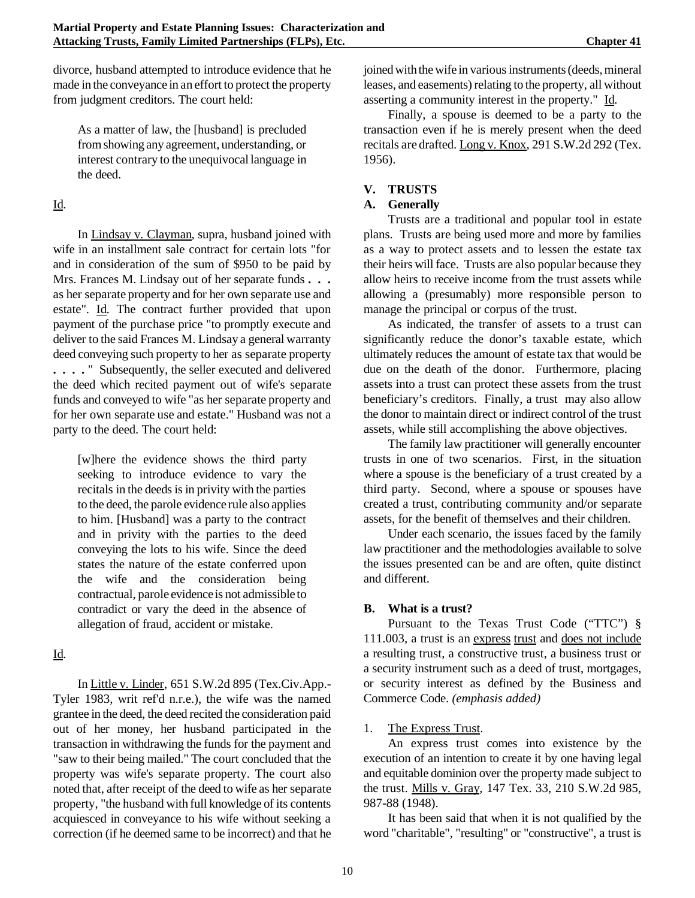divorce, husband attempted to introduce evidence that he made in the conveyance in an effort to protect the property from judgment creditors. The court held:

> As a matter of law, the [husband] is precluded from showing any agreement, understanding, or interest contrary to the unequivocal language in the deed.

Id.

In Lindsay v. Clayman, supra, husband joined with wife in an installment sale contract for certain lots "for and in consideration of the sum of $950 to be paid by Mrs. Frances M. Lindsay out of her separate funds . . . as her separate property and for her own separate use and estate". Id. The contract further provided that upon payment of the purchase price "to promptly execute and deliver to the said Frances M. Lindsay a general warranty deed conveying such property to her as separate property . . . ." Subsequently, the seller executed and delivered the deed which recited payment out of wife's separate funds and conveyed to wife "as her separate property and for her own separate use and estate." Husband was not a party to the deed. The court held:

> [w]here the evidence shows the third party seeking to introduce evidence to vary the recitals in the deeds is in privity with the parties to the deed, the parole evidence rule also applies to him. [Husband] was a party to the contract and in privity with the parties to the deed conveying the lots to his wife. Since the deed states the nature of the estate conferred upon the wife and the consideration being contractual, parole evidence is not admissible to contradict or vary the deed in the absence of allegation of fraud, accident or mistake.

Id.

In Little v. Linder, 651 S.W.2d 895 (Tex.Civ.App.-Tyler 1983, writ ref'd n.r.e.), the wife was the named grantee in the deed, the deed recited the consideration paid out of her money, her husband participated in the transaction in withdrawing the funds for the payment and "saw to their being mailed." The court concluded that the property was wife's separate property. The court also noted that, after receipt of the deed to wife as her separate property, "the husband with full knowledge of its contents acquiesced in conveyance to his wife without seeking a correction (if he deemed same to be incorrect) and that he joined with the wife in various instruments (deeds, mineral leases, and easements) relating to the property, all without asserting a community interest in the property." Id.

Finally, a spouse is deemed to be a party to the transaction even if he is merely present when the deed recitals are drafted. Long v. Knox, 291 S.W.2d 292 (Tex. 1956).

## V. TRUSTS

### A. Generally

Trusts are a traditional and popular tool in estate plans. Trusts are being used more and more by families as a way to protect assets and to lessen the estate tax their heirs will face. Trusts are also popular because they allow heirs to receive income from the trust assets while allowing a (presumably) more responsible person to manage the principal or corpus of the trust.

As indicated, the transfer of assets to a trust can significantly reduce the donor's taxable estate, which ultimately reduces the amount of estate tax that would be due on the death of the donor. Furthermore, placing assets into a trust can protect these assets from the trust beneficiary's creditors. Finally, a trust may also allow the donor to maintain direct or indirect control of the trust assets, while still accomplishing the above objectives.

The family law practitioner will generally encounter trusts in one of two scenarios. First, in the situation where a spouse is the beneficiary of a trust created by a third party. Second, where a spouse or spouses have created a trust, contributing community and/or separate assets, for the benefit of themselves and their children.

Under each scenario, the issues faced by the family law practitioner and the methodologies available to solve the issues presented can be and are often, quite distinct and different.

### B. What is a trust?

Pursuant to the Texas Trust Code ("TTC") § 111.003, a trust is an express trust and does not include a resulting trust, a constructive trust, a business trust or a security instrument such as a deed of trust, mortgages, or security interest as defined by the Business and Commerce Code. *(emphasis added)*

1. The Express Trust.

An express trust comes into existence by the execution of an intention to create it by one having legal and equitable dominion over the property made subject to the trust. Mills v. Gray, 147 Tex. 33, 210 S.W.2d 985, 987-88 (1948).

It has been said that when it is not qualified by the word "charitable", "resulting" or "constructive", a trust is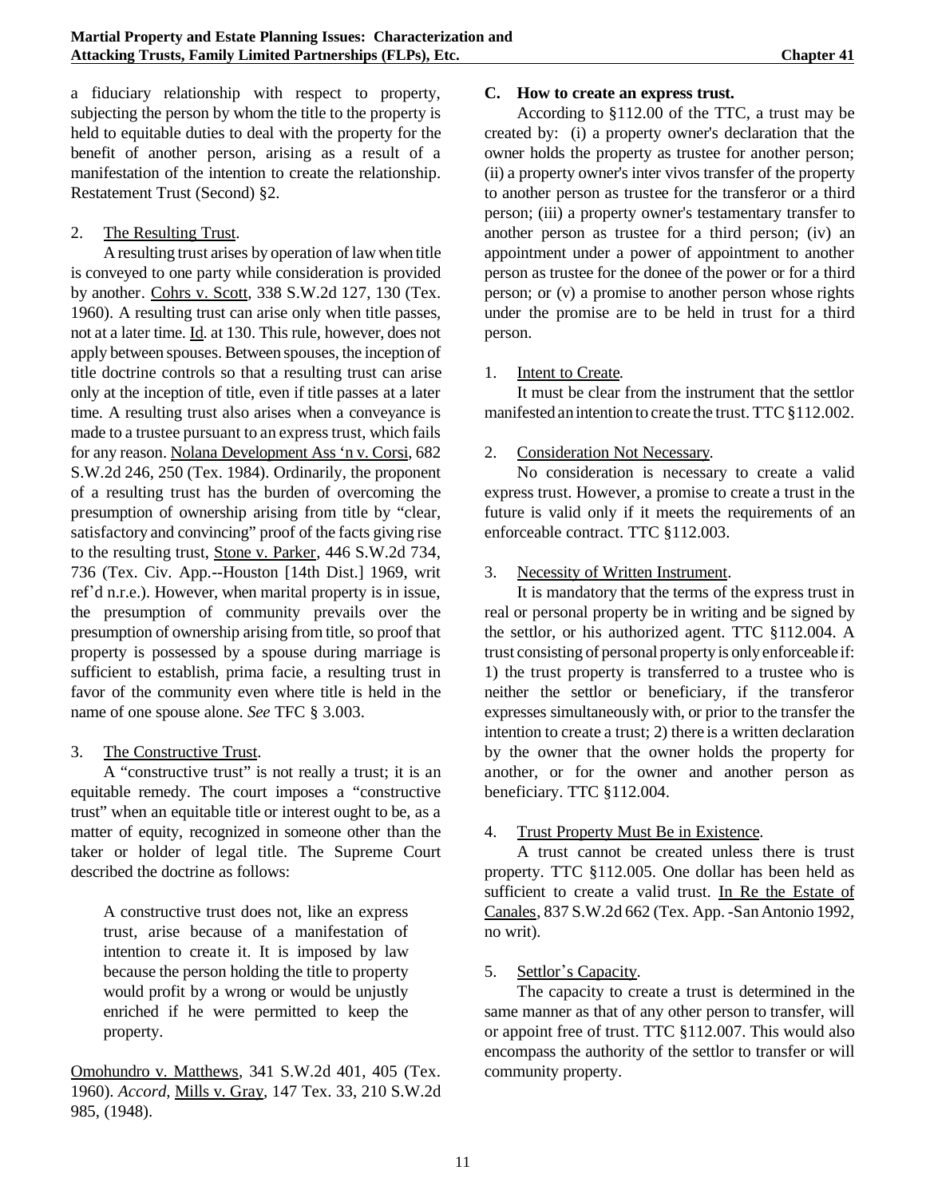a fiduciary relationship with respect to property, subjecting the person by whom the title to the property is held to equitable duties to deal with the property for the benefit of another person, arising as a result of a manifestation of the intention to create the relationship. Restatement Trust (Second) §2.

2. The Resulting Trust.

A resulting trust arises by operation of law when title is conveyed to one party while consideration is provided by another. Cohrs v. Scott, 338 S.W.2d 127, 130 (Tex. 1960). A resulting trust can arise only when title passes, not at a later time. Id. at 130. This rule, however, does not apply between spouses. Between spouses, the inception of title doctrine controls so that a resulting trust can arise only at the inception of title, even if title passes at a later time. A resulting trust also arises when a conveyance is made to a trustee pursuant to an express trust, which fails for any reason. Nolana Development Ass 'n v. Corsi, 682 S.W.2d 246, 250 (Tex. 1984). Ordinarily, the proponent of a resulting trust has the burden of overcoming the presumption of ownership arising from title by "clear, satisfactory and convincing" proof of the facts giving rise to the resulting trust, Stone v. Parker, 446 S.W.2d 734, 736 (Tex. Civ. App.--Houston [14th Dist.] 1969, writ ref'd n.r.e.). However, when marital property is in issue, the presumption of community prevails over the presumption of ownership arising from title, so proof that property is possessed by a spouse during marriage is sufficient to establish, prima facie, a resulting trust in favor of the community even where title is held in the name of one spouse alone. *See* TFC § 3.003.

3. The Constructive Trust.

A "constructive trust" is not really a trust; it is an equitable remedy. The court imposes a "constructive trust" when an equitable title or interest ought to be, as a matter of equity, recognized in someone other than the taker or holder of legal title. The Supreme Court described the doctrine as follows:

> A constructive trust does not, like an express trust, arise because of a manifestation of intention to create it. It is imposed by law because the person holding the title to property would profit by a wrong or would be unjustly enriched if he were permitted to keep the property.

Omohundro v. Matthews, 341 S.W.2d 401, 405 (Tex. 1960). *Accord*, Mills v. Gray, 147 Tex. 33, 210 S.W.2d 985, (1948).

**C. How to create an express trust.**

According to §112.00 of the TTC, a trust may be created by: (i) a property owner's declaration that the owner holds the property as trustee for another person; (ii) a property owner's inter vivos transfer of the property to another person as trustee for the transferor or a third person; (iii) a property owner's testamentary transfer to another person as trustee for a third person; (iv) an appointment under a power of appointment to another person as trustee for the donee of the power or for a third person; or (v) a promise to another person whose rights under the promise are to be held in trust for a third person.

1. Intent to Create.

It must be clear from the instrument that the settlor manifested an intention to create the trust. TTC §112.002.

2. Consideration Not Necessary.

No consideration is necessary to create a valid express trust. However, a promise to create a trust in the future is valid only if it meets the requirements of an enforceable contract. TTC §112.003.

3. Necessity of Written Instrument.

It is mandatory that the terms of the express trust in real or personal property be in writing and be signed by the settlor, or his authorized agent. TTC §112.004. A trust consisting of personal property is only enforceable if: 1) the trust property is transferred to a trustee who is neither the settlor or beneficiary, if the transferor expresses simultaneously with, or prior to the transfer the intention to create a trust; 2) there is a written declaration by the owner that the owner holds the property for another, or for the owner and another person as beneficiary. TTC §112.004.

4. Trust Property Must Be in Existence.

A trust cannot be created unless there is trust property. TTC §112.005. One dollar has been held as sufficient to create a valid trust. In Re the Estate of Canales, 837 S.W.2d 662 (Tex. App. -San Antonio 1992, no writ).

5. Settlor's Capacity.

The capacity to create a trust is determined in the same manner as that of any other person to transfer, will or appoint free of trust. TTC §112.007. This would also encompass the authority of the settlor to transfer or will community property.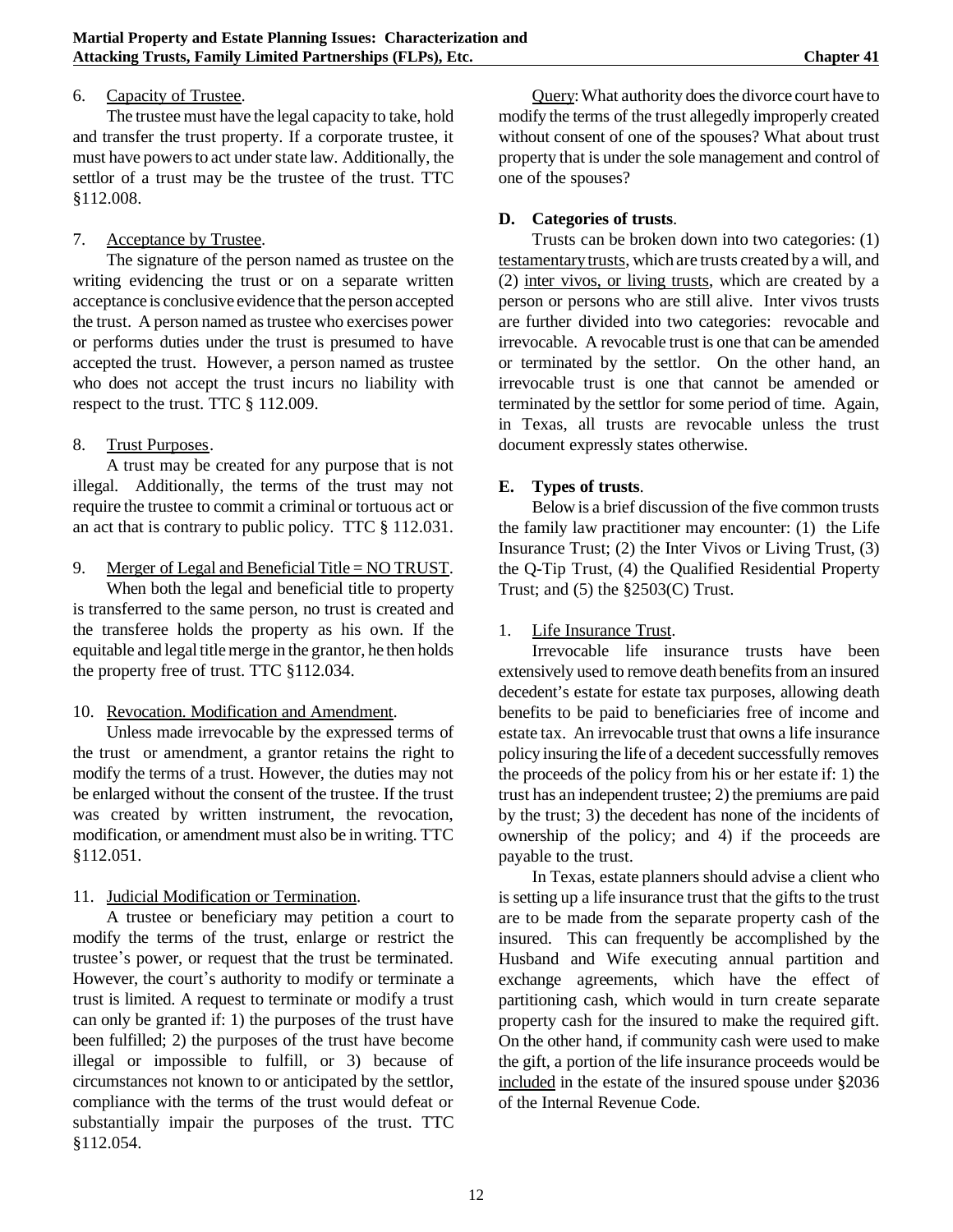6. Capacity of Trustee.

The trustee must have the legal capacity to take, hold and transfer the trust property. If a corporate trustee, it must have powers to act under state law. Additionally, the settlor of a trust may be the trustee of the trust. TTC §112.008.

7. Acceptance by Trustee.

The signature of the person named as trustee on the writing evidencing the trust or on a separate written acceptance is conclusive evidence that the person accepted the trust. A person named as trustee who exercises power or performs duties under the trust is presumed to have accepted the trust. However, a person named as trustee who does not accept the trust incurs no liability with respect to the trust. TTC § 112.009.

8. Trust Purposes.

A trust may be created for any purpose that is not illegal. Additionally, the terms of the trust may not require the trustee to commit a criminal or tortuous act or an act that is contrary to public policy. TTC § 112.031.

9. Merger of Legal and Beneficial Title = NO TRUST.

When both the legal and beneficial title to property is transferred to the same person, no trust is created and the transferee holds the property as his own. If the equitable and legal title merge in the grantor, he then holds the property free of trust. TTC §112.034.

10. Revocation. Modification and Amendment.

Unless made irrevocable by the expressed terms of the trust or amendment, a grantor retains the right to modify the terms of a trust. However, the duties may not be enlarged without the consent of the trustee. If the trust was created by written instrument, the revocation, modification, or amendment must also be in writing. TTC §112.051.

11. Judicial Modification or Termination.

A trustee or beneficiary may petition a court to modify the terms of the trust, enlarge or restrict the trustee's power, or request that the trust be terminated. However, the court's authority to modify or terminate a trust is limited. A request to terminate or modify a trust can only be granted if: 1) the purposes of the trust have been fulfilled; 2) the purposes of the trust have become illegal or impossible to fulfill, or 3) because of circumstances not known to or anticipated by the settlor, compliance with the terms of the trust would defeat or substantially impair the purposes of the trust. TTC §112.054.

Query: What authority does the divorce court have to modify the terms of the trust allegedly improperly created without consent of one of the spouses? What about trust property that is under the sole management and control of one of the spouses?

**D. Categories of trusts**.

Trusts can be broken down into two categories: (1) testamentary trusts, which are trusts created by a will, and (2) inter vivos, or living trusts, which are created by a person or persons who are still alive. Inter vivos trusts are further divided into two categories: revocable and irrevocable. A revocable trust is one that can be amended or terminated by the settlor. On the other hand, an irrevocable trust is one that cannot be amended or terminated by the settlor for some period of time. Again, in Texas, all trusts are revocable unless the trust document expressly states otherwise.

**E. Types of trusts**.

Below is a brief discussion of the five common trusts the family law practitioner may encounter: (1) the Life Insurance Trust; (2) the Inter Vivos or Living Trust, (3) the Q-Tip Trust, (4) the Qualified Residential Property Trust; and (5) the §2503(C) Trust.

1. Life Insurance Trust.

Irrevocable life insurance trusts have been extensively used to remove death benefits from an insured decedent's estate for estate tax purposes, allowing death benefits to be paid to beneficiaries free of income and estate tax. An irrevocable trust that owns a life insurance policy insuring the life of a decedent successfully removes the proceeds of the policy from his or her estate if: 1) the trust has an independent trustee; 2) the premiums are paid by the trust; 3) the decedent has none of the incidents of ownership of the policy; and 4) if the proceeds are payable to the trust.

In Texas, estate planners should advise a client who is setting up a life insurance trust that the gifts to the trust are to be made from the separate property cash of the insured. This can frequently be accomplished by the Husband and Wife executing annual partition and exchange agreements, which have the effect of partitioning cash, which would in turn create separate property cash for the insured to make the required gift. On the other hand, if community cash were used to make the gift, a portion of the life insurance proceeds would be included in the estate of the insured spouse under §2036 of the Internal Revenue Code.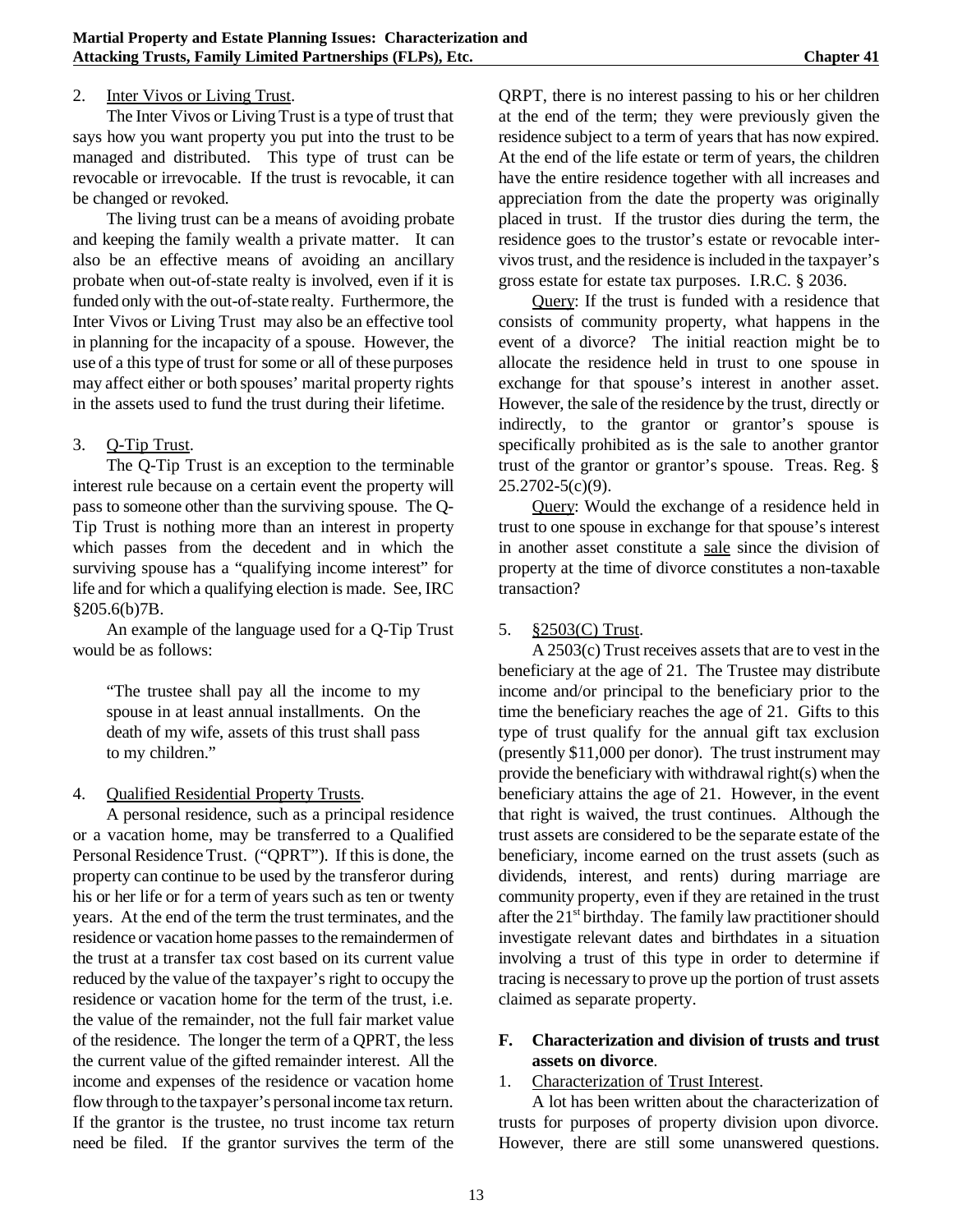2. Inter Vivos or Living Trust.

The Inter Vivos or Living Trust is a type of trust that says how you want property you put into the trust to be managed and distributed. This type of trust can be revocable or irrevocable. If the trust is revocable, it can be changed or revoked.

The living trust can be a means of avoiding probate and keeping the family wealth a private matter. It can also be an effective means of avoiding an ancillary probate when out-of-state realty is involved, even if it is funded only with the out-of-state realty. Furthermore, the Inter Vivos or Living Trust may also be an effective tool in planning for the incapacity of a spouse. However, the use of a this type of trust for some or all of these purposes may affect either or both spouses' marital property rights in the assets used to fund the trust during their lifetime.

3. Q-Tip Trust.

The Q-Tip Trust is an exception to the terminable interest rule because on a certain event the property will pass to someone other than the surviving spouse. The Q-Tip Trust is nothing more than an interest in property which passes from the decedent and in which the surviving spouse has a "qualifying income interest" for life and for which a qualifying election is made. See, IRC §205.6(b)7B.

An example of the language used for a Q-Tip Trust would be as follows:

> "The trustee shall pay all the income to my spouse in at least annual installments. On the death of my wife, assets of this trust shall pass to my children."

4. Qualified Residential Property Trusts.

A personal residence, such as a principal residence or a vacation home, may be transferred to a Qualified Personal Residence Trust. ("QPRT"). If this is done, the property can continue to be used by the transferor during his or her life or for a term of years such as ten or twenty years. At the end of the term the trust terminates, and the residence or vacation home passes to the remaindermen of the trust at a transfer tax cost based on its current value reduced by the value of the taxpayer's right to occupy the residence or vacation home for the term of the trust, i.e. the value of the remainder, not the full fair market value of the residence. The longer the term of a QPRT, the less the current value of the gifted remainder interest. All the income and expenses of the residence or vacation home flow through to the taxpayer's personal income tax return. If the grantor is the trustee, no trust income tax return need be filed. If the grantor survives the term of the QRPT, there is no interest passing to his or her children at the end of the term; they were previously given the residence subject to a term of years that has now expired. At the end of the life estate or term of years, the children have the entire residence together with all increases and appreciation from the date the property was originally placed in trust. If the trustor dies during the term, the residence goes to the trustor's estate or revocable inter-vivos trust, and the residence is included in the taxpayer's gross estate for estate tax purposes. I.R.C. § 2036.

Query: If the trust is funded with a residence that consists of community property, what happens in the event of a divorce? The initial reaction might be to allocate the residence held in trust to one spouse in exchange for that spouse's interest in another asset. However, the sale of the residence by the trust, directly or indirectly, to the grantor or grantor's spouse is specifically prohibited as is the sale to another grantor trust of the grantor or grantor's spouse. Treas. Reg. § 25.2702-5(c)(9).

Query: Would the exchange of a residence held in trust to one spouse in exchange for that spouse's interest in another asset constitute a sale since the division of property at the time of divorce constitutes a non-taxable transaction?

5. §2503(C) Trust.

A 2503(c) Trust receives assets that are to vest in the beneficiary at the age of 21. The Trustee may distribute income and/or principal to the beneficiary prior to the time the beneficiary reaches the age of 21. Gifts to this type of trust qualify for the annual gift tax exclusion (presently $11,000 per donor). The trust instrument may provide the beneficiary with withdrawal right(s) when the beneficiary attains the age of 21. However, in the event that right is waived, the trust continues. Although the trust assets are considered to be the separate estate of the beneficiary, income earned on the trust assets (such as dividends, interest, and rents) during marriage are community property, even if they are retained in the trust after the 21st birthday. The family law practitioner should investigate relevant dates and birthdates in a situation involving a trust of this type in order to determine if tracing is necessary to prove up the portion of trust assets claimed as separate property.

### F. Characterization and division of trusts and trust assets on divorce.

1. Characterization of Trust Interest.

A lot has been written about the characterization of trusts for purposes of property division upon divorce. However, there are still some unanswered questions.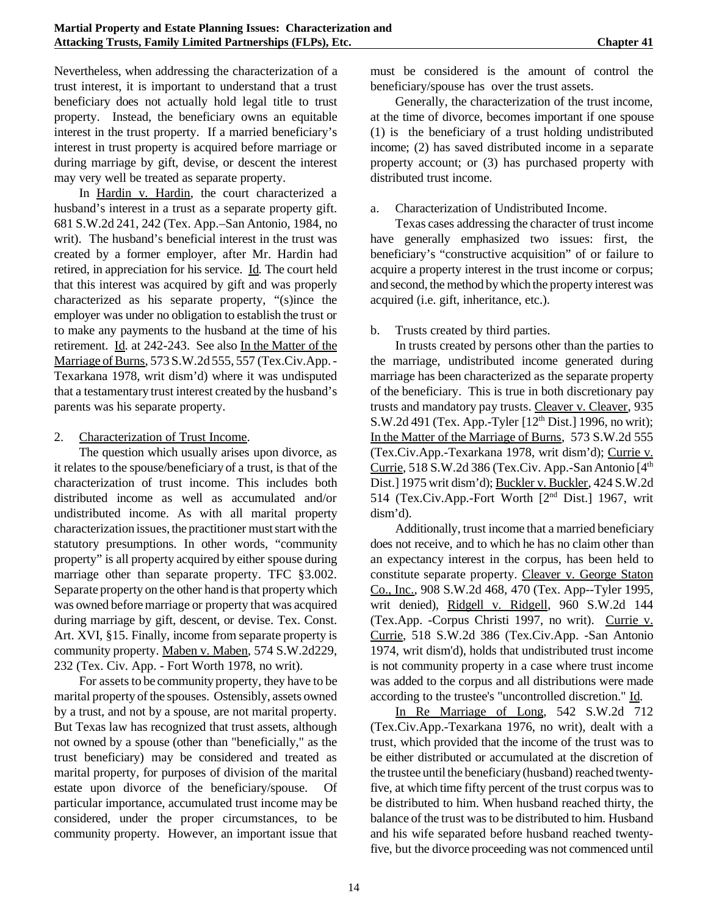Nevertheless, when addressing the characterization of a trust interest, it is important to understand that a trust beneficiary does not actually hold legal title to trust property. Instead, the beneficiary owns an equitable interest in the trust property. If a married beneficiary's interest in trust property is acquired before marriage or during marriage by gift, devise, or descent the interest may very well be treated as separate property.

In Hardin v. Hardin, the court characterized a husband's interest in a trust as a separate property gift. 681 S.W.2d 241, 242 (Tex. App.–San Antonio, 1984, no writ). The husband's beneficial interest in the trust was created by a former employer, after Mr. Hardin had retired, in appreciation for his service. Id. The court held that this interest was acquired by gift and was properly characterized as his separate property, "(s)ince the employer was under no obligation to establish the trust or to make any payments to the husband at the time of his retirement. Id. at 242-243. See also In the Matter of the Marriage of Burns, 573 S.W.2d 555, 557 (Tex.Civ.App.-Texarkana 1978, writ dism'd) where it was undisputed that a testamentary trust interest created by the husband's parents was his separate property.

2. Characterization of Trust Income.

The question which usually arises upon divorce, as it relates to the spouse/beneficiary of a trust, is that of the characterization of trust income. This includes both distributed income as well as accumulated and/or undistributed income. As with all marital property characterization issues, the practitioner must start with the statutory presumptions. In other words, "community property" is all property acquired by either spouse during marriage other than separate property. TFC §3.002. Separate property on the other hand is that property which was owned before marriage or property that was acquired during marriage by gift, descent, or devise. Tex. Const. Art. XVI, §15. Finally, income from separate property is community property. Maben v. Maben, 574 S.W.2d229, 232 (Tex. Civ. App. - Fort Worth 1978, no writ).

For assets to be community property, they have to be marital property of the spouses. Ostensibly, assets owned by a trust, and not by a spouse, are not marital property. But Texas law has recognized that trust assets, although not owned by a spouse (other than "beneficially," as the trust beneficiary) may be considered and treated as marital property, for purposes of division of the marital estate upon divorce of the beneficiary/spouse. Of particular importance, accumulated trust income may be considered, under the proper circumstances, to be community property. However, an important issue that must be considered is the amount of control the beneficiary/spouse has over the trust assets.

Generally, the characterization of the trust income, at the time of divorce, becomes important if one spouse (1) is the beneficiary of a trust holding undistributed income; (2) has saved distributed income in a separate property account; or (3) has purchased property with distributed trust income.

a. Characterization of Undistributed Income.

Texas cases addressing the character of trust income have generally emphasized two issues: first, the beneficiary's "constructive acquisition" of or failure to acquire a property interest in the trust income or corpus; and second, the method by which the property interest was acquired (i.e. gift, inheritance, etc.).

b. Trusts created by third parties.

In trusts created by persons other than the parties to the marriage, undistributed income generated during marriage has been characterized as the separate property of the beneficiary. This is true in both discretionary pay trusts and mandatory pay trusts. Cleaver v. Cleaver, 935 S.W.2d 491 (Tex. App.-Tyler [12th Dist.] 1996, no writ); In the Matter of the Marriage of Burns, 573 S.W.2d 555 (Tex.Civ.App.-Texarkana 1978, writ dism'd); Currie v. Currie, 518 S.W.2d 386 (Tex.Civ. App.-San Antonio [4th Dist.] 1975 writ dism'd); Buckler v. Buckler, 424 S.W.2d 514 (Tex.Civ.App.-Fort Worth [2nd Dist.] 1967, writ dism'd).

Additionally, trust income that a married beneficiary does not receive, and to which he has no claim other than an expectancy interest in the corpus, has been held to constitute separate property. Cleaver v. George Staton Co., Inc., 908 S.W.2d 468, 470 (Tex. App--Tyler 1995, writ denied), Ridgell v. Ridgell, 960 S.W.2d 144 (Tex.App. -Corpus Christi 1997, no writ). Currie v. Currie, 518 S.W.2d 386 (Tex.Civ.App. -San Antonio 1974, writ dism'd), holds that undistributed trust income is not community property in a case where trust income was added to the corpus and all distributions were made according to the trustee's "uncontrolled discretion." Id.

In Re Marriage of Long, 542 S.W.2d 712 (Tex.Civ.App.-Texarkana 1976, no writ), dealt with a trust, which provided that the income of the trust was to be either distributed or accumulated at the discretion of the trustee until the beneficiary (husband) reached twenty-five, at which time fifty percent of the trust corpus was to be distributed to him. When husband reached thirty, the balance of the trust was to be distributed to him. Husband and his wife separated before husband reached twenty-five, but the divorce proceeding was not commenced until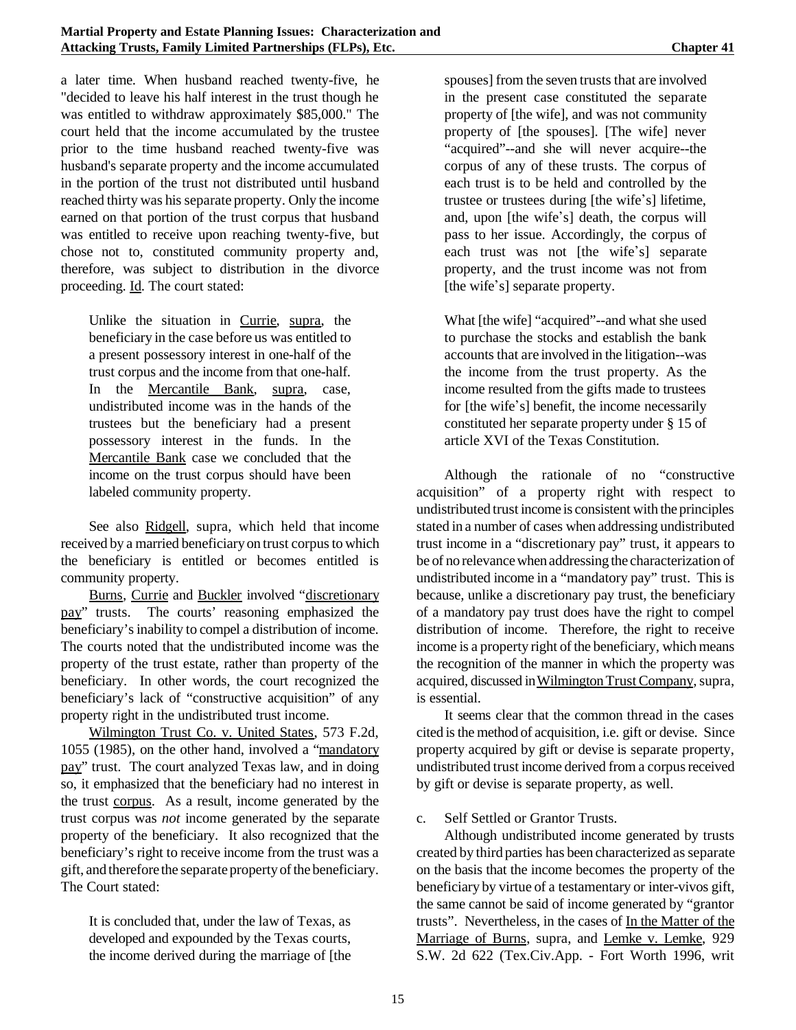a later time. When husband reached twenty-five, he "decided to leave his half interest in the trust though he was entitled to withdraw approximately $85,000." The court held that the income accumulated by the trustee prior to the time husband reached twenty-five was husband's separate property and the income accumulated in the portion of the trust not distributed until husband reached thirty was his separate property. Only the income earned on that portion of the trust corpus that husband was entitled to receive upon reaching twenty-five, but chose not to, constituted community property and, therefore, was subject to distribution in the divorce proceeding. Id. The court stated:

> Unlike the situation in Currie, supra, the beneficiary in the case before us was entitled to a present possessory interest in one-half of the trust corpus and the income from that one-half. In the Mercantile Bank, supra, case, undistributed income was in the hands of the trustees but the beneficiary had a present possessory interest in the funds. In the Mercantile Bank case we concluded that the income on the trust corpus should have been labeled community property.

See also Ridgell, supra, which held that income received by a married beneficiary on trust corpus to which the beneficiary is entitled or becomes entitled is community property.

Burns, Currie and Buckler involved "discretionary pay" trusts. The courts' reasoning emphasized the beneficiary's inability to compel a distribution of income. The courts noted that the undistributed income was the property of the trust estate, rather than property of the beneficiary. In other words, the court recognized the beneficiary's lack of "constructive acquisition" of any property right in the undistributed trust income.

Wilmington Trust Co. v. United States, 573 F.2d, 1055 (1985), on the other hand, involved a "mandatory pay" trust. The court analyzed Texas law, and in doing so, it emphasized that the beneficiary had no interest in the trust corpus. As a result, income generated by the trust corpus was *not* income generated by the separate property of the beneficiary. It also recognized that the beneficiary's right to receive income from the trust was a gift, and therefore the separate property of the beneficiary. The Court stated:

> It is concluded that, under the law of Texas, as developed and expounded by the Texas courts, the income derived during the marriage of [the spouses] from the seven trusts that are involved in the present case constituted the separate property of [the wife], and was not community property of [the spouses]. [The wife] never "acquired"--and she will never acquire--the corpus of any of these trusts. The corpus of each trust is to be held and controlled by the trustee or trustees during [the wife's] lifetime, and, upon [the wife's] death, the corpus will pass to her issue. Accordingly, the corpus of each trust was not [the wife's] separate property, and the trust income was not from [the wife's] separate property.
>
> What [the wife] "acquired"--and what she used to purchase the stocks and establish the bank accounts that are involved in the litigation--was the income from the trust property. As the income resulted from the gifts made to trustees for [the wife's] benefit, the income necessarily constituted her separate property under § 15 of article XVI of the Texas Constitution.

Although the rationale of no "constructive acquisition" of a property right with respect to undistributed trust income is consistent with the principles stated in a number of cases when addressing undistributed trust income in a "discretionary pay" trust, it appears to be of no relevance when addressing the characterization of undistributed income in a "mandatory pay" trust. This is because, unlike a discretionary pay trust, the beneficiary of a mandatory pay trust does have the right to compel distribution of income. Therefore, the right to receive income is a property right of the beneficiary, which means the recognition of the manner in which the property was acquired, discussed in Wilmington Trust Company, supra, is essential.

It seems clear that the common thread in the cases cited is the method of acquisition, i.e. gift or devise. Since property acquired by gift or devise is separate property, undistributed trust income derived from a corpus received by gift or devise is separate property, as well.

c. Self Settled or Grantor Trusts.

Although undistributed income generated by trusts created by third parties has been characterized as separate on the basis that the income becomes the property of the beneficiary by virtue of a testamentary or inter-vivos gift, the same cannot be said of income generated by "grantor trusts". Nevertheless, in the cases of In the Matter of the Marriage of Burns, supra, and Lemke v. Lemke, 929 S.W. 2d 622 (Tex.Civ.App. - Fort Worth 1996, writ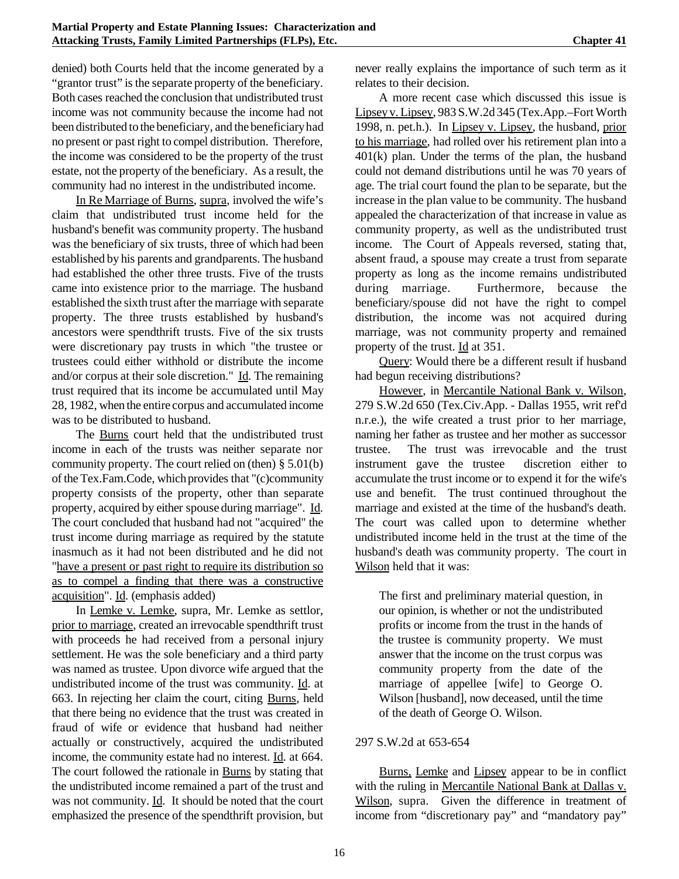denied) both Courts held that the income generated by a "grantor trust" is the separate property of the beneficiary. Both cases reached the conclusion that undistributed trust income was not community because the income had not been distributed to the beneficiary, and the beneficiary had no present or past right to compel distribution. Therefore, the income was considered to be the property of the trust estate, not the property of the beneficiary. As a result, the community had no interest in the undistributed income.

In Re Marriage of Burns, supra, involved the wife's claim that undistributed trust income held for the husband's benefit was community property. The husband was the beneficiary of six trusts, three of which had been established by his parents and grandparents. The husband had established the other three trusts. Five of the trusts came into existence prior to the marriage. The husband established the sixth trust after the marriage with separate property. The three trusts established by husband's ancestors were spendthrift trusts. Five of the six trusts were discretionary pay trusts in which "the trustee or trustees could either withhold or distribute the income and/or corpus at their sole discretion." Id. The remaining trust required that its income be accumulated until May 28, 1982, when the entire corpus and accumulated income was to be distributed to husband.

The Burns court held that the undistributed trust income in each of the trusts was neither separate nor community property. The court relied on (then) § 5.01(b) of the Tex.Fam.Code, which provides that "(c)community property consists of the property, other than separate property, acquired by either spouse during marriage". Id. The court concluded that husband had not "acquired" the trust income during marriage as required by the statute inasmuch as it had not been distributed and he did not "have a present or past right to require its distribution so as to compel a finding that there was a constructive acquisition". Id. (emphasis added)

In Lemke v. Lemke, supra, Mr. Lemke as settlor, prior to marriage, created an irrevocable spendthrift trust with proceeds he had received from a personal injury settlement. He was the sole beneficiary and a third party was named as trustee. Upon divorce wife argued that the undistributed income of the trust was community. Id. at 663. In rejecting her claim the court, citing Burns, held that there being no evidence that the trust was created in fraud of wife or evidence that husband had neither actually or constructively, acquired the undistributed income, the community estate had no interest. Id. at 664. The court followed the rationale in Burns by stating that the undistributed income remained a part of the trust and was not community. Id. It should be noted that the court emphasized the presence of the spendthrift provision, but never really explains the importance of such term as it relates to their decision.

A more recent case which discussed this issue is Lipsey v. Lipsey, 983 S.W.2d 345 (Tex.App.–Fort Worth 1998, n. pet.h.). In Lipsey v. Lipsey, the husband, prior to his marriage, had rolled over his retirement plan into a 401(k) plan. Under the terms of the plan, the husband could not demand distributions until he was 70 years of age. The trial court found the plan to be separate, but the increase in the plan value to be community. The husband appealed the characterization of that increase in value as community property, as well as the undistributed trust income. The Court of Appeals reversed, stating that, absent fraud, a spouse may create a trust from separate property as long as the income remains undistributed during marriage. Furthermore, because the beneficiary/spouse did not have the right to compel distribution, the income was not acquired during marriage, was not community property and remained property of the trust. Id at 351.

Query: Would there be a different result if husband had begun receiving distributions?

However, in Mercantile National Bank v. Wilson, 279 S.W.2d 650 (Tex.Civ.App. - Dallas 1955, writ ref'd n.r.e.), the wife created a trust prior to her marriage, naming her father as trustee and her mother as successor trustee. The trust was irrevocable and the trust instrument gave the trustee discretion either to accumulate the trust income or to expend it for the wife's use and benefit. The trust continued throughout the marriage and existed at the time of the husband's death. The court was called upon to determine whether undistributed income held in the trust at the time of the husband's death was community property. The court in Wilson held that it was:

> The first and preliminary material question, in our opinion, is whether or not the undistributed profits or income from the trust in the hands of the trustee is community property. We must answer that the income on the trust corpus was community property from the date of the marriage of appellee [wife] to George O. Wilson [husband], now deceased, until the time of the death of George O. Wilson.

297 S.W.2d at 653-654

Burns, Lemke and Lipsey appear to be in conflict with the ruling in Mercantile National Bank at Dallas v. Wilson, supra. Given the difference in treatment of income from "discretionary pay" and "mandatory pay"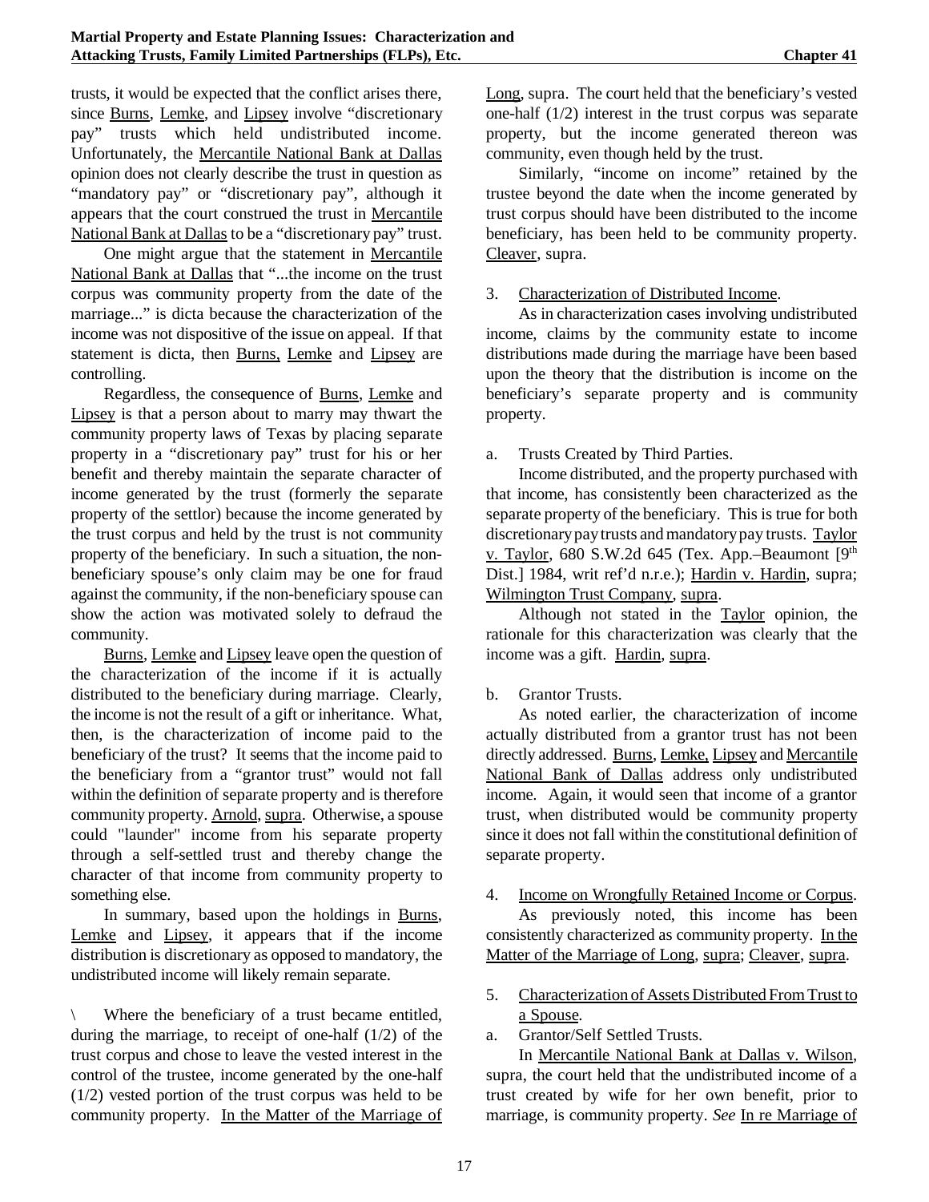trusts, it would be expected that the conflict arises there, since Burns, Lemke, and Lipsey involve "discretionary pay" trusts which held undistributed income. Unfortunately, the Mercantile National Bank at Dallas opinion does not clearly describe the trust in question as "mandatory pay" or "discretionary pay", although it appears that the court construed the trust in Mercantile National Bank at Dallas to be a "discretionary pay" trust.

One might argue that the statement in Mercantile National Bank at Dallas that "...the income on the trust corpus was community property from the date of the marriage..." is dicta because the characterization of the income was not dispositive of the issue on appeal. If that statement is dicta, then Burns, Lemke and Lipsey are controlling.

Regardless, the consequence of Burns, Lemke and Lipsey is that a person about to marry may thwart the community property laws of Texas by placing separate property in a "discretionary pay" trust for his or her benefit and thereby maintain the separate character of income generated by the trust (formerly the separate property of the settlor) because the income generated by the trust corpus and held by the trust is not community property of the beneficiary. In such a situation, the non-beneficiary spouse's only claim may be one for fraud against the community, if the non-beneficiary spouse can show the action was motivated solely to defraud the community.

Burns, Lemke and Lipsey leave open the question of the characterization of the income if it is actually distributed to the beneficiary during marriage. Clearly, the income is not the result of a gift or inheritance. What, then, is the characterization of income paid to the beneficiary of the trust? It seems that the income paid to the beneficiary from a "grantor trust" would not fall within the definition of separate property and is therefore community property. Arnold, supra. Otherwise, a spouse could "launder" income from his separate property through a self-settled trust and thereby change the character of that income from community property to something else.

In summary, based upon the holdings in Burns, Lemke and Lipsey, it appears that if the income distribution is discretionary as opposed to mandatory, the undistributed income will likely remain separate.

\ Where the beneficiary of a trust became entitled, during the marriage, to receipt of one-half (1/2) of the trust corpus and chose to leave the vested interest in the control of the trustee, income generated by the one-half (1/2) vested portion of the trust corpus was held to be community property. In the Matter of the Marriage of Long, supra. The court held that the beneficiary's vested one-half (1/2) interest in the trust corpus was separate property, but the income generated thereon was community, even though held by the trust.

Similarly, "income on income" retained by the trustee beyond the date when the income generated by trust corpus should have been distributed to the income beneficiary, has been held to be community property. Cleaver, supra.

3. Characterization of Distributed Income.

As in characterization cases involving undistributed income, claims by the community estate to income distributions made during the marriage have been based upon the theory that the distribution is income on the beneficiary's separate property and is community property.

a. Trusts Created by Third Parties.

Income distributed, and the property purchased with that income, has consistently been characterized as the separate property of the beneficiary. This is true for both discretionary pay trusts and mandatory pay trusts. Taylor v. Taylor, 680 S.W.2d 645 (Tex. App.–Beaumont [9th Dist.] 1984, writ ref'd n.r.e.); Hardin v. Hardin, supra; Wilmington Trust Company, supra.

Although not stated in the Taylor opinion, the rationale for this characterization was clearly that the income was a gift. Hardin, supra.

b. Grantor Trusts.

As noted earlier, the characterization of income actually distributed from a grantor trust has not been directly addressed. Burns, Lemke, Lipsey and Mercantile National Bank of Dallas address only undistributed income. Again, it would seen that income of a grantor trust, when distributed would be community property since it does not fall within the constitutional definition of separate property.

4. Income on Wrongfully Retained Income or Corpus.

As previously noted, this income has been consistently characterized as community property. In the Matter of the Marriage of Long, supra; Cleaver, supra.

5. Characterization of Assets Distributed From Trust to a Spouse.

a. Grantor/Self Settled Trusts.

In Mercantile National Bank at Dallas v. Wilson, supra, the court held that the undistributed income of a trust created by wife for her own benefit, prior to marriage, is community property. *See* In re Marriage of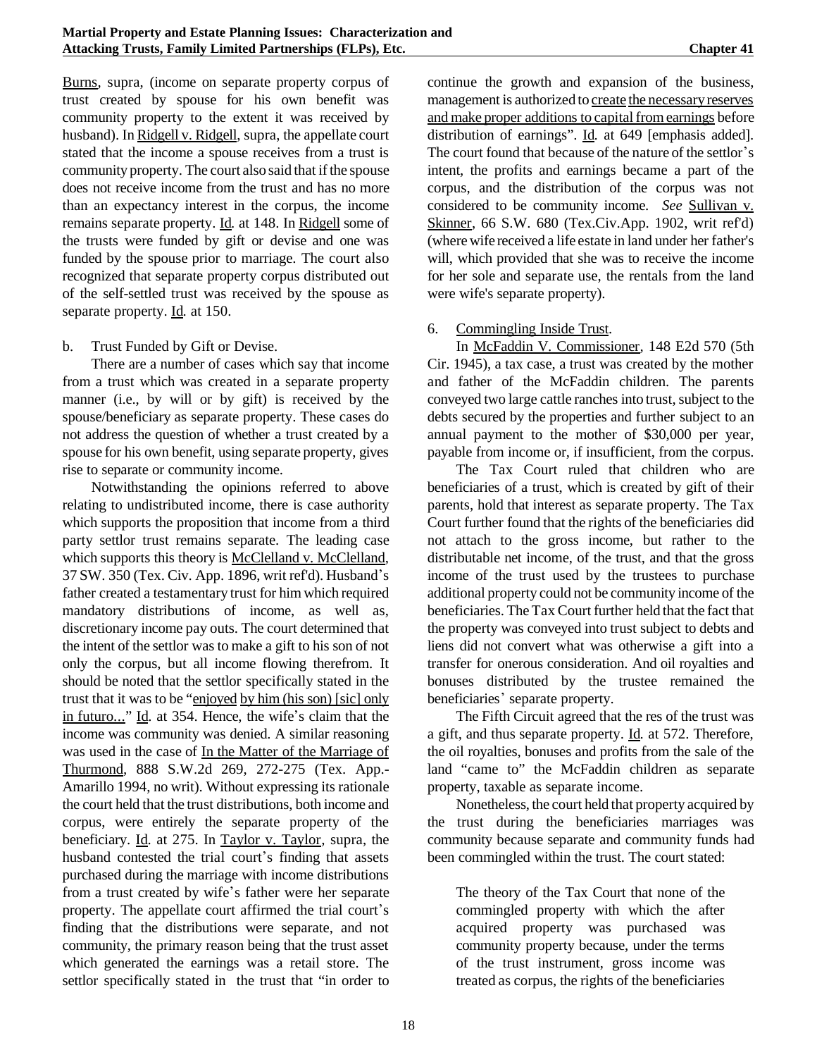Burns, supra, (income on separate property corpus of trust created by spouse for his own benefit was community property to the extent it was received by husband). In Ridgell v. Ridgell, supra, the appellate court stated that the income a spouse receives from a trust is community property. The court also said that if the spouse does not receive income from the trust and has no more than an expectancy interest in the corpus, the income remains separate property. Id. at 148. In Ridgell some of the trusts were funded by gift or devise and one was funded by the spouse prior to marriage. The court also recognized that separate property corpus distributed out of the self-settled trust was received by the spouse as separate property. Id. at 150.

b. Trust Funded by Gift or Devise.

There are a number of cases which say that income from a trust which was created in a separate property manner (i.e., by will or by gift) is received by the spouse/beneficiary as separate property. These cases do not address the question of whether a trust created by a spouse for his own benefit, using separate property, gives rise to separate or community income.

Notwithstanding the opinions referred to above relating to undistributed income, there is case authority which supports the proposition that income from a third party settlor trust remains separate. The leading case which supports this theory is McClelland v. McClelland, 37 SW. 350 (Tex. Civ. App. 1896, writ ref'd). Husband's father created a testamentary trust for him which required mandatory distributions of income, as well as, discretionary income pay outs. The court determined that the intent of the settlor was to make a gift to his son of not only the corpus, but all income flowing therefrom. It should be noted that the settlor specifically stated in the trust that it was to be "enjoyed by him (his son) [sic] only in futuro..." Id. at 354. Hence, the wife's claim that the income was community was denied. A similar reasoning was used in the case of In the Matter of the Marriage of Thurmond, 888 S.W.2d 269, 272-275 (Tex. App.-Amarillo 1994, no writ). Without expressing its rationale the court held that the trust distributions, both income and corpus, were entirely the separate property of the beneficiary. Id. at 275. In Taylor v. Taylor, supra, the husband contested the trial court's finding that assets purchased during the marriage with income distributions from a trust created by wife's father were her separate property. The appellate court affirmed the trial court's finding that the distributions were separate, and not community, the primary reason being that the trust asset which generated the earnings was a retail store. The settlor specifically stated in the trust that "in order to continue the growth and expansion of the business, management is authorized to create the necessary reserves and make proper additions to capital from earnings before distribution of earnings". Id. at 649 [emphasis added]. The court found that because of the nature of the settlor's intent, the profits and earnings became a part of the corpus, and the distribution of the corpus was not considered to be community income. *See* Sullivan v. Skinner, 66 S.W. 680 (Tex.Civ.App. 1902, writ ref'd) (where wife received a life estate in land under her father's will, which provided that she was to receive the income for her sole and separate use, the rentals from the land were wife's separate property).

6. Commingling Inside Trust.

In McFaddin V. Commissioner, 148 E2d 570 (5th Cir. 1945), a tax case, a trust was created by the mother and father of the McFaddin children. The parents conveyed two large cattle ranches into trust, subject to the debts secured by the properties and further subject to an annual payment to the mother of $30,000 per year, payable from income or, if insufficient, from the corpus.

The Tax Court ruled that children who are beneficiaries of a trust, which is created by gift of their parents, hold that interest as separate property. The Tax Court further found that the rights of the beneficiaries did not attach to the gross income, but rather to the distributable net income, of the trust, and that the gross income of the trust used by the trustees to purchase additional property could not be community income of the beneficiaries. The Tax Court further held that the fact that the property was conveyed into trust subject to debts and liens did not convert what was otherwise a gift into a transfer for onerous consideration. And oil royalties and bonuses distributed by the trustee remained the beneficiaries' separate property.

The Fifth Circuit agreed that the res of the trust was a gift, and thus separate property. Id. at 572. Therefore, the oil royalties, bonuses and profits from the sale of the land "came to" the McFaddin children as separate property, taxable as separate income.

Nonetheless, the court held that property acquired by the trust during the beneficiaries marriages was community because separate and community funds had been commingled within the trust. The court stated:

> The theory of the Tax Court that none of the commingled property with which the after acquired property was purchased was community property because, under the terms of the trust instrument, gross income was treated as corpus, the rights of the beneficiaries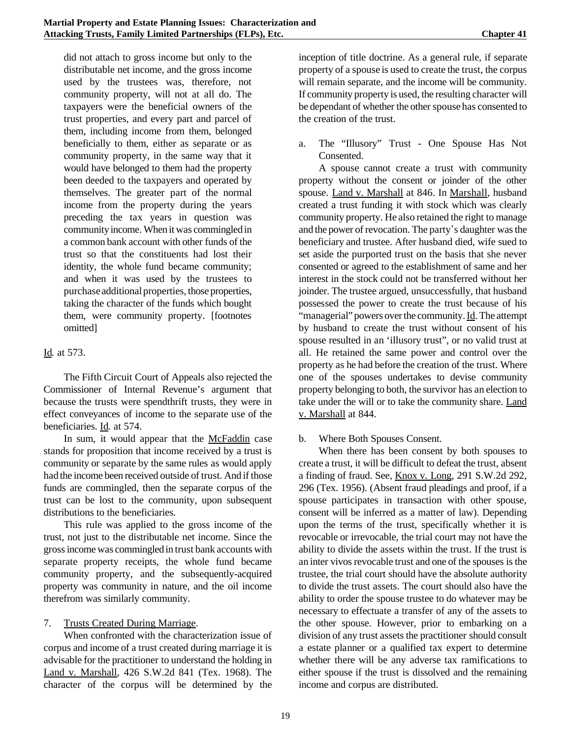did not attach to gross income but only to the distributable net income, and the gross income used by the trustees was, therefore, not community property, will not at all do. The taxpayers were the beneficial owners of the trust properties, and every part and parcel of them, including income from them, belonged beneficially to them, either as separate or as community property, in the same way that it would have belonged to them had the property been deeded to the taxpayers and operated by themselves. The greater part of the normal income from the property during the years preceding the tax years in question was community income. When it was commingled in a common bank account with other funds of the trust so that the constituents had lost their identity, the whole fund became community; and when it was used by the trustees to purchase additional properties, those properties, taking the character of the funds which bought them, were community property. [footnotes omitted]

Id. at 573.

The Fifth Circuit Court of Appeals also rejected the Commissioner of Internal Revenue's argument that because the trusts were spendthrift trusts, they were in effect conveyances of income to the separate use of the beneficiaries. Id. at 574.

In sum, it would appear that the McFaddin case stands for proposition that income received by a trust is community or separate by the same rules as would apply had the income been received outside of trust. And if those funds are commingled, then the separate corpus of the trust can be lost to the community, upon subsequent distributions to the beneficiaries.

This rule was applied to the gross income of the trust, not just to the distributable net income. Since the gross income was commingled in trust bank accounts with separate property receipts, the whole fund became community property, and the subsequently-acquired property was community in nature, and the oil income therefrom was similarly community.

7. Trusts Created During Marriage.

When confronted with the characterization issue of corpus and income of a trust created during marriage it is advisable for the practitioner to understand the holding in Land v. Marshall, 426 S.W.2d 841 (Tex. 1968). The character of the corpus will be determined by the inception of title doctrine. As a general rule, if separate property of a spouse is used to create the trust, the corpus will remain separate, and the income will be community. If community property is used, the resulting character will be dependant of whether the other spouse has consented to the creation of the trust.

a. The "Illusory" Trust - One Spouse Has Not Consented.

A spouse cannot create a trust with community property without the consent or joinder of the other spouse. Land v. Marshall at 846. In Marshall, husband created a trust funding it with stock which was clearly community property. He also retained the right to manage and the power of revocation. The party's daughter was the beneficiary and trustee. After husband died, wife sued to set aside the purported trust on the basis that she never consented or agreed to the establishment of same and her interest in the stock could not be transferred without her joinder. The trustee argued, unsuccessfully, that husband possessed the power to create the trust because of his "managerial" powers over the community. Id. The attempt by husband to create the trust without consent of his spouse resulted in an 'illusory trust", or no valid trust at all. He retained the same power and control over the property as he had before the creation of the trust. Where one of the spouses undertakes to devise community property belonging to both, the survivor has an election to take under the will or to take the community share. Land v. Marshall at 844.

b. Where Both Spouses Consent.

When there has been consent by both spouses to create a trust, it will be difficult to defeat the trust, absent a finding of fraud. See, Knox v. Long, 291 S.W.2d 292, 296 (Tex. 1956). (Absent fraud pleadings and proof, if a spouse participates in transaction with other spouse, consent will be inferred as a matter of law). Depending upon the terms of the trust, specifically whether it is revocable or irrevocable, the trial court may not have the ability to divide the assets within the trust. If the trust is an inter vivos revocable trust and one of the spouses is the trustee, the trial court should have the absolute authority to divide the trust assets. The court should also have the ability to order the spouse trustee to do whatever may be necessary to effectuate a transfer of any of the assets to the other spouse. However, prior to embarking on a division of any trust assets the practitioner should consult a estate planner or a qualified tax expert to determine whether there will be any adverse tax ramifications to either spouse if the trust is dissolved and the remaining income and corpus are distributed.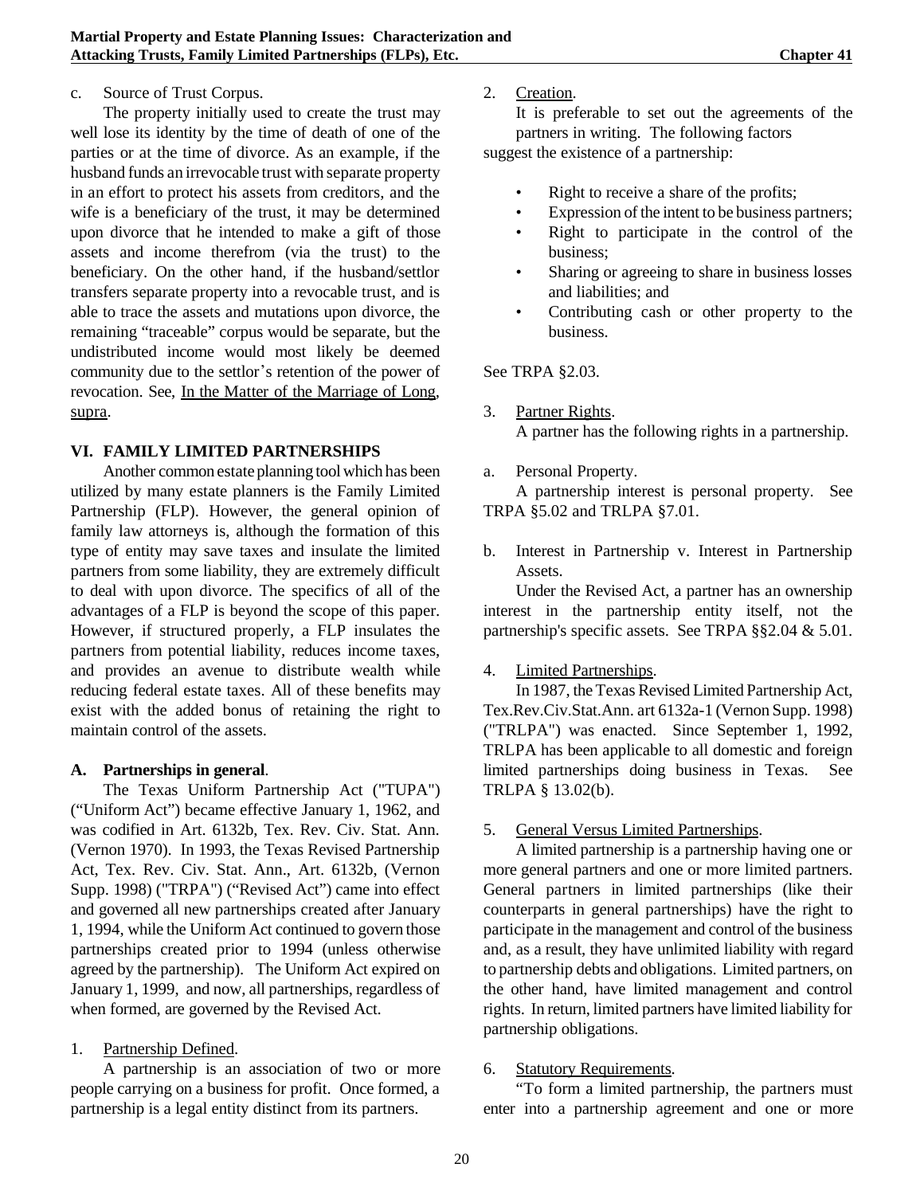c. Source of Trust Corpus.

The property initially used to create the trust may well lose its identity by the time of death of one of the parties or at the time of divorce. As an example, if the husband funds an irrevocable trust with separate property in an effort to protect his assets from creditors, and the wife is a beneficiary of the trust, it may be determined upon divorce that he intended to make a gift of those assets and income therefrom (via the trust) to the beneficiary. On the other hand, if the husband/settlor transfers separate property into a revocable trust, and is able to trace the assets and mutations upon divorce, the remaining "traceable" corpus would be separate, but the undistributed income would most likely be deemed community due to the settlor's retention of the power of revocation. See, In the Matter of the Marriage of Long, supra.

## VI. FAMILY LIMITED PARTNERSHIPS

Another common estate planning tool which has been utilized by many estate planners is the Family Limited Partnership (FLP). However, the general opinion of family law attorneys is, although the formation of this type of entity may save taxes and insulate the limited partners from some liability, they are extremely difficult to deal with upon divorce. The specifics of all of the advantages of a FLP is beyond the scope of this paper. However, if structured properly, a FLP insulates the partners from potential liability, reduces income taxes, and provides an avenue to distribute wealth while reducing federal estate taxes. All of these benefits may exist with the added bonus of retaining the right to maintain control of the assets.

### A. Partnerships in general.

The Texas Uniform Partnership Act ("TUPA") ("Uniform Act") became effective January 1, 1962, and was codified in Art. 6132b, Tex. Rev. Civ. Stat. Ann. (Vernon 1970). In 1993, the Texas Revised Partnership Act, Tex. Rev. Civ. Stat. Ann., Art. 6132b, (Vernon Supp. 1998) ("TRPA") ("Revised Act") came into effect and governed all new partnerships created after January 1, 1994, while the Uniform Act continued to govern those partnerships created prior to 1994 (unless otherwise agreed by the partnership). The Uniform Act expired on January 1, 1999, and now, all partnerships, regardless of when formed, are governed by the Revised Act.

1. Partnership Defined.

A partnership is an association of two or more people carrying on a business for profit. Once formed, a partnership is a legal entity distinct from its partners.

2. Creation.

It is preferable to set out the agreements of the partners in writing. The following factors suggest the existence of a partnership:

- Right to receive a share of the profits;
- Expression of the intent to be business partners;
- Right to participate in the control of the business;
- Sharing or agreeing to share in business losses and liabilities; and
- Contributing cash or other property to the business.

See TRPA §2.03.

3. Partner Rights.

A partner has the following rights in a partnership.

a. Personal Property.

A partnership interest is personal property. See TRPA §5.02 and TRLPA §7.01.

b. Interest in Partnership v. Interest in Partnership Assets.

Under the Revised Act, a partner has an ownership interest in the partnership entity itself, not the partnership's specific assets. See TRPA §§2.04 & 5.01.

4. Limited Partnerships.

In 1987, the Texas Revised Limited Partnership Act, Tex.Rev.Civ.Stat.Ann. art 6132a-1 (Vernon Supp. 1998) ("TRLPA") was enacted. Since September 1, 1992, TRLPA has been applicable to all domestic and foreign limited partnerships doing business in Texas. See TRLPA § 13.02(b).

5. General Versus Limited Partnerships.

A limited partnership is a partnership having one or more general partners and one or more limited partners. General partners in limited partnerships (like their counterparts in general partnerships) have the right to participate in the management and control of the business and, as a result, they have unlimited liability with regard to partnership debts and obligations. Limited partners, on the other hand, have limited management and control rights. In return, limited partners have limited liability for partnership obligations.

6. Statutory Requirements.

"To form a limited partnership, the partners must enter into a partnership agreement and one or more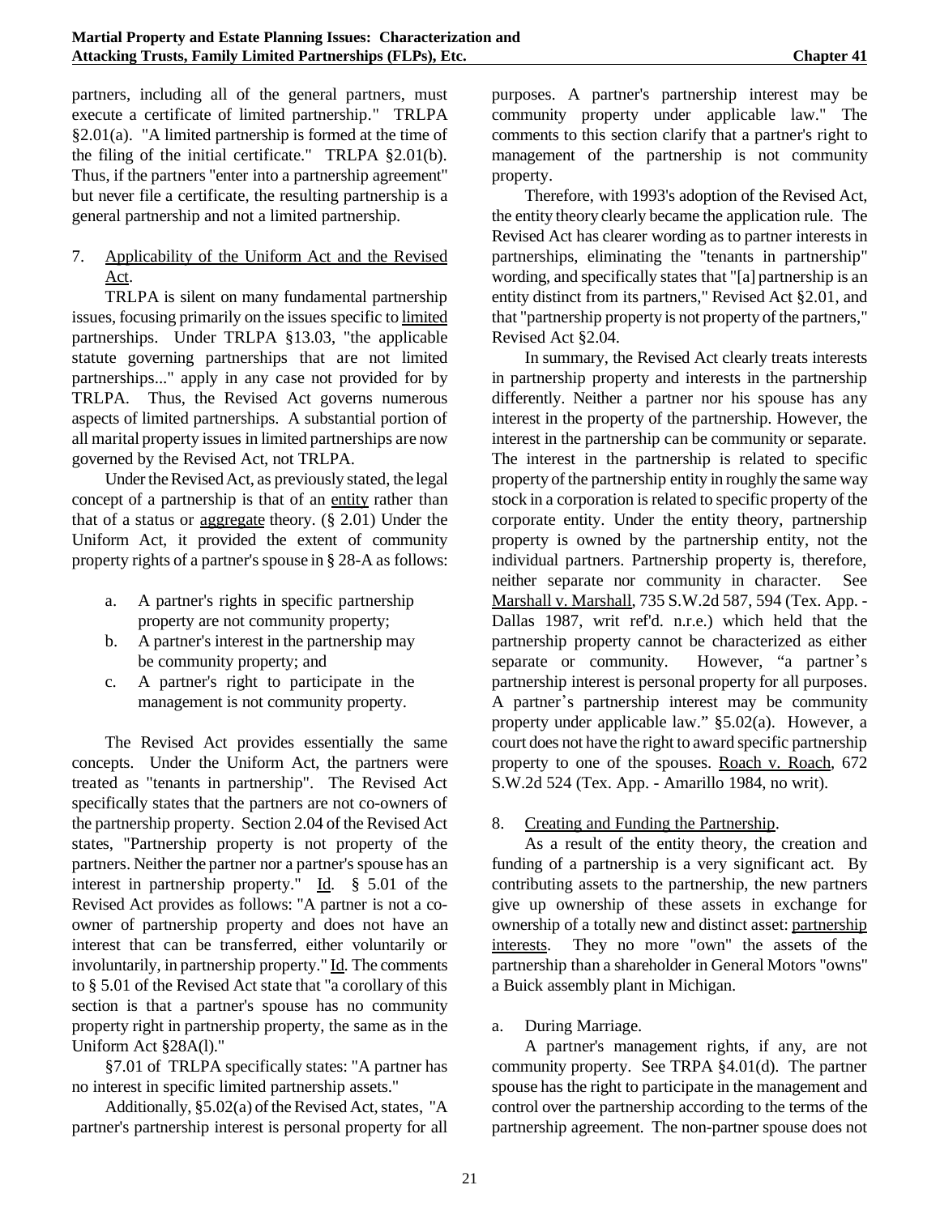partners, including all of the general partners, must execute a certificate of limited partnership." TRLPA §2.01(a). "A limited partnership is formed at the time of the filing of the initial certificate." TRLPA §2.01(b). Thus, if the partners "enter into a partnership agreement" but never file a certificate, the resulting partnership is a general partnership and not a limited partnership.

7. Applicability of the Uniform Act and the Revised Act.

TRLPA is silent on many fundamental partnership issues, focusing primarily on the issues specific to limited partnerships. Under TRLPA §13.03, "the applicable statute governing partnerships that are not limited partnerships..." apply in any case not provided for by TRLPA. Thus, the Revised Act governs numerous aspects of limited partnerships. A substantial portion of all marital property issues in limited partnerships are now governed by the Revised Act, not TRLPA.

Under the Revised Act, as previously stated, the legal concept of a partnership is that of an entity rather than that of a status or aggregate theory. (§ 2.01) Under the Uniform Act, it provided the extent of community property rights of a partner's spouse in § 28-A as follows:

a. A partner's rights in specific partnership property are not community property;
b. A partner's interest in the partnership may be community property; and
c. A partner's right to participate in the management is not community property.

The Revised Act provides essentially the same concepts. Under the Uniform Act, the partners were treated as "tenants in partnership". The Revised Act specifically states that the partners are not co-owners of the partnership property. Section 2.04 of the Revised Act states, "Partnership property is not property of the partners. Neither the partner nor a partner's spouse has an interest in partnership property." Id. § 5.01 of the Revised Act provides as follows: "A partner is not a co-owner of partnership property and does not have an interest that can be transferred, either voluntarily or involuntarily, in partnership property." Id. The comments to § 5.01 of the Revised Act state that "a corollary of this section is that a partner's spouse has no community property right in partnership property, the same as in the Uniform Act §28A(l)."

§7.01 of TRLPA specifically states: "A partner has no interest in specific limited partnership assets."

Additionally, §5.02(a) of the Revised Act, states, "A partner's partnership interest is personal property for all purposes. A partner's partnership interest may be community property under applicable law." The comments to this section clarify that a partner's right to management of the partnership is not community property.

Therefore, with 1993's adoption of the Revised Act, the entity theory clearly became the application rule. The Revised Act has clearer wording as to partner interests in partnerships, eliminating the "tenants in partnership" wording, and specifically states that "[a] partnership is an entity distinct from its partners," Revised Act §2.01, and that "partnership property is not property of the partners," Revised Act §2.04.

In summary, the Revised Act clearly treats interests in partnership property and interests in the partnership differently. Neither a partner nor his spouse has any interest in the property of the partnership. However, the interest in the partnership can be community or separate. The interest in the partnership is related to specific property of the partnership entity in roughly the same way stock in a corporation is related to specific property of the corporate entity. Under the entity theory, partnership property is owned by the partnership entity, not the individual partners. Partnership property is, therefore, neither separate nor community in character. See Marshall v. Marshall, 735 S.W.2d 587, 594 (Tex. App. - Dallas 1987, writ ref'd. n.r.e.) which held that the partnership property cannot be characterized as either separate or community. However, "a partner's partnership interest is personal property for all purposes. A partner's partnership interest may be community property under applicable law." §5.02(a). However, a court does not have the right to award specific partnership property to one of the spouses. Roach v. Roach, 672 S.W.2d 524 (Tex. App. - Amarillo 1984, no writ).

8. Creating and Funding the Partnership.

As a result of the entity theory, the creation and funding of a partnership is a very significant act. By contributing assets to the partnership, the new partners give up ownership of these assets in exchange for ownership of a totally new and distinct asset: partnership interests. They no more "own" the assets of the partnership than a shareholder in General Motors "owns" a Buick assembly plant in Michigan.

a. During Marriage.

A partner's management rights, if any, are not community property. See TRPA §4.01(d). The partner spouse has the right to participate in the management and control over the partnership according to the terms of the partnership agreement. The non-partner spouse does not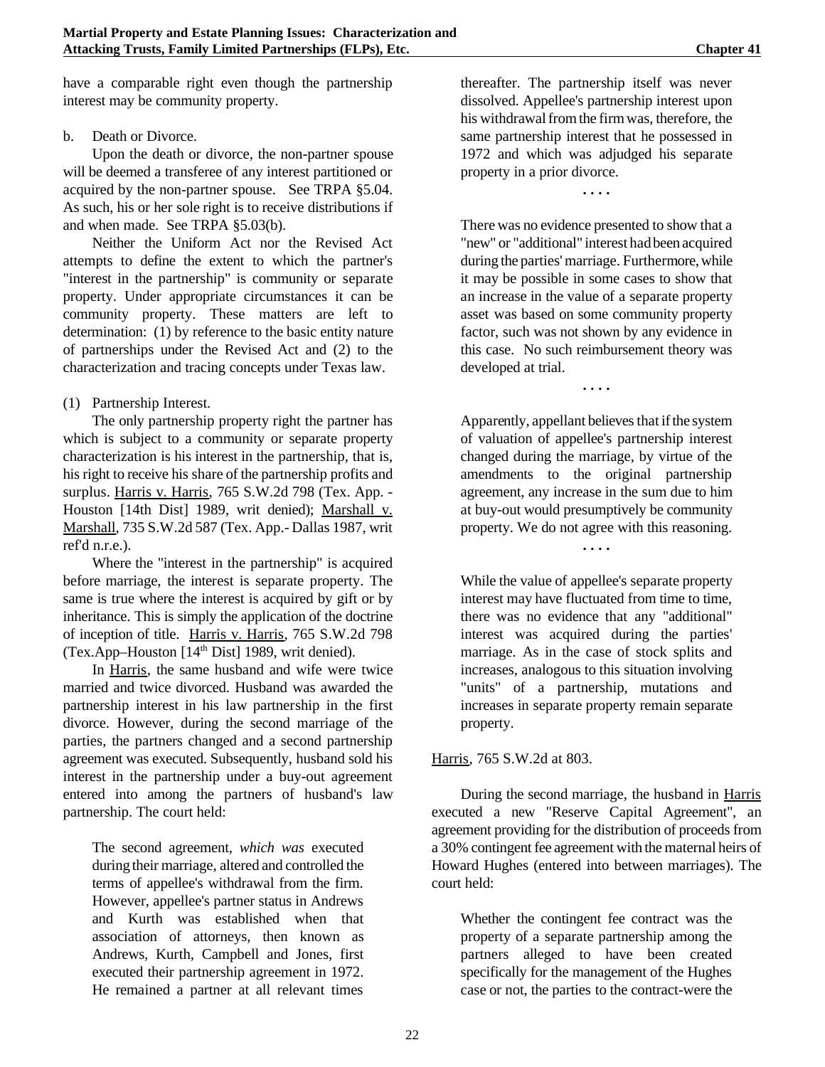have a comparable right even though the partnership interest may be community property.

b. Death or Divorce.

Upon the death or divorce, the non-partner spouse will be deemed a transferee of any interest partitioned or acquired by the non-partner spouse. See TRPA §5.04. As such, his or her sole right is to receive distributions if and when made. See TRPA §5.03(b).

Neither the Uniform Act nor the Revised Act attempts to define the extent to which the partner's "interest in the partnership" is community or separate property. Under appropriate circumstances it can be community property. These matters are left to determination: (1) by reference to the basic entity nature of partnerships under the Revised Act and (2) to the characterization and tracing concepts under Texas law.

(1) Partnership Interest.

The only partnership property right the partner has which is subject to a community or separate property characterization is his interest in the partnership, that is, his right to receive his share of the partnership profits and surplus. Harris v. Harris, 765 S.W.2d 798 (Tex. App. - Houston [14th Dist] 1989, writ denied); Marshall v. Marshall, 735 S.W.2d 587 (Tex. App.- Dallas 1987, writ ref'd n.r.e.).

Where the "interest in the partnership" is acquired before marriage, the interest is separate property. The same is true where the interest is acquired by gift or by inheritance. This is simply the application of the doctrine of inception of title. Harris v. Harris, 765 S.W.2d 798 (Tex.App–Houston [14th Dist] 1989, writ denied).

In Harris, the same husband and wife were twice married and twice divorced. Husband was awarded the partnership interest in his law partnership in the first divorce. However, during the second marriage of the parties, the partners changed and a second partnership agreement was executed. Subsequently, husband sold his interest in the partnership under a buy-out agreement entered into among the partners of husband's law partnership. The court held:

> The second agreement, *which was* executed during their marriage, altered and controlled the terms of appellee's withdrawal from the firm. However, appellee's partner status in Andrews and Kurth was established when that association of attorneys, then known as Andrews, Kurth, Campbell and Jones, first executed their partnership agreement in 1972. He remained a partner at all relevant times thereafter. The partnership itself was never dissolved. Appellee's partnership interest upon his withdrawal from the firm was, therefore, the same partnership interest that he possessed in 1972 and which was adjudged his separate property in a prior divorce.
>
> . . . .
>
> There was no evidence presented to show that a "new" or "additional" interest had been acquired during the parties' marriage. Furthermore, while it may be possible in some cases to show that an increase in the value of a separate property asset was based on some community property factor, such was not shown by any evidence in this case. No such reimbursement theory was developed at trial.
>
> . . . .
>
> Apparently, appellant believes that if the system of valuation of appellee's partnership interest changed during the marriage, by virtue of the amendments to the original partnership agreement, any increase in the sum due to him at buy-out would presumptively be community property. We do not agree with this reasoning.
>
> . . . .
>
> While the value of appellee's separate property interest may have fluctuated from time to time, there was no evidence that any "additional" interest was acquired during the parties' marriage. As in the case of stock splits and increases, analogous to this situation involving "units" of a partnership, mutations and increases in separate property remain separate property.

Harris, 765 S.W.2d at 803.

During the second marriage, the husband in Harris executed a new "Reserve Capital Agreement", an agreement providing for the distribution of proceeds from a 30% contingent fee agreement with the maternal heirs of Howard Hughes (entered into between marriages). The court held:

> Whether the contingent fee contract was the property of a separate partnership among the partners alleged to have been created specifically for the management of the Hughes case or not, the parties to the contract-were the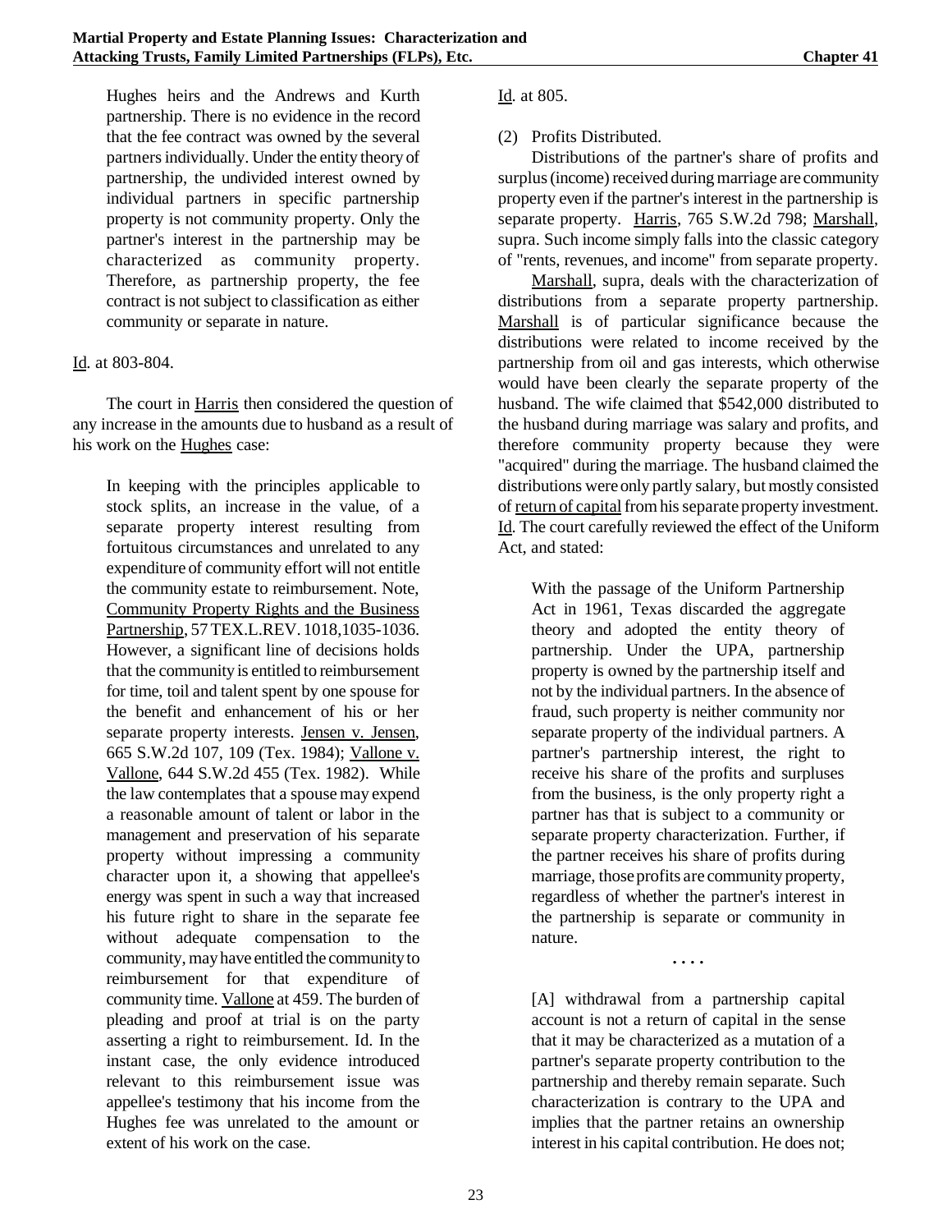> Hughes heirs and the Andrews and Kurth partnership. There is no evidence in the record that the fee contract was owned by the several partners individually. Under the entity theory of partnership, the undivided interest owned by individual partners in specific partnership property is not community property. Only the partner's interest in the partnership may be characterized as community property. Therefore, as partnership property, the fee contract is not subject to classification as either community or separate in nature.

Id. at 803-804.

The court in Harris then considered the question of any increase in the amounts due to husband as a result of his work on the Hughes case:

> In keeping with the principles applicable to stock splits, an increase in the value, of a separate property interest resulting from fortuitous circumstances and unrelated to any expenditure of community effort will not entitle the community estate to reimbursement. Note, Community Property Rights and the Business Partnership, 57 TEX.L.REV. 1018,1035-1036. However, a significant line of decisions holds that the community is entitled to reimbursement for time, toil and talent spent by one spouse for the benefit and enhancement of his or her separate property interests. Jensen v. Jensen, 665 S.W.2d 107, 109 (Tex. 1984); Vallone v. Vallone, 644 S.W.2d 455 (Tex. 1982). While the law contemplates that a spouse may expend a reasonable amount of talent or labor in the management and preservation of his separate property without impressing a community character upon it, a showing that appellee's energy was spent in such a way that increased his future right to share in the separate fee without adequate compensation to the community, may have entitled the community to reimbursement for that expenditure of community time. Vallone at 459. The burden of pleading and proof at trial is on the party asserting a right to reimbursement. Id. In the instant case, the only evidence introduced relevant to this reimbursement issue was appellee's testimony that his income from the Hughes fee was unrelated to the amount or extent of his work on the case.

Id. at 805.

(2) Profits Distributed.

Distributions of the partner's share of profits and surplus (income) received during marriage are community property even if the partner's interest in the partnership is separate property. Harris, 765 S.W.2d 798; Marshall, supra. Such income simply falls into the classic category of "rents, revenues, and income" from separate property.

Marshall, supra, deals with the characterization of distributions from a separate property partnership. Marshall is of particular significance because the distributions were related to income received by the partnership from oil and gas interests, which otherwise would have been clearly the separate property of the husband. The wife claimed that $542,000 distributed to the husband during marriage was salary and profits, and therefore community property because they were "acquired" during the marriage. The husband claimed the distributions were only partly salary, but mostly consisted of return of capital from his separate property investment. Id. The court carefully reviewed the effect of the Uniform Act, and stated:

> With the passage of the Uniform Partnership Act in 1961, Texas discarded the aggregate theory and adopted the entity theory of partnership. Under the UPA, partnership property is owned by the partnership itself and not by the individual partners. In the absence of fraud, such property is neither community nor separate property of the individual partners. A partner's partnership interest, the right to receive his share of the profits and surpluses from the business, is the only property right a partner has that is subject to a community or separate property characterization. Further, if the partner receives his share of profits during marriage, those profits are community property, regardless of whether the partner's interest in the partnership is separate or community in nature.
>
> . . . .
>
> [A] withdrawal from a partnership capital account is not a return of capital in the sense that it may be characterized as a mutation of a partner's separate property contribution to the partnership and thereby remain separate. Such characterization is contrary to the UPA and implies that the partner retains an ownership interest in his capital contribution. He does not;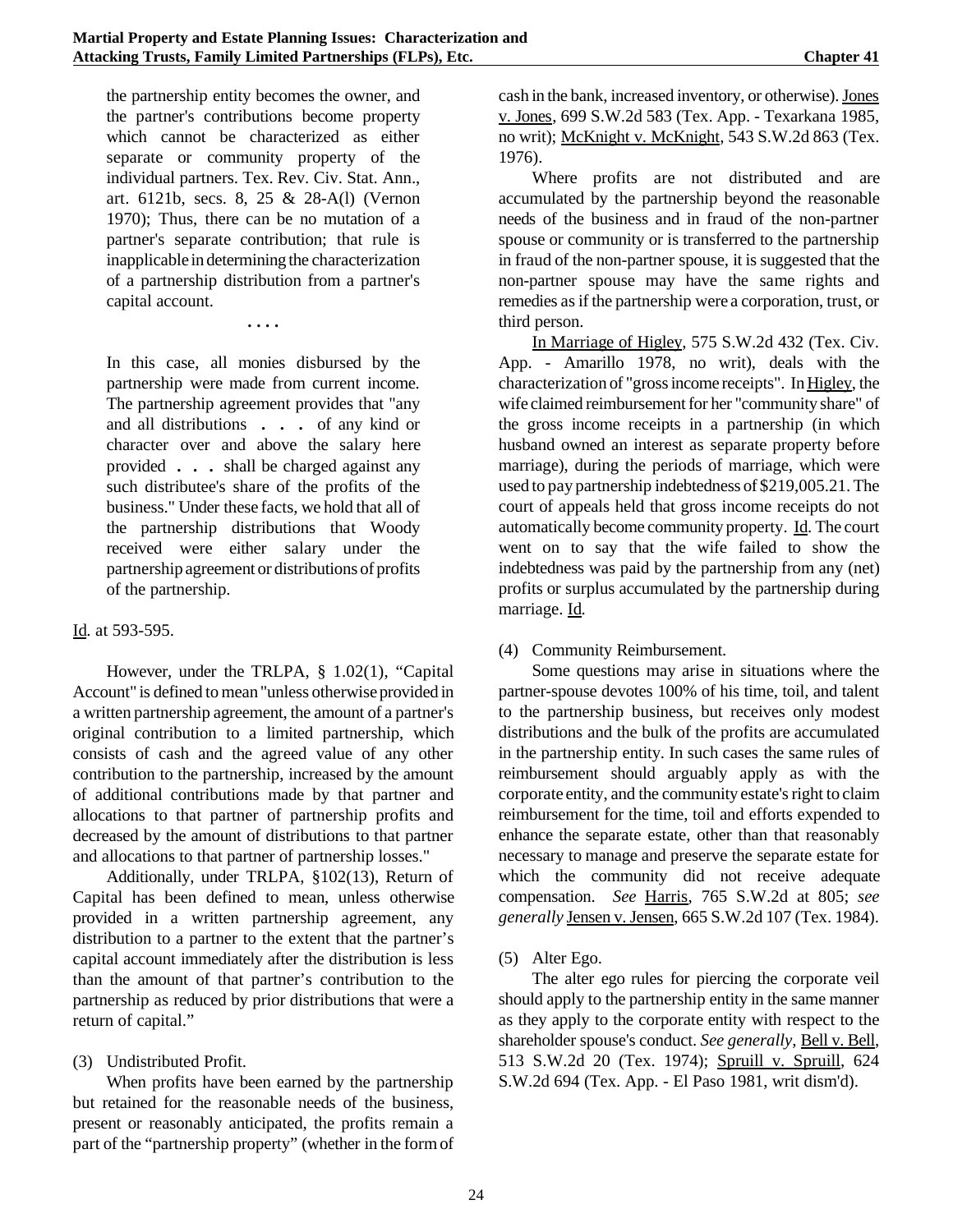the partnership entity becomes the owner, and the partner's contributions become property which cannot be characterized as either separate or community property of the individual partners. Tex. Rev. Civ. Stat. Ann., art. 6121b, secs. 8, 25 & 28-A(l) (Vernon 1970); Thus, there can be no mutation of a partner's separate contribution; that rule is inapplicable in determining the characterization of a partnership distribution from a partner's capital account.

> . . . .

In this case, all monies disbursed by the partnership were made from current income. The partnership agreement provides that "any and all distributions . . . of any kind or character over and above the salary here provided . . . shall be charged against any such distributee's share of the profits of the business." Under these facts, we hold that all of the partnership distributions that Woody received were either salary under the partnership agreement or distributions of profits of the partnership.

Id. at 593-595.

However, under the TRLPA, § 1.02(1), "Capital Account" is defined to mean "unless otherwise provided in a written partnership agreement, the amount of a partner's original contribution to a limited partnership, which consists of cash and the agreed value of any other contribution to the partnership, increased by the amount of additional contributions made by that partner and allocations to that partner of partnership profits and decreased by the amount of distributions to that partner and allocations to that partner of partnership losses."

Additionally, under TRLPA, §102(13), Return of Capital has been defined to mean, unless otherwise provided in a written partnership agreement, any distribution to a partner to the extent that the partner's capital account immediately after the distribution is less than the amount of that partner's contribution to the partnership as reduced by prior distributions that were a return of capital."

(3) Undistributed Profit.

When profits have been earned by the partnership but retained for the reasonable needs of the business, present or reasonably anticipated, the profits remain a part of the "partnership property" (whether in the form of cash in the bank, increased inventory, or otherwise). Jones v. Jones, 699 S.W.2d 583 (Tex. App. - Texarkana 1985, no writ); McKnight v. McKnight, 543 S.W.2d 863 (Tex. 1976).

Where profits are not distributed and are accumulated by the partnership beyond the reasonable needs of the business and in fraud of the non-partner spouse or community or is transferred to the partnership in fraud of the non-partner spouse, it is suggested that the non-partner spouse may have the same rights and remedies as if the partnership were a corporation, trust, or third person.

In Marriage of Higley, 575 S.W.2d 432 (Tex. Civ. App. - Amarillo 1978, no writ), deals with the characterization of "gross income receipts". In Higley, the wife claimed reimbursement for her "community share" of the gross income receipts in a partnership (in which husband owned an interest as separate property before marriage), during the periods of marriage, which were used to pay partnership indebtedness of $219,005.21. The court of appeals held that gross income receipts do not automatically become community property. Id. The court went on to say that the wife failed to show the indebtedness was paid by the partnership from any (net) profits or surplus accumulated by the partnership during marriage. Id.

(4) Community Reimbursement.

Some questions may arise in situations where the partner-spouse devotes 100% of his time, toil, and talent to the partnership business, but receives only modest distributions and the bulk of the profits are accumulated in the partnership entity. In such cases the same rules of reimbursement should arguably apply as with the corporate entity, and the community estate's right to claim reimbursement for the time, toil and efforts expended to enhance the separate estate, other than that reasonably necessary to manage and preserve the separate estate for which the community did not receive adequate compensation. *See* Harris, 765 S.W.2d at 805; *see generally* Jensen v. Jensen, 665 S.W.2d 107 (Tex. 1984).

(5) Alter Ego.

The alter ego rules for piercing the corporate veil should apply to the partnership entity in the same manner as they apply to the corporate entity with respect to the shareholder spouse's conduct. *See generally,* Bell v. Bell, 513 S.W.2d 20 (Tex. 1974); Spruill v. Spruill, 624 S.W.2d 694 (Tex. App. - El Paso 1981, writ dism'd).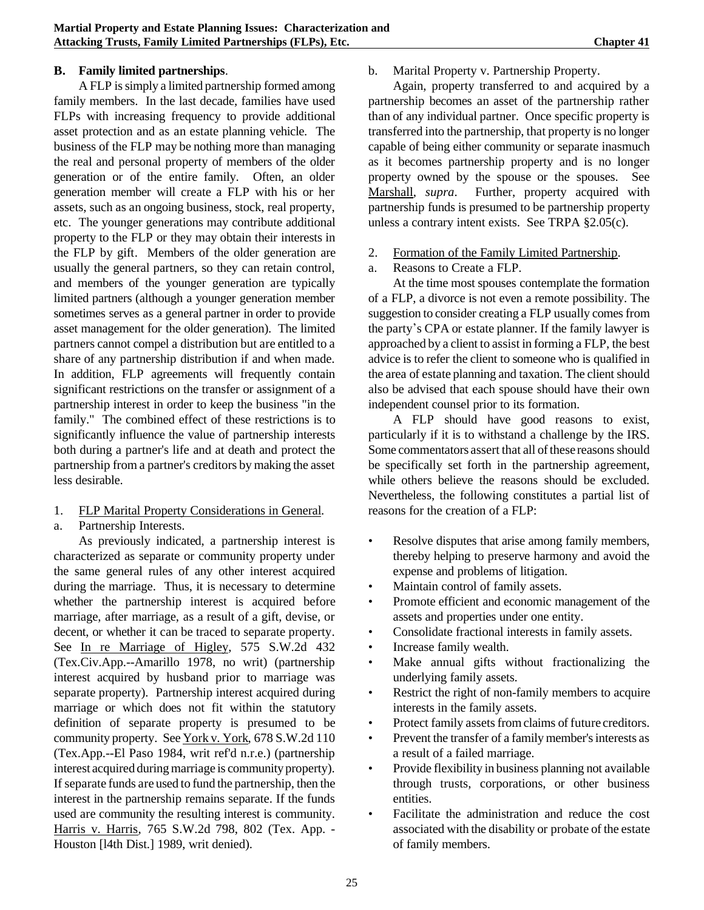### B. Family limited partnerships.

A FLP is simply a limited partnership formed among family members. In the last decade, families have used FLPs with increasing frequency to provide additional asset protection and as an estate planning vehicle. The business of the FLP may be nothing more than managing the real and personal property of members of the older generation or of the entire family. Often, an older generation member will create a FLP with his or her assets, such as an ongoing business, stock, real property, etc. The younger generations may contribute additional property to the FLP or they may obtain their interests in the FLP by gift. Members of the older generation are usually the general partners, so they can retain control, and members of the younger generation are typically limited partners (although a younger generation member sometimes serves as a general partner in order to provide asset management for the older generation). The limited partners cannot compel a distribution but are entitled to a share of any partnership distribution if and when made. In addition, FLP agreements will frequently contain significant restrictions on the transfer or assignment of a partnership interest in order to keep the business "in the family." The combined effect of these restrictions is to significantly influence the value of partnership interests both during a partner's life and at death and protect the partnership from a partner's creditors by making the asset less desirable.

1. FLP Marital Property Considerations in General.

a. Partnership Interests.

As previously indicated, a partnership interest is characterized as separate or community property under the same general rules of any other interest acquired during the marriage. Thus, it is necessary to determine whether the partnership interest is acquired before marriage, after marriage, as a result of a gift, devise, or decent, or whether it can be traced to separate property. See In re Marriage of Higley, 575 S.W.2d 432 (Tex.Civ.App.--Amarillo 1978, no writ) (partnership interest acquired by husband prior to marriage was separate property). Partnership interest acquired during marriage or which does not fit within the statutory definition of separate property is presumed to be community property. See York v. York, 678 S.W.2d 110 (Tex.App.--El Paso 1984, writ ref'd n.r.e.) (partnership interest acquired during marriage is community property). If separate funds are used to fund the partnership, then the interest in the partnership remains separate. If the funds used are community the resulting interest is community. Harris v. Harris, 765 S.W.2d 798, 802 (Tex. App. - Houston [l4th Dist.] 1989, writ denied).

b. Marital Property v. Partnership Property.

Again, property transferred to and acquired by a partnership becomes an asset of the partnership rather than of any individual partner. Once specific property is transferred into the partnership, that property is no longer capable of being either community or separate inasmuch as it becomes partnership property and is no longer property owned by the spouse or the spouses. See Marshall, *supra*. Further, property acquired with partnership funds is presumed to be partnership property unless a contrary intent exists. See TRPA §2.05(c).

2. Formation of the Family Limited Partnership.

a. Reasons to Create a FLP.

At the time most spouses contemplate the formation of a FLP, a divorce is not even a remote possibility. The suggestion to consider creating a FLP usually comes from the party's CPA or estate planner. If the family lawyer is approached by a client to assist in forming a FLP, the best advice is to refer the client to someone who is qualified in the area of estate planning and taxation. The client should also be advised that each spouse should have their own independent counsel prior to its formation.

A FLP should have good reasons to exist, particularly if it is to withstand a challenge by the IRS. Some commentators assert that all of these reasons should be specifically set forth in the partnership agreement, while others believe the reasons should be excluded. Nevertheless, the following constitutes a partial list of reasons for the creation of a FLP:

- Resolve disputes that arise among family members, thereby helping to preserve harmony and avoid the expense and problems of litigation.
- Maintain control of family assets.
- Promote efficient and economic management of the assets and properties under one entity.
- Consolidate fractional interests in family assets.
- Increase family wealth.
- Make annual gifts without fractionalizing the underlying family assets.
- Restrict the right of non-family members to acquire interests in the family assets.
- Protect family assets from claims of future creditors.
- Prevent the transfer of a family member's interests as a result of a failed marriage.
- Provide flexibility in business planning not available through trusts, corporations, or other business entities.
- Facilitate the administration and reduce the cost associated with the disability or probate of the estate of family members.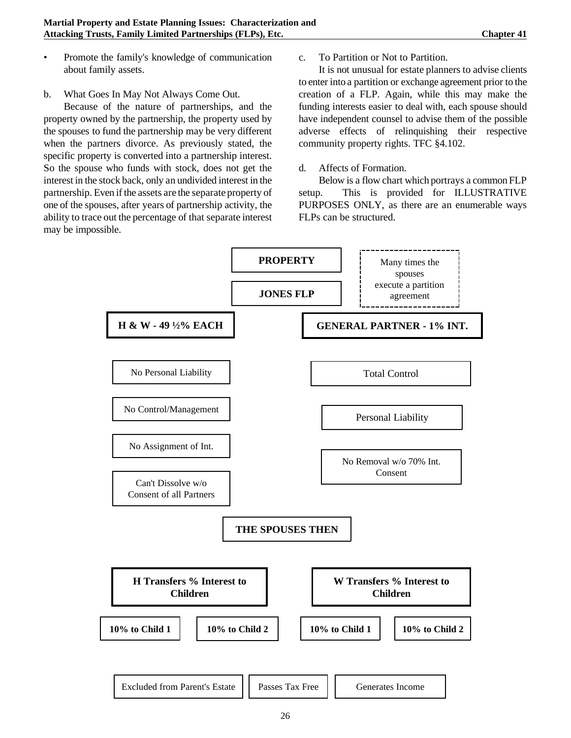- Promote the family's knowledge of communication about family assets.

b. What Goes In May Not Always Come Out.

Because of the nature of partnerships, and the property owned by the partnership, the property used by the spouses to fund the partnership may be very different when the partners divorce. As previously stated, the specific property is converted into a partnership interest. So the spouse who funds with stock, does not get the interest in the stock back, only an undivided interest in the partnership. Even if the assets are the separate property of one of the spouses, after years of partnership activity, the ability to trace out the percentage of that separate interest may be impossible.

c. To Partition or Not to Partition.

It is not unusual for estate planners to advise clients to enter into a partition or exchange agreement prior to the creation of a FLP. Again, while this may make the funding interests easier to deal with, each spouse should have independent counsel to advise them of the possible adverse effects of relinquishing their respective community property rights. TFC §4.102.

d. Affects of Formation.

Below is a flow chart which portrays a common FLP setup. This is provided for ILLUSTRATIVE PURPOSES ONLY, as there are an enumerable ways FLPs can be structured.

**PROPERTY**

**JONES FLP**

Many times the spouses execute a partition agreement

**H & W - 49 ½% EACH**
- No Personal Liability
- No Control/Management
- No Assignment of Int.
- Can't Dissolve w/o Consent of all Partners

**GENERAL PARTNER - 1% INT.**
- Total Control
- Personal Liability
- No Removal w/o 70% Int. Consent

**THE SPOUSES THEN**

**H Transfers % Interest to Children**
- **10% to Child 1**
- **10% to Child 2**

**W Transfers % Interest to Children**
- **10% to Child 1**
- **10% to Child 2**

Excluded from Parent's Estate | Passes Tax Free | Generates Income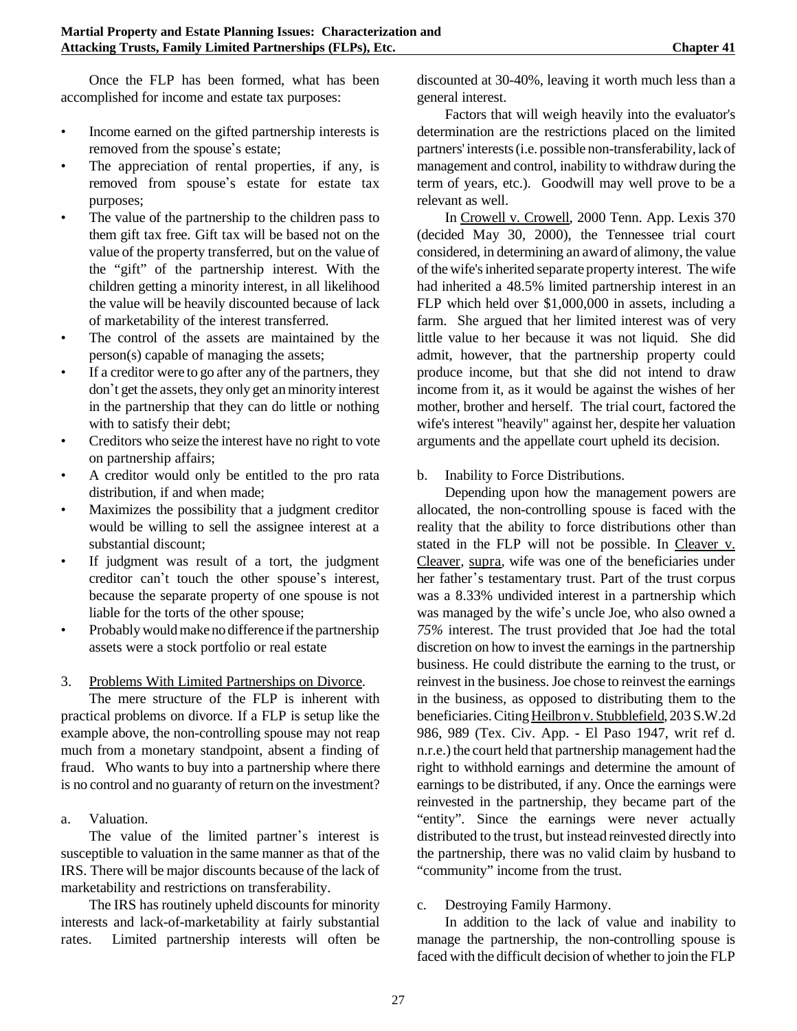Once the FLP has been formed, what has been accomplished for income and estate tax purposes:

- Income earned on the gifted partnership interests is removed from the spouse's estate;
- The appreciation of rental properties, if any, is removed from spouse's estate for estate tax purposes;
- The value of the partnership to the children pass to them gift tax free. Gift tax will be based not on the value of the property transferred, but on the value of the "gift" of the partnership interest. With the children getting a minority interest, in all likelihood the value will be heavily discounted because of lack of marketability of the interest transferred.
- The control of the assets are maintained by the person(s) capable of managing the assets;
- If a creditor were to go after any of the partners, they don't get the assets, they only get an minority interest in the partnership that they can do little or nothing with to satisfy their debt;
- Creditors who seize the interest have no right to vote on partnership affairs;
- A creditor would only be entitled to the pro rata distribution, if and when made;
- Maximizes the possibility that a judgment creditor would be willing to sell the assignee interest at a substantial discount;
- If judgment was result of a tort, the judgment creditor can't touch the other spouse's interest, because the separate property of one spouse is not liable for the torts of the other spouse;
- Probably would make no difference if the partnership assets were a stock portfolio or real estate

3. Problems With Limited Partnerships on Divorce.

The mere structure of the FLP is inherent with practical problems on divorce. If a FLP is setup like the example above, the non-controlling spouse may not reap much from a monetary standpoint, absent a finding of fraud. Who wants to buy into a partnership where there is no control and no guaranty of return on the investment?

a. Valuation.

The value of the limited partner's interest is susceptible to valuation in the same manner as that of the IRS. There will be major discounts because of the lack of marketability and restrictions on transferability.

The IRS has routinely upheld discounts for minority interests and lack-of-marketability at fairly substantial rates. Limited partnership interests will often be discounted at 30-40%, leaving it worth much less than a general interest.

Factors that will weigh heavily into the evaluator's determination are the restrictions placed on the limited partners' interests (i.e. possible non-transferability, lack of management and control, inability to withdraw during the term of years, etc.). Goodwill may well prove to be a relevant as well.

In Crowell v. Crowell, 2000 Tenn. App. Lexis 370 (decided May 30, 2000), the Tennessee trial court considered, in determining an award of alimony, the value of the wife's inherited separate property interest. The wife had inherited a 48.5% limited partnership interest in an FLP which held over $1,000,000 in assets, including a farm. She argued that her limited interest was of very little value to her because it was not liquid. She did admit, however, that the partnership property could produce income, but that she did not intend to draw income from it, as it would be against the wishes of her mother, brother and herself. The trial court, factored the wife's interest "heavily" against her, despite her valuation arguments and the appellate court upheld its decision.

b. Inability to Force Distributions.

Depending upon how the management powers are allocated, the non-controlling spouse is faced with the reality that the ability to force distributions other than stated in the FLP will not be possible. In Cleaver v. Cleaver, supra, wife was one of the beneficiaries under her father's testamentary trust. Part of the trust corpus was a 8.33% undivided interest in a partnership which was managed by the wife's uncle Joe, who also owned a *75%* interest. The trust provided that Joe had the total discretion on how to invest the earnings in the partnership business. He could distribute the earning to the trust, or reinvest in the business. Joe chose to reinvest the earnings in the business, as opposed to distributing them to the beneficiaries. Citing Heilbron v. Stubblefield, 203 S.W.2d 986, 989 (Tex. Civ. App. - El Paso 1947, writ ref d. n.r.e.) the court held that partnership management had the right to withhold earnings and determine the amount of earnings to be distributed, if any. Once the earnings were reinvested in the partnership, they became part of the "entity". Since the earnings were never actually distributed to the trust, but instead reinvested directly into the partnership, there was no valid claim by husband to "community" income from the trust.

c. Destroying Family Harmony.

In addition to the lack of value and inability to manage the partnership, the non-controlling spouse is faced with the difficult decision of whether to join the FLP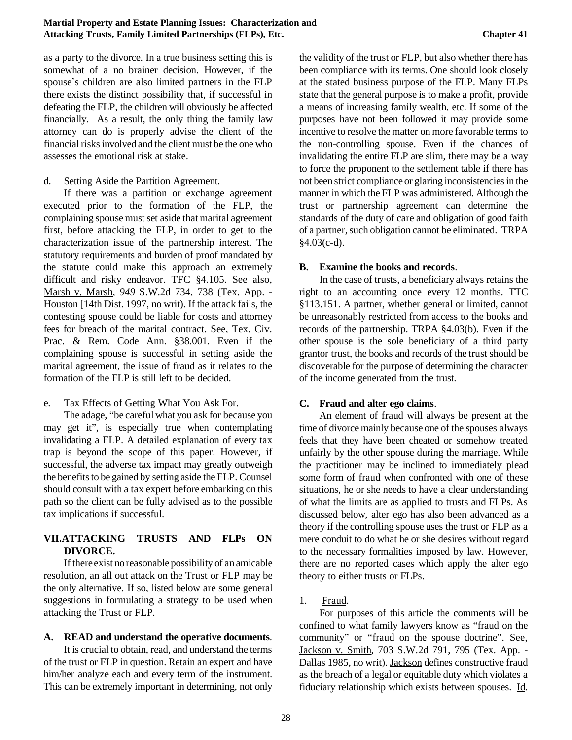as a party to the divorce. In a true business setting this is somewhat of a no brainer decision. However, if the spouse's children are also limited partners in the FLP there exists the distinct possibility that, if successful in defeating the FLP, the children will obviously be affected financially. As a result, the only thing the family law attorney can do is properly advise the client of the financial risks involved and the client must be the one who assesses the emotional risk at stake.

d. Setting Aside the Partition Agreement.

If there was a partition or exchange agreement executed prior to the formation of the FLP, the complaining spouse must set aside that marital agreement first, before attacking the FLP, in order to get to the characterization issue of the partnership interest. The statutory requirements and burden of proof mandated by the statute could make this approach an extremely difficult and risky endeavor. TFC §4.105. See also, Marsh v. Marsh, *949* S.W.2d 734, 738 (Tex. App. - Houston [14th Dist. 1997, no writ). If the attack fails, the contesting spouse could be liable for costs and attorney fees for breach of the marital contract. See, Tex. Civ. Prac. & Rem. Code Ann. §38.001. Even if the complaining spouse is successful in setting aside the marital agreement, the issue of fraud as it relates to the formation of the FLP is still left to be decided.

e. Tax Effects of Getting What You Ask For.

The adage, "be careful what you ask for because you may get it", is especially true when contemplating invalidating a FLP. A detailed explanation of every tax trap is beyond the scope of this paper. However, if successful, the adverse tax impact may greatly outweigh the benefits to be gained by setting aside the FLP. Counsel should consult with a tax expert before embarking on this path so the client can be fully advised as to the possible tax implications if successful.

## VII. ATTACKING TRUSTS AND FLPs ON DIVORCE.

If there exist no reasonable possibility of an amicable resolution, an all out attack on the Trust or FLP may be the only alternative. If so, listed below are some general suggestions in formulating a strategy to be used when attacking the Trust or FLP.

### A. READ and understand the operative documents.

It is crucial to obtain, read, and understand the terms of the trust or FLP in question. Retain an expert and have him/her analyze each and every term of the instrument. This can be extremely important in determining, not only the validity of the trust or FLP, but also whether there has been compliance with its terms. One should look closely at the stated business purpose of the FLP. Many FLPs state that the general purpose is to make a profit, provide a means of increasing family wealth, etc. If some of the purposes have not been followed it may provide some incentive to resolve the matter on more favorable terms to the non-controlling spouse. Even if the chances of invalidating the entire FLP are slim, there may be a way to force the proponent to the settlement table if there has not been strict compliance or glaring inconsistencies in the manner in which the FLP was administered. Although the trust or partnership agreement can determine the standards of the duty of care and obligation of good faith of a partner, such obligation cannot be eliminated. TRPA §4.03(c-d).

### B. Examine the books and records.

In the case of trusts, a beneficiary always retains the right to an accounting once every 12 months. TTC §113.151. A partner, whether general or limited, cannot be unreasonably restricted from access to the books and records of the partnership. TRPA §4.03(b). Even if the other spouse is the sole beneficiary of a third party grantor trust, the books and records of the trust should be discoverable for the purpose of determining the character of the income generated from the trust.

### C. Fraud and alter ego claims.

An element of fraud will always be present at the time of divorce mainly because one of the spouses always feels that they have been cheated or somehow treated unfairly by the other spouse during the marriage. While the practitioner may be inclined to immediately plead some form of fraud when confronted with one of these situations, he or she needs to have a clear understanding of what the limits are as applied to trusts and FLPs. As discussed below, alter ego has also been advanced as a theory if the controlling spouse uses the trust or FLP as a mere conduit to do what he or she desires without regard to the necessary formalities imposed by law. However, there are no reported cases which apply the alter ego theory to either trusts or FLPs.

1. Fraud.

For purposes of this article the comments will be confined to what family lawyers know as "fraud on the community" or "fraud on the spouse doctrine". See, Jackson v. Smith, 703 S.W.2d 791, 795 (Tex. App. - Dallas 1985, no writ). Jackson defines constructive fraud as the breach of a legal or equitable duty which violates a fiduciary relationship which exists between spouses. Id.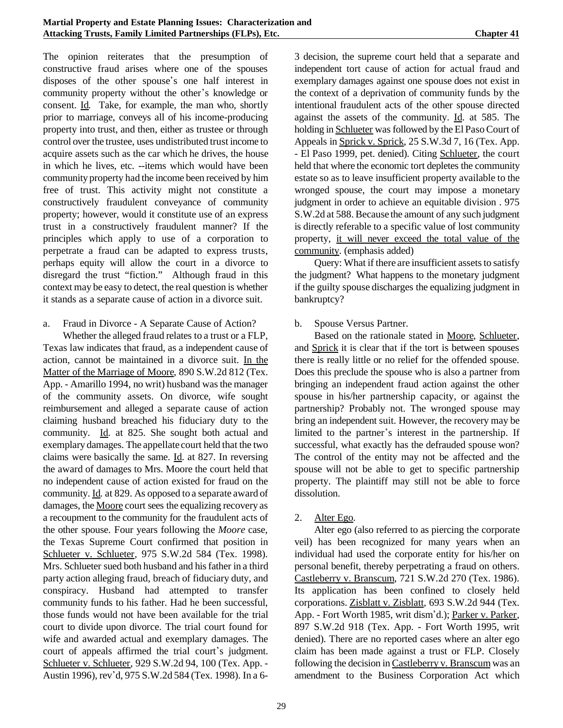The opinion reiterates that the presumption of constructive fraud arises where one of the spouses disposes of the other spouse's one half interest in community property without the other's knowledge or consent. Id. Take, for example, the man who, shortly prior to marriage, conveys all of his income-producing property into trust, and then, either as trustee or through control over the trustee, uses undistributed trust income to acquire assets such as the car which he drives, the house in which he lives, etc. --items which would have been community property had the income been received by him free of trust. This activity might not constitute a constructively fraudulent conveyance of community property; however, would it constitute use of an express trust in a constructively fraudulent manner? If the principles which apply to use of a corporation to perpetrate a fraud can be adapted to express trusts, perhaps equity will allow the court in a divorce to disregard the trust "fiction." Although fraud in this context may be easy to detect, the real question is whether it stands as a separate cause of action in a divorce suit.

a. Fraud in Divorce - A Separate Cause of Action?

Whether the alleged fraud relates to a trust or a FLP, Texas law indicates that fraud, as a independent cause of action, cannot be maintained in a divorce suit. In the Matter of the Marriage of Moore, 890 S.W.2d 812 (Tex. App. - Amarillo 1994, no writ) husband was the manager of the community assets. On divorce, wife sought reimbursement and alleged a separate cause of action claiming husband breached his fiduciary duty to the community. Id. at 825. She sought both actual and exemplary damages. The appellate court held that the two claims were basically the same. Id. at 827. In reversing the award of damages to Mrs. Moore the court held that no independent cause of action existed for fraud on the community. Id. at 829. As opposed to a separate award of damages, the Moore court sees the equalizing recovery as a recoupment to the community for the fraudulent acts of the other spouse. Four years following the *Moore* case, the Texas Supreme Court confirmed that position in Schlueter v. Schlueter, 975 S.W.2d 584 (Tex. 1998). Mrs. Schlueter sued both husband and his father in a third party action alleging fraud, breach of fiduciary duty, and conspiracy. Husband had attempted to transfer community funds to his father. Had he been successful, those funds would not have been available for the trial court to divide upon divorce. The trial court found for wife and awarded actual and exemplary damages. The court of appeals affirmed the trial court's judgment. Schlueter v. Schlueter, 929 S.W.2d 94, 100 (Tex. App. - Austin 1996), rev'd, 975 S.W.2d 584 (Tex. 1998). In a 6-3 decision, the supreme court held that a separate and independent tort cause of action for actual fraud and exemplary damages against one spouse does not exist in the context of a deprivation of community funds by the intentional fraudulent acts of the other spouse directed against the assets of the community. Id. at 585. The holding in Schlueter was followed by the El Paso Court of Appeals in Sprick v. Sprick, 25 S.W.3d 7, 16 (Tex. App. - El Paso 1999, pet. denied). Citing Schlueter, the court held that where the economic tort depletes the community estate so as to leave insufficient property available to the wronged spouse, the court may impose a monetary judgment in order to achieve an equitable division . 975 S.W.2d at 588. Because the amount of any such judgment is directly referable to a specific value of lost community property, it will never exceed the total value of the community. (emphasis added)

Query: What if there are insufficient assets to satisfy the judgment? What happens to the monetary judgment if the guilty spouse discharges the equalizing judgment in bankruptcy?

b. Spouse Versus Partner.

Based on the rationale stated in Moore, Schlueter, and Sprick it is clear that if the tort is between spouses there is really little or no relief for the offended spouse. Does this preclude the spouse who is also a partner from bringing an independent fraud action against the other spouse in his/her partnership capacity, or against the partnership? Probably not. The wronged spouse may bring an independent suit. However, the recovery may be limited to the partner's interest in the partnership. If successful, what exactly has the defrauded spouse won? The control of the entity may not be affected and the spouse will not be able to get to specific partnership property. The plaintiff may still not be able to force dissolution.

2. Alter Ego.

Alter ego (also referred to as piercing the corporate veil) has been recognized for many years when an individual had used the corporate entity for his/her on personal benefit, thereby perpetrating a fraud on others. Castleberry v. Branscum, 721 S.W.2d 270 (Tex. 1986). Its application has been confined to closely held corporations. Zisblatt v. Zisblatt, 693 S.W.2d 944 (Tex. App. - Fort Worth 1985, writ dism'd.); Parker v. Parker, 897 S.W.2d 918 (Tex. App. - Fort Worth 1995, writ denied). There are no reported cases where an alter ego claim has been made against a trust or FLP. Closely following the decision in Castleberry v. Branscum was an amendment to the Business Corporation Act which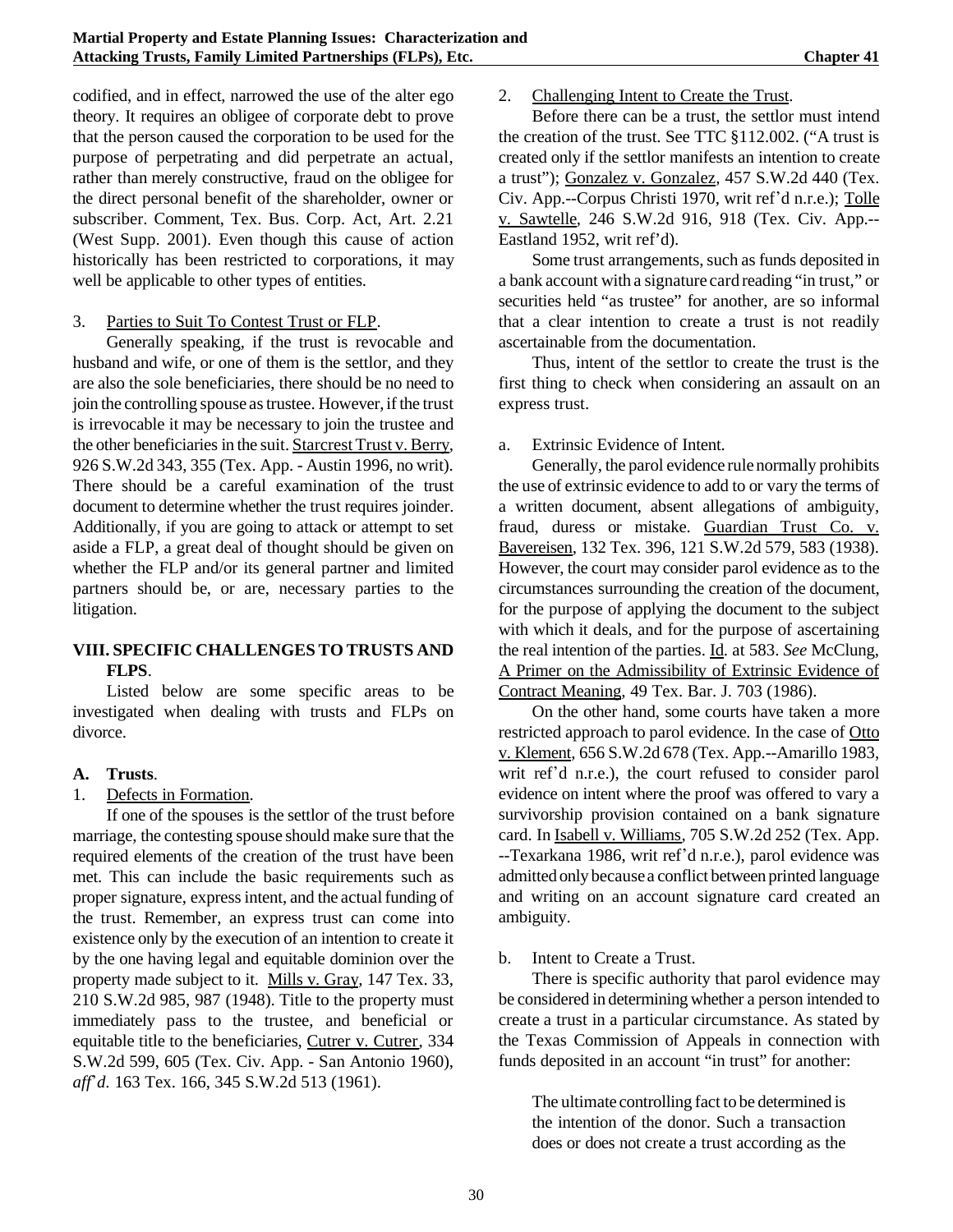codified, and in effect, narrowed the use of the alter ego theory. It requires an obligee of corporate debt to prove that the person caused the corporation to be used for the purpose of perpetrating and did perpetrate an actual, rather than merely constructive, fraud on the obligee for the direct personal benefit of the shareholder, owner or subscriber. Comment, Tex. Bus. Corp. Act, Art. 2.21 (West Supp. 2001). Even though this cause of action historically has been restricted to corporations, it may well be applicable to other types of entities.

3. Parties to Suit To Contest Trust or FLP.

Generally speaking, if the trust is revocable and husband and wife, or one of them is the settlor, and they are also the sole beneficiaries, there should be no need to join the controlling spouse as trustee. However, if the trust is irrevocable it may be necessary to join the trustee and the other beneficiaries in the suit. Starcrest Trust v. Berry, 926 S.W.2d 343, 355 (Tex. App. - Austin 1996, no writ). There should be a careful examination of the trust document to determine whether the trust requires joinder. Additionally, if you are going to attack or attempt to set aside a FLP, a great deal of thought should be given on whether the FLP and/or its general partner and limited partners should be, or are, necessary parties to the litigation.

## VIII. SPECIFIC CHALLENGES TO TRUSTS AND FLPS.

Listed below are some specific areas to be investigated when dealing with trusts and FLPs on divorce.

### A. Trusts.

1. Defects in Formation.

If one of the spouses is the settlor of the trust before marriage, the contesting spouse should make sure that the required elements of the creation of the trust have been met. This can include the basic requirements such as proper signature, express intent, and the actual funding of the trust. Remember, an express trust can come into existence only by the execution of an intention to create it by the one having legal and equitable dominion over the property made subject to it. Mills v. Gray, 147 Tex. 33, 210 S.W.2d 985, 987 (1948). Title to the property must immediately pass to the trustee, and beneficial or equitable title to the beneficiaries, Cutrer v. Cutrer, 334 S.W.2d 599, 605 (Tex. Civ. App. - San Antonio 1960), *aff'd.* 163 Tex. 166, 345 S.W.2d 513 (1961).

2. Challenging Intent to Create the Trust.

Before there can be a trust, the settlor must intend the creation of the trust. See TTC §112.002. ("A trust is created only if the settlor manifests an intention to create a trust"); Gonzalez v. Gonzalez, 457 S.W.2d 440 (Tex. Civ. App.--Corpus Christi 1970, writ ref'd n.r.e.); Tolle v. Sawtelle, 246 S.W.2d 916, 918 (Tex. Civ. App.--Eastland 1952, writ ref'd).

Some trust arrangements, such as funds deposited in a bank account with a signature card reading "in trust," or securities held "as trustee" for another, are so informal that a clear intention to create a trust is not readily ascertainable from the documentation.

Thus, intent of the settlor to create the trust is the first thing to check when considering an assault on an express trust.

a. Extrinsic Evidence of Intent.

Generally, the parol evidence rule normally prohibits the use of extrinsic evidence to add to or vary the terms of a written document, absent allegations of ambiguity, fraud, duress or mistake. Guardian Trust Co. v. Bavereisen, 132 Tex. 396, 121 S.W.2d 579, 583 (1938). However, the court may consider parol evidence as to the circumstances surrounding the creation of the document, for the purpose of applying the document to the subject with which it deals, and for the purpose of ascertaining the real intention of the parties. Id. at 583. *See* McClung, A Primer on the Admissibility of Extrinsic Evidence of Contract Meaning, 49 Tex. Bar. J. 703 (1986).

On the other hand, some courts have taken a more restricted approach to parol evidence. In the case of Otto v. Klement, 656 S.W.2d 678 (Tex. App.--Amarillo 1983, writ ref'd n.r.e.), the court refused to consider parol evidence on intent where the proof was offered to vary a survivorship provision contained on a bank signature card. In Isabell v. Williams, 705 S.W.2d 252 (Tex. App. --Texarkana 1986, writ ref'd n.r.e.), parol evidence was admitted only because a conflict between printed language and writing on an account signature card created an ambiguity.

b. Intent to Create a Trust.

There is specific authority that parol evidence may be considered in determining whether a person intended to create a trust in a particular circumstance. As stated by the Texas Commission of Appeals in connection with funds deposited in an account "in trust" for another:

> The ultimate controlling fact to be determined is the intention of the donor. Such a transaction does or does not create a trust according as the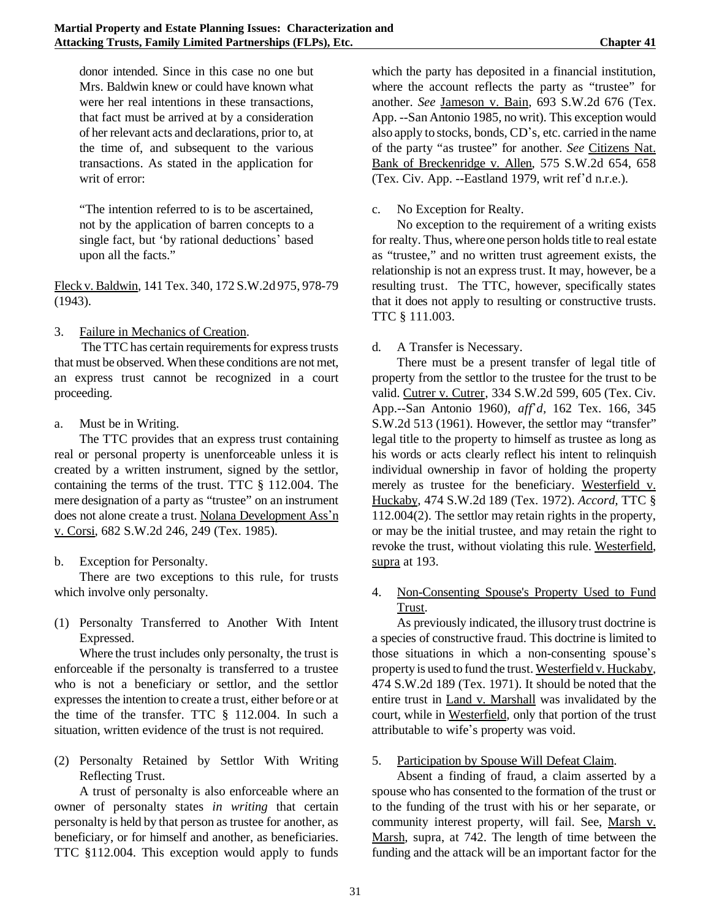donor intended. Since in this case no one but Mrs. Baldwin knew or could have known what were her real intentions in these transactions, that fact must be arrived at by a consideration of her relevant acts and declarations, prior to, at the time of, and subsequent to the various transactions. As stated in the application for writ of error:

> "The intention referred to is to be ascertained, not by the application of barren concepts to a single fact, but 'by rational deductions' based upon all the facts."

Fleck v. Baldwin, 141 Tex. 340, 172 S.W.2d 975, 978-79 (1943).

3. Failure in Mechanics of Creation.

The TTC has certain requirements for express trusts that must be observed. When these conditions are not met, an express trust cannot be recognized in a court proceeding.

a. Must be in Writing.

The TTC provides that an express trust containing real or personal property is unenforceable unless it is created by a written instrument, signed by the settlor, containing the terms of the trust. TTC § 112.004. The mere designation of a party as "trustee" on an instrument does not alone create a trust. Nolana Development Ass'n v. Corsi, 682 S.W.2d 246, 249 (Tex. 1985).

b. Exception for Personalty.

There are two exceptions to this rule, for trusts which involve only personalty.

(1) Personalty Transferred to Another With Intent Expressed.

Where the trust includes only personalty, the trust is enforceable if the personalty is transferred to a trustee who is not a beneficiary or settlor, and the settlor expresses the intention to create a trust, either before or at the time of the transfer. TTC § 112.004. In such a situation, written evidence of the trust is not required.

(2) Personalty Retained by Settlor With Writing Reflecting Trust.

A trust of personalty is also enforceable where an owner of personalty states *in writing* that certain personalty is held by that person as trustee for another, as beneficiary, or for himself and another, as beneficiaries. TTC §112.004. This exception would apply to funds which the party has deposited in a financial institution, where the account reflects the party as "trustee" for another. *See* Jameson v. Bain, 693 S.W.2d 676 (Tex. App. --San Antonio 1985, no writ). This exception would also apply to stocks, bonds, CD's, etc. carried in the name of the party "as trustee" for another. *See* Citizens Nat. Bank of Breckenridge v. Allen, 575 S.W.2d 654, 658 (Tex. Civ. App. --Eastland 1979, writ ref'd n.r.e.).

c. No Exception for Realty.

No exception to the requirement of a writing exists for realty. Thus, where one person holds title to real estate as "trustee," and no written trust agreement exists, the relationship is not an express trust. It may, however, be a resulting trust. The TTC, however, specifically states that it does not apply to resulting or constructive trusts. TTC § 111.003.

d. A Transfer is Necessary.

There must be a present transfer of legal title of property from the settlor to the trustee for the trust to be valid. Cutrer v. Cutrer, 334 S.W.2d 599, 605 (Tex. Civ. App.--San Antonio 1960), *aff'd*, 162 Tex. 166, 345 S.W.2d 513 (1961). However, the settlor may "transfer" legal title to the property to himself as trustee as long as his words or acts clearly reflect his intent to relinquish individual ownership in favor of holding the property merely as trustee for the beneficiary. Westerfield v. Huckaby, 474 S.W.2d 189 (Tex. 1972). *Accord*, TTC § 112.004(2). The settlor may retain rights in the property, or may be the initial trustee, and may retain the right to revoke the trust, without violating this rule. Westerfield, supra at 193.

4. Non-Consenting Spouse's Property Used to Fund Trust.

As previously indicated, the illusory trust doctrine is a species of constructive fraud. This doctrine is limited to those situations in which a non-consenting spouse's property is used to fund the trust. Westerfield v. Huckaby, 474 S.W.2d 189 (Tex. 1971). It should be noted that the entire trust in Land v. Marshall was invalidated by the court, while in Westerfield, only that portion of the trust attributable to wife's property was void.

5. Participation by Spouse Will Defeat Claim.

Absent a finding of fraud, a claim asserted by a spouse who has consented to the formation of the trust or to the funding of the trust with his or her separate, or community interest property, will fail. See, Marsh v. Marsh, supra, at 742. The length of time between the funding and the attack will be an important factor for the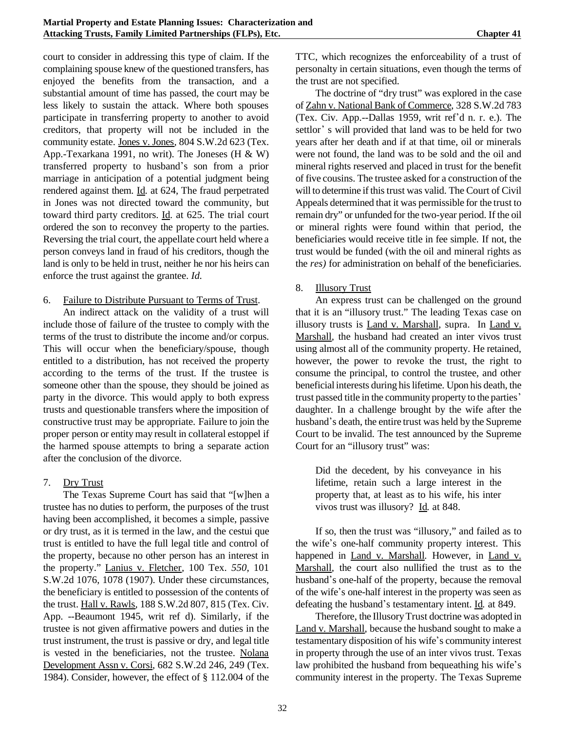court to consider in addressing this type of claim. If the complaining spouse knew of the questioned transfers, has enjoyed the benefits from the transaction, and a substantial amount of time has passed, the court may be less likely to sustain the attack. Where both spouses participate in transferring property to another to avoid creditors, that property will not be included in the community estate. Jones v. Jones, 804 S.W.2d 623 (Tex. App.-Texarkana 1991, no writ). The Joneses (H & W) transferred property to husband's son from a prior marriage in anticipation of a potential judgment being rendered against them. Id. at 624, The fraud perpetrated in Jones was not directed toward the community, but toward third party creditors. Id. at 625. The trial court ordered the son to reconvey the property to the parties. Reversing the trial court, the appellate court held where a person conveys land in fraud of his creditors, though the land is only to be held in trust, neither he nor his heirs can enforce the trust against the grantee. *Id.*

6. Failure to Distribute Pursuant to Terms of Trust.

An indirect attack on the validity of a trust will include those of failure of the trustee to comply with the terms of the trust to distribute the income and/or corpus. This will occur when the beneficiary/spouse, though entitled to a distribution, has not received the property according to the terms of the trust. If the trustee is someone other than the spouse, they should be joined as party in the divorce. This would apply to both express trusts and questionable transfers where the imposition of constructive trust may be appropriate. Failure to join the proper person or entity may result in collateral estoppel if the harmed spouse attempts to bring a separate action after the conclusion of the divorce.

7. Dry Trust

The Texas Supreme Court has said that "[w]hen a trustee has no duties to perform, the purposes of the trust having been accomplished, it becomes a simple, passive or dry trust, as it is termed in the law, and the cestui que trust is entitled to have the full legal title and control of the property, because no other person has an interest in the property." Lanius v. Fletcher, 100 Tex. *550*, 101 S.W.2d 1076, 1078 (1907). Under these circumstances, the beneficiary is entitled to possession of the contents of the trust. Hall v. Rawls, 188 S.W.2d 807, 815 (Tex. Civ. App. --Beaumont 1945, writ ref d). Similarly, if the trustee is not given affirmative powers and duties in the trust instrument, the trust is passive or dry, and legal title is vested in the beneficiaries, not the trustee. Nolana Development Assn v. Corsi, 682 S.W.2d 246, 249 (Tex. 1984). Consider, however, the effect of § 112.004 of the TTC, which recognizes the enforceability of a trust of personalty in certain situations, even though the terms of the trust are not specified.

The doctrine of "dry trust" was explored in the case of Zahn v. National Bank of Commerce, 328 S.W.2d 783 (Tex. Civ. App.--Dallas 1959, writ ref'd n. r. e.). The settlor' s will provided that land was to be held for two years after her death and if at that time, oil or minerals were not found, the land was to be sold and the oil and mineral rights reserved and placed in trust for the benefit of five cousins. The trustee asked for a construction of the will to determine if this trust was valid. The Court of Civil Appeals determined that it was permissible for the trust to remain dry" or unfunded for the two-year period. If the oil or mineral rights were found within that period, the beneficiaries would receive title in fee simple. If not, the trust would be funded (with the oil and mineral rights as the *res)* for administration on behalf of the beneficiaries.

8. Illusory Trust

An express trust can be challenged on the ground that it is an "illusory trust." The leading Texas case on illusory trusts is Land v. Marshall, supra. In Land v. Marshall, the husband had created an inter vivos trust using almost all of the community property. He retained, however, the power to revoke the trust, the right to consume the principal, to control the trustee, and other beneficial interests during his lifetime. Upon his death, the trust passed title in the community property to the parties' daughter. In a challenge brought by the wife after the husband's death, the entire trust was held by the Supreme Court to be invalid. The test announced by the Supreme Court for an "illusory trust" was:

> Did the decedent, by his conveyance in his lifetime, retain such a large interest in the property that, at least as to his wife, his inter vivos trust was illusory? Id. at 848.

If so, then the trust was "illusory," and failed as to the wife's one-half community property interest. This happened in Land v. Marshall. However, in Land v. Marshall, the court also nullified the trust as to the husband's one-half of the property, because the removal of the wife's one-half interest in the property was seen as defeating the husband's testamentary intent. Id. at 849.

Therefore, the Illusory Trust doctrine was adopted in Land v. Marshall, because the husband sought to make a testamentary disposition of his wife's community interest in property through the use of an inter vivos trust. Texas law prohibited the husband from bequeathing his wife's community interest in the property. The Texas Supreme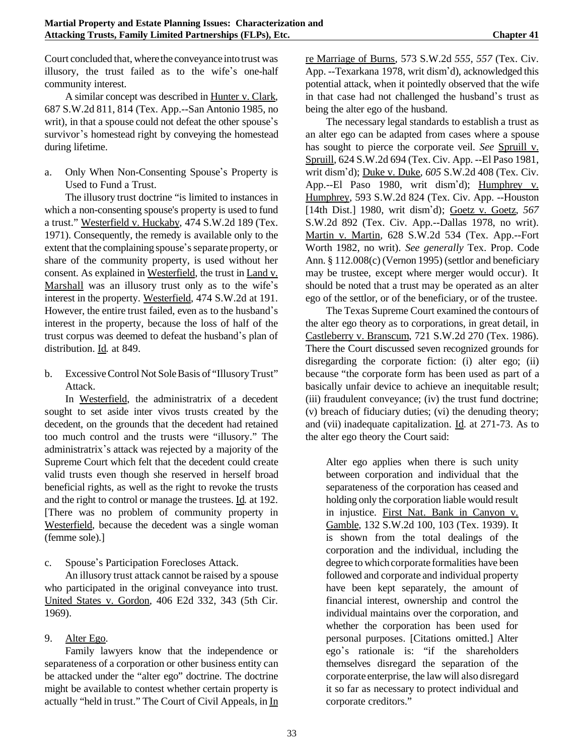Court concluded that, where the conveyance into trust was illusory, the trust failed as to the wife's one-half community interest.

A similar concept was described in Hunter v. Clark, 687 S.W.2d 811, 814 (Tex. App.--San Antonio 1985, no writ), in that a spouse could not defeat the other spouse's survivor's homestead right by conveying the homestead during lifetime.

a. Only When Non-Consenting Spouse's Property is Used to Fund a Trust.

The illusory trust doctrine "is limited to instances in which a non-consenting spouse's property is used to fund a trust." Westerfield v. Huckaby, 474 S.W.2d 189 (Tex. 1971). Consequently, the remedy is available only to the extent that the complaining spouse's separate property, or share of the community property, is used without her consent. As explained in Westerfield, the trust in Land v. Marshall was an illusory trust only as to the wife's interest in the property. Westerfield, 474 S.W.2d at 191. However, the entire trust failed, even as to the husband's interest in the property, because the loss of half of the trust corpus was deemed to defeat the husband's plan of distribution. Id. at 849.

b. Excessive Control Not Sole Basis of "Illusory Trust" Attack.

In Westerfield, the administratrix of a decedent sought to set aside inter vivos trusts created by the decedent, on the grounds that the decedent had retained too much control and the trusts were "illusory." The administratrix's attack was rejected by a majority of the Supreme Court which felt that the decedent could create valid trusts even though she reserved in herself broad beneficial rights, as well as the right to revoke the trusts and the right to control or manage the trustees. Id. at 192. [There was no problem of community property in Westerfield, because the decedent was a single woman (femme sole).]

c. Spouse's Participation Forecloses Attack.

An illusory trust attack cannot be raised by a spouse who participated in the original conveyance into trust. United States v. Gordon, 406 E2d 332, 343 (5th Cir. 1969).

9. Alter Ego.

Family lawyers know that the independence or separateness of a corporation or other business entity can be attacked under the "alter ego" doctrine. The doctrine might be available to contest whether certain property is actually "held in trust." The Court of Civil Appeals, in In re Marriage of Burns, 573 S.W.2d *555*, *557* (Tex. Civ. App. --Texarkana 1978, writ dism'd), acknowledged this potential attack, when it pointedly observed that the wife in that case had not challenged the husband's trust as being the alter ego of the husband.

The necessary legal standards to establish a trust as an alter ego can be adapted from cases where a spouse has sought to pierce the corporate veil. *See* Spruill v. Spruill, 624 S.W.2d 694 (Tex. Civ. App. --El Paso 1981, writ dism'd); Duke v. Duke, *605* S.W.2d 408 (Tex. Civ. App.--El Paso 1980, writ dism'd); Humphrey v. Humphrey, 593 S.W.2d 824 (Tex. Civ. App. --Houston [14th Dist.] 1980, writ dism'd); Goetz v. Goetz, *567* S.W.2d 892 (Tex. Civ. App.--Dallas 1978, no writ). Martin v. Martin, 628 S.W.2d 534 (Tex. App.--Fort Worth 1982, no writ). *See generally* Tex. Prop. Code Ann. § 112.008(c) (Vernon 1995) (settlor and beneficiary may be trustee, except where merger would occur). It should be noted that a trust may be operated as an alter ego of the settlor, or of the beneficiary, or of the trustee.

The Texas Supreme Court examined the contours of the alter ego theory as to corporations, in great detail, in Castleberry v. Branscum, 721 S.W.2d 270 (Tex. 1986). There the Court discussed seven recognized grounds for disregarding the corporate fiction: (i) alter ego; (ii) because "the corporate form has been used as part of a basically unfair device to achieve an inequitable result; (iii) fraudulent conveyance; (iv) the trust fund doctrine; (v) breach of fiduciary duties; (vi) the denuding theory; and (vii) inadequate capitalization. Id. at 271-73. As to the alter ego theory the Court said:

> Alter ego applies when there is such unity between corporation and individual that the separateness of the corporation has ceased and holding only the corporation liable would result in injustice. First Nat. Bank in Canyon v. Gamble, 132 S.W.2d 100, 103 (Tex. 1939). It is shown from the total dealings of the corporation and the individual, including the degree to which corporate formalities have been followed and corporate and individual property have been kept separately, the amount of financial interest, ownership and control the individual maintains over the corporation, and whether the corporation has been used for personal purposes. [Citations omitted.] Alter ego's rationale is: "if the shareholders themselves disregard the separation of the corporate enterprise, the law will also disregard it so far as necessary to protect individual and corporate creditors."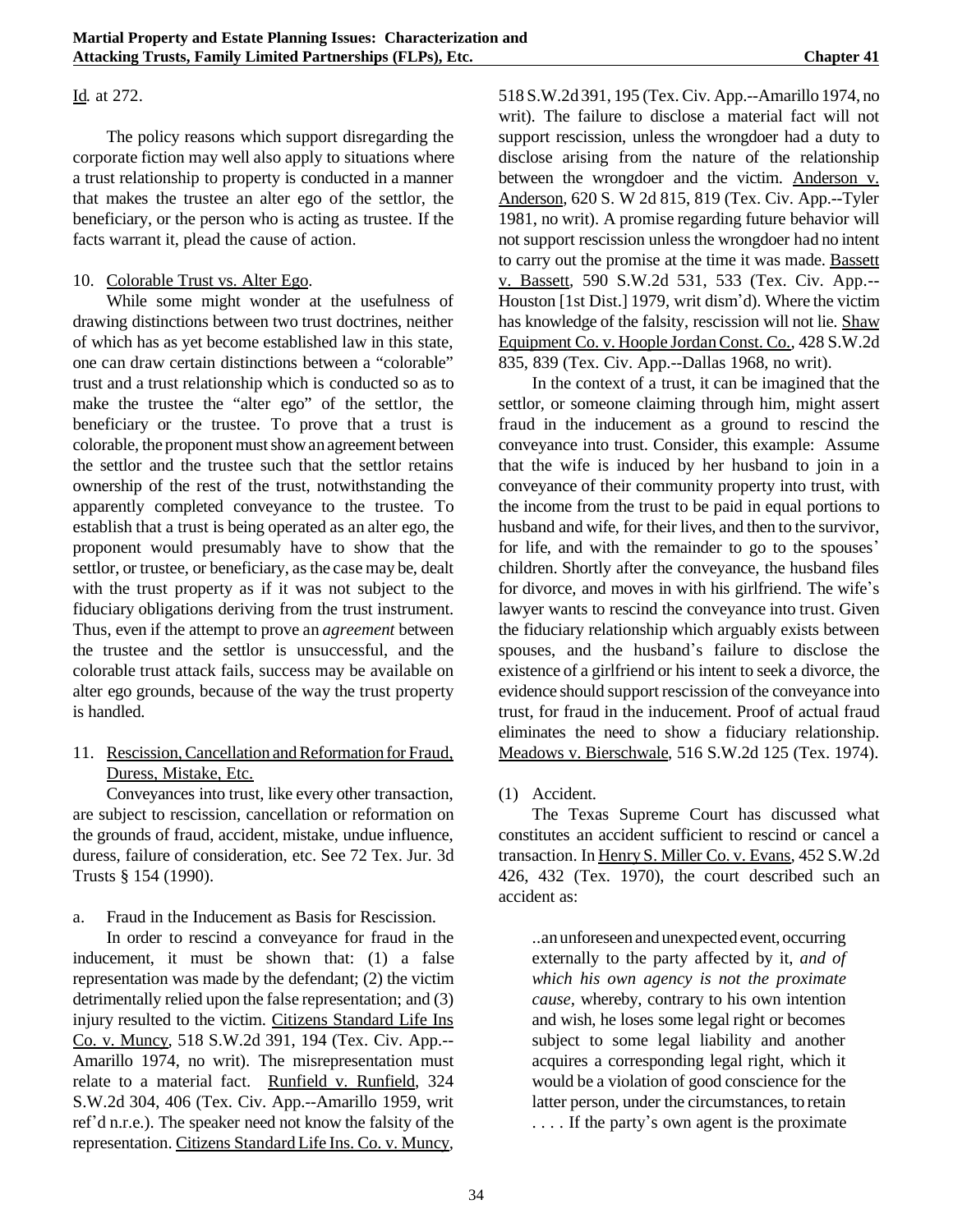Id. at 272.

The policy reasons which support disregarding the corporate fiction may well also apply to situations where a trust relationship to property is conducted in a manner that makes the trustee an alter ego of the settlor, the beneficiary, or the person who is acting as trustee. If the facts warrant it, plead the cause of action.

10. Colorable Trust vs. Alter Ego.

While some might wonder at the usefulness of drawing distinctions between two trust doctrines, neither of which has as yet become established law in this state, one can draw certain distinctions between a "colorable" trust and a trust relationship which is conducted so as to make the trustee the "alter ego" of the settlor, the beneficiary or the trustee. To prove that a trust is colorable, the proponent must show an agreement between the settlor and the trustee such that the settlor retains ownership of the rest of the trust, notwithstanding the apparently completed conveyance to the trustee. To establish that a trust is being operated as an alter ego, the proponent would presumably have to show that the settlor, or trustee, or beneficiary, as the case may be, dealt with the trust property as if it was not subject to the fiduciary obligations deriving from the trust instrument. Thus, even if the attempt to prove an *agreement* between the trustee and the settlor is unsuccessful, and the colorable trust attack fails, success may be available on alter ego grounds, because of the way the trust property is handled.

11. Rescission, Cancellation and Reformation for Fraud, Duress, Mistake, Etc.

Conveyances into trust, like every other transaction, are subject to rescission, cancellation or reformation on the grounds of fraud, accident, mistake, undue influence, duress, failure of consideration, etc. See 72 Tex. Jur. 3d Trusts § 154 (1990).

a. Fraud in the Inducement as Basis for Rescission.

In order to rescind a conveyance for fraud in the inducement, it must be shown that: (1) a false representation was made by the defendant; (2) the victim detrimentally relied upon the false representation; and (3) injury resulted to the victim. Citizens Standard Life Ins Co. v. Muncy, 518 S.W.2d 391, 194 (Tex. Civ. App.--Amarillo 1974, no writ). The misrepresentation must relate to a material fact. Runfield v. Runfield, 324 S.W.2d 304, 406 (Tex. Civ. App.--Amarillo 1959, writ ref'd n.r.e.). The speaker need not know the falsity of the representation. Citizens Standard Life Ins. Co. v. Muncy, 518 S.W.2d 391, 195 (Tex. Civ. App.--Amarillo 1974, no writ). The failure to disclose a material fact will not support rescission, unless the wrongdoer had a duty to disclose arising from the nature of the relationship between the wrongdoer and the victim. Anderson v. Anderson, 620 S. W 2d 815, 819 (Tex. Civ. App.--Tyler 1981, no writ). A promise regarding future behavior will not support rescission unless the wrongdoer had no intent to carry out the promise at the time it was made. Bassett v. Bassett, 590 S.W.2d 531, 533 (Tex. Civ. App.--Houston [1st Dist.] 1979, writ dism'd). Where the victim has knowledge of the falsity, rescission will not lie. Shaw Equipment Co. v. Hoople Jordan Const. Co., 428 S.W.2d 835, 839 (Tex. Civ. App.--Dallas 1968, no writ).

In the context of a trust, it can be imagined that the settlor, or someone claiming through him, might assert fraud in the inducement as a ground to rescind the conveyance into trust. Consider, this example: Assume that the wife is induced by her husband to join in a conveyance of their community property into trust, with the income from the trust to be paid in equal portions to husband and wife, for their lives, and then to the survivor, for life, and with the remainder to go to the spouses' children. Shortly after the conveyance, the husband files for divorce, and moves in with his girlfriend. The wife's lawyer wants to rescind the conveyance into trust. Given the fiduciary relationship which arguably exists between spouses, and the husband's failure to disclose the existence of a girlfriend or his intent to seek a divorce, the evidence should support rescission of the conveyance into trust, for fraud in the inducement. Proof of actual fraud eliminates the need to show a fiduciary relationship. Meadows v. Bierschwale, 516 S.W.2d 125 (Tex. 1974).

(1) Accident.

The Texas Supreme Court has discussed what constitutes an accident sufficient to rescind or cancel a transaction. In Henry S. Miller Co. v. Evans, 452 S.W.2d 426, 432 (Tex. 1970), the court described such an accident as:

> ..an unforeseen and unexpected event, occurring externally to the party affected by it, *and of which his own agency is not the proximate cause*, whereby, contrary to his own intention and wish, he loses some legal right or becomes subject to some legal liability and another acquires a corresponding legal right, which it would be a violation of good conscience for the latter person, under the circumstances, to retain . . . . If the party's own agent is the proximate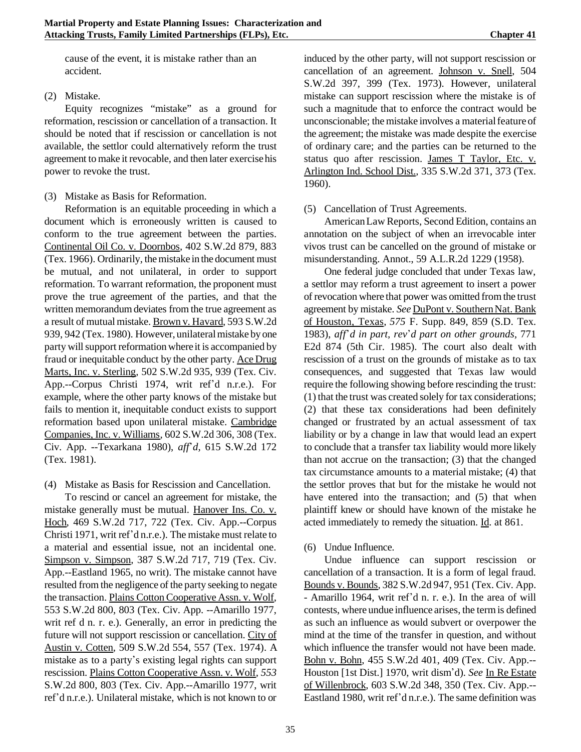cause of the event, it is mistake rather than an accident.

(2) Mistake.

Equity recognizes "mistake" as a ground for reformation, rescission or cancellation of a transaction. It should be noted that if rescission or cancellation is not available, the settlor could alternatively reform the trust agreement to make it revocable, and then later exercise his power to revoke the trust.

(3) Mistake as Basis for Reformation.

Reformation is an equitable proceeding in which a document which is erroneously written is caused to conform to the true agreement between the parties. Continental Oil Co. v. Doornbos, 402 S.W.2d 879, 883 (Tex. 1966). Ordinarily, the mistake in the document must be mutual, and not unilateral, in order to support reformation. To warrant reformation, the proponent must prove the true agreement of the parties, and that the written memorandum deviates from the true agreement as a result of mutual mistake. Brown v. Havard, 593 S.W.2d 939, 942 (Tex. 1980). However, unilateral mistake by one party will support reformation where it is accompanied by fraud or inequitable conduct by the other party. Ace Drug Marts, Inc. v. Sterling, 502 S.W.2d 935, 939 (Tex. Civ. App.--Corpus Christi 1974, writ ref'd n.r.e.). For example, where the other party knows of the mistake but fails to mention it, inequitable conduct exists to support reformation based upon unilateral mistake. Cambridge Companies, Inc. v. Williams, 602 S.W.2d 306, 308 (Tex. Civ. App. --Texarkana 1980), *aff'd*, 615 S.W.2d 172 (Tex. 1981).

(4) Mistake as Basis for Rescission and Cancellation.

To rescind or cancel an agreement for mistake, the mistake generally must be mutual. Hanover Ins. Co. v. Hoch, 469 S.W.2d 717, 722 (Tex. Civ. App.--Corpus Christi 1971, writ ref'd n.r.e.). The mistake must relate to a material and essential issue, not an incidental one. Simpson v. Simpson, 387 S.W.2d 717, 719 (Tex. Civ. App.--Eastland 1965, no writ). The mistake cannot have resulted from the negligence of the party seeking to negate the transaction. Plains Cotton Cooperative Assn. v. Wolf, 553 S.W.2d 800, 803 (Tex. Civ. App. --Amarillo 1977, writ ref d n. r. e.). Generally, an error in predicting the future will not support rescission or cancellation. City of Austin v. Cotten, 509 S.W.2d 554, 557 (Tex. 1974). A mistake as to a party's existing legal rights can support rescission. Plains Cotton Cooperative Assn. v. Wolf, *553* S.W.2d 800, 803 (Tex. Civ. App.--Amarillo 1977, writ ref'd n.r.e.). Unilateral mistake, which is not known to or induced by the other party, will not support rescission or cancellation of an agreement. Johnson v. Snell, 504 S.W.2d 397, 399 (Tex. 1973). However, unilateral mistake can support rescission where the mistake is of such a magnitude that to enforce the contract would be unconscionable; the mistake involves a material feature of the agreement; the mistake was made despite the exercise of ordinary care; and the parties can be returned to the status quo after rescission. James T Taylor, Etc. v. Arlington Ind. School Dist., 335 S.W.2d 371, 373 (Tex. 1960).

(5) Cancellation of Trust Agreements.

American Law Reports, Second Edition, contains an annotation on the subject of when an irrevocable inter vivos trust can be cancelled on the ground of mistake or misunderstanding. Annot., 59 A.L.R.2d 1229 (1958).

One federal judge concluded that under Texas law, a settlor may reform a trust agreement to insert a power of revocation where that power was omitted from the trust agreement by mistake. *See* DuPont v. Southern Nat. Bank of Houston, Texas, *575* F. Supp. 849, 859 (S.D. Tex. 1983), *aff'd in part, rev'd part on other grounds*, 771 E2d 874 (5th Cir. 1985). The court also dealt with rescission of a trust on the grounds of mistake as to tax consequences, and suggested that Texas law would require the following showing before rescinding the trust: (1) that the trust was created solely for tax considerations; (2) that these tax considerations had been definitely changed or frustrated by an actual assessment of tax liability or by a change in law that would lead an expert to conclude that a transfer tax liability would more likely than not accrue on the transaction; (3) that the changed tax circumstance amounts to a material mistake; (4) that the settlor proves that but for the mistake he would not have entered into the transaction; and (5) that when plaintiff knew or should have known of the mistake he acted immediately to remedy the situation. Id. at 861.

(6) Undue Influence.

Undue influence can support rescission or cancellation of a transaction. It is a form of legal fraud. Bounds v. Bounds, 382 S.W.2d 947, 951 (Tex. Civ. App. - Amarillo 1964, writ ref'd n. r. e.). In the area of will contests, where undue influence arises, the term is defined as such an influence as would subvert or overpower the mind at the time of the transfer in question, and without which influence the transfer would not have been made. Bohn v. Bohn, 455 S.W.2d 401, 409 (Tex. Civ. App.--Houston [1st Dist.] 1970, writ dism'd). *See* In Re Estate of Willenbrock, 603 S.W.2d 348, 350 (Tex. Civ. App.--Eastland 1980, writ ref'd n.r.e.). The same definition was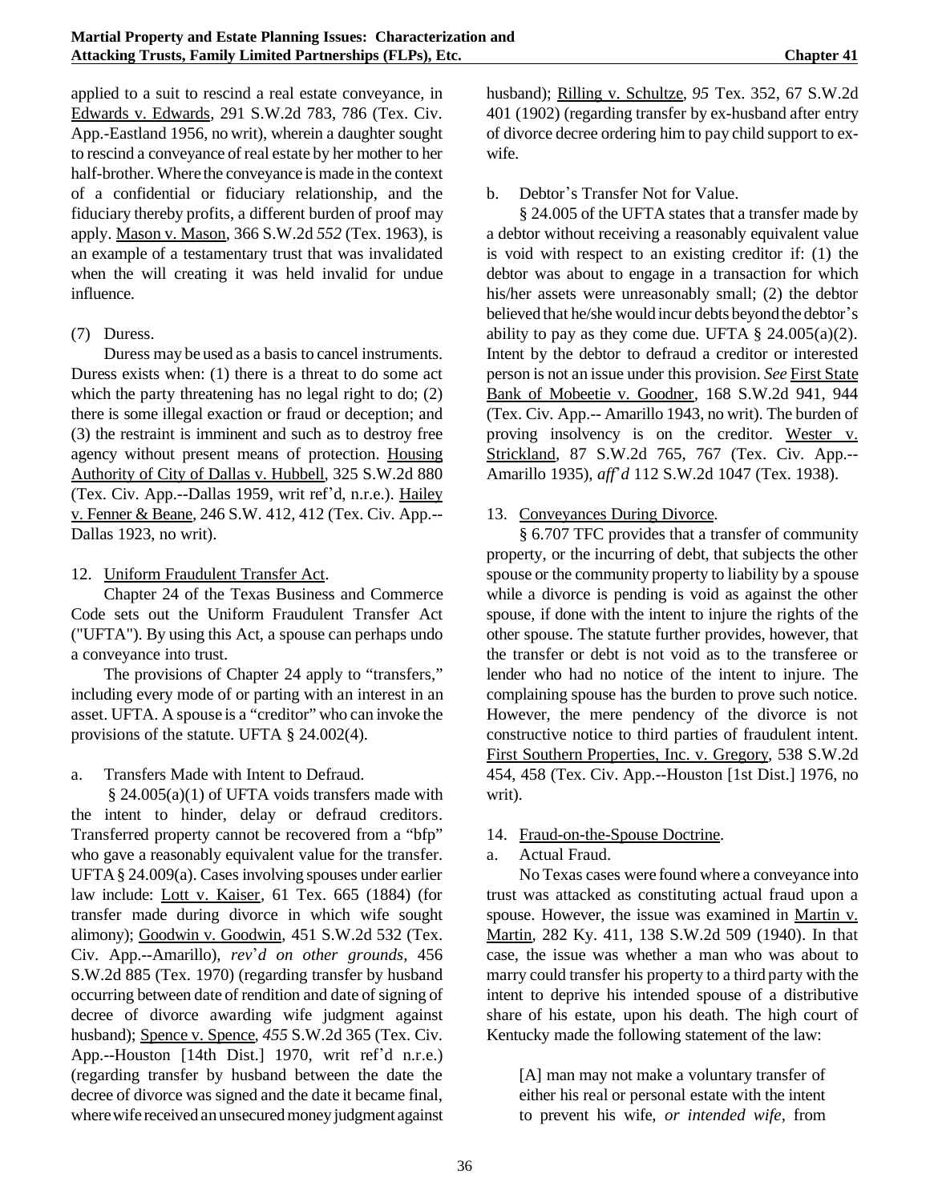applied to a suit to rescind a real estate conveyance, in Edwards v. Edwards, 291 S.W.2d 783, 786 (Tex. Civ. App.-Eastland 1956, no writ), wherein a daughter sought to rescind a conveyance of real estate by her mother to her half-brother. Where the conveyance is made in the context of a confidential or fiduciary relationship, and the fiduciary thereby profits, a different burden of proof may apply. Mason v. Mason, 366 S.W.2d *552* (Tex. 1963), is an example of a testamentary trust that was invalidated when the will creating it was held invalid for undue influence.

(7) Duress.

Duress may be used as a basis to cancel instruments. Duress exists when: (1) there is a threat to do some act which the party threatening has no legal right to do; (2) there is some illegal exaction or fraud or deception; and (3) the restraint is imminent and such as to destroy free agency without present means of protection. Housing Authority of City of Dallas v. Hubbell, 325 S.W.2d 880 (Tex. Civ. App.--Dallas 1959, writ ref'd, n.r.e.). Hailey v. Fenner & Beane, 246 S.W. 412, 412 (Tex. Civ. App.--Dallas 1923, no writ).

12. Uniform Fraudulent Transfer Act.

Chapter 24 of the Texas Business and Commerce Code sets out the Uniform Fraudulent Transfer Act ("UFTA"). By using this Act, a spouse can perhaps undo a conveyance into trust.

The provisions of Chapter 24 apply to "transfers," including every mode of or parting with an interest in an asset. UFTA. A spouse is a "creditor" who can invoke the provisions of the statute. UFTA § 24.002(4).

a. Transfers Made with Intent to Defraud.

§ 24.005(a)(1) of UFTA voids transfers made with the intent to hinder, delay or defraud creditors. Transferred property cannot be recovered from a "bfp" who gave a reasonably equivalent value for the transfer. UFTA § 24.009(a). Cases involving spouses under earlier law include: Lott v. Kaiser, 61 Tex. 665 (1884) (for transfer made during divorce in which wife sought alimony); Goodwin v. Goodwin, 451 S.W.2d 532 (Tex. Civ. App.--Amarillo), *rev'd on other grounds,* 456 S.W.2d 885 (Tex. 1970) (regarding transfer by husband occurring between date of rendition and date of signing of decree of divorce awarding wife judgment against husband); Spence v. Spence, *455* S.W.2d 365 (Tex. Civ. App.--Houston [14th Dist.] 1970, writ ref'd n.r.e.) (regarding transfer by husband between the date the decree of divorce was signed and the date it became final, where wife received an unsecured money judgment against husband); Rilling v. Schultze, *95* Tex. 352, 67 S.W.2d 401 (1902) (regarding transfer by ex-husband after entry of divorce decree ordering him to pay child support to ex-wife.

b. Debtor's Transfer Not for Value.

§ 24.005 of the UFTA states that a transfer made by a debtor without receiving a reasonably equivalent value is void with respect to an existing creditor if: (1) the debtor was about to engage in a transaction for which his/her assets were unreasonably small; (2) the debtor believed that he/she would incur debts beyond the debtor's ability to pay as they come due. UFTA § 24.005(a)(2). Intent by the debtor to defraud a creditor or interested person is not an issue under this provision. *See* First State Bank of Mobeetie v. Goodner, 168 S.W.2d 941, 944 (Tex. Civ. App.-- Amarillo 1943, no writ). The burden of proving insolvency is on the creditor. Wester v. Strickland, 87 S.W.2d 765, 767 (Tex. Civ. App.--Amarillo 1935), *aff'd* 112 S.W.2d 1047 (Tex. 1938).

13. Conveyances During Divorce.

§ 6.707 TFC provides that a transfer of community property, or the incurring of debt, that subjects the other spouse or the community property to liability by a spouse while a divorce is pending is void as against the other spouse, if done with the intent to injure the rights of the other spouse. The statute further provides, however, that the transfer or debt is not void as to the transferee or lender who had no notice of the intent to injure. The complaining spouse has the burden to prove such notice. However, the mere pendency of the divorce is not constructive notice to third parties of fraudulent intent. First Southern Properties, Inc. v. Gregory, 538 S.W.2d 454, 458 (Tex. Civ. App.--Houston [1st Dist.] 1976, no writ).

14. Fraud-on-the-Spouse Doctrine.

a. Actual Fraud.

No Texas cases were found where a conveyance into trust was attacked as constituting actual fraud upon a spouse. However, the issue was examined in Martin v. Martin, 282 Ky. 411, 138 S.W.2d 509 (1940). In that case, the issue was whether a man who was about to marry could transfer his property to a third party with the intent to deprive his intended spouse of a distributive share of his estate, upon his death. The high court of Kentucky made the following statement of the law:

> [A] man may not make a voluntary transfer of either his real or personal estate with the intent to prevent his wife, *or intended wife,* from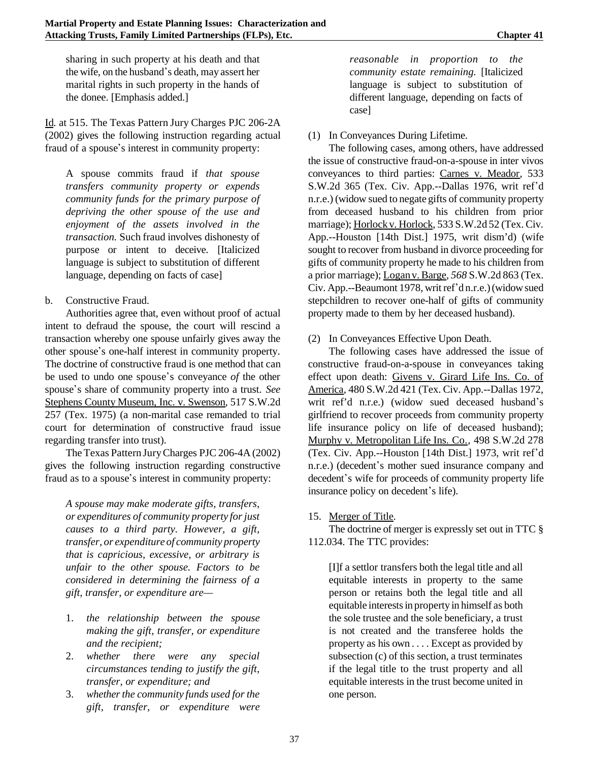sharing in such property at his death and that the wife, on the husband's death, may assert her marital rights in such property in the hands of the donee. [Emphasis added.]

Id. at 515. The Texas Pattern Jury Charges PJC 206-2A (2002) gives the following instruction regarding actual fraud of a spouse's interest in community property:

> A spouse commits fraud if *that spouse transfers community property or expends community funds for the primary purpose of depriving the other spouse of the use and enjoyment of the assets involved in the transaction.* Such fraud involves dishonesty of purpose or intent to deceive. [Italicized language is subject to substitution of different language, depending on facts of case]

b. Constructive Fraud.

Authorities agree that, even without proof of actual intent to defraud the spouse, the court will rescind a transaction whereby one spouse unfairly gives away the other spouse's one-half interest in community property. The doctrine of constructive fraud is one method that can be used to undo one spouse's conveyance *of* the other spouse's share of community property into a trust. *See* Stephens County Museum, Inc. v. Swenson, 517 S.W.2d 257 (Tex. 1975) (a non-marital case remanded to trial court for determination of constructive fraud issue regarding transfer into trust).

The Texas Pattern Jury Charges PJC 206-4A (2002) gives the following instruction regarding constructive fraud as to a spouse's interest in community property:

> *A spouse may make moderate gifts, transfers, or expenditures of community property for just causes to a third party. However, a gift, transfer, or expenditure of community property that is capricious, excessive, or arbitrary is unfair to the other spouse. Factors to be considered in determining the fairness of a gift, transfer, or expenditure are—*
>
> 1. *the relationship between the spouse making the gift, transfer, or expenditure and the recipient;*
> 2. *whether there were any special circumstances tending to justify the gift, transfer, or expenditure; and*
> 3. *whether the community funds used for the gift, transfer, or expenditure were reasonable in proportion to the community estate remaining.* [Italicized language is subject to substitution of different language, depending on facts of case]

(1) In Conveyances During Lifetime.

The following cases, among others, have addressed the issue of constructive fraud-on-a-spouse in inter vivos conveyances to third parties: Carnes v. Meador, 533 S.W.2d 365 (Tex. Civ. App.--Dallas 1976, writ ref'd n.r.e.) (widow sued to negate gifts of community property from deceased husband to his children from prior marriage); Horlock v. Horlock, 533 S.W.2d 52 (Tex. Civ. App.--Houston [14th Dist.] 1975, writ dism'd) (wife sought to recover from husband in divorce proceeding for gifts of community property he made to his children from a prior marriage); Logan v. Barge, *568* S.W.2d 863 (Tex. Civ. App.--Beaumont 1978, writ ref'd n.r.e.) (widow sued stepchildren to recover one-half of gifts of community property made to them by her deceased husband).

(2) In Conveyances Effective Upon Death.

The following cases have addressed the issue of constructive fraud-on-a-spouse in conveyances taking effect upon death: Givens v. Girard Life Ins. Co. of America, 480 S.W.2d 421 (Tex. Civ. App.--Dallas 1972, writ ref'd n.r.e.) (widow sued deceased husband's girlfriend to recover proceeds from community property life insurance policy on life of deceased husband); Murphy v. Metropolitan Life Ins. Co., 498 S.W.2d 278 (Tex. Civ. App.--Houston [14th Dist.] 1973, writ ref'd n.r.e.) (decedent's mother sued insurance company and decedent's wife for proceeds of community property life insurance policy on decedent's life).

15. Merger of Title.

The doctrine of merger is expressly set out in TTC § 112.034. The TTC provides:

> [I]f a settlor transfers both the legal title and all equitable interests in property to the same person or retains both the legal title and all equitable interests in property in himself as both the sole trustee and the sole beneficiary, a trust is not created and the transferee holds the property as his own . . . . Except as provided by subsection (c) of this section, a trust terminates if the legal title to the trust property and all equitable interests in the trust become united in one person.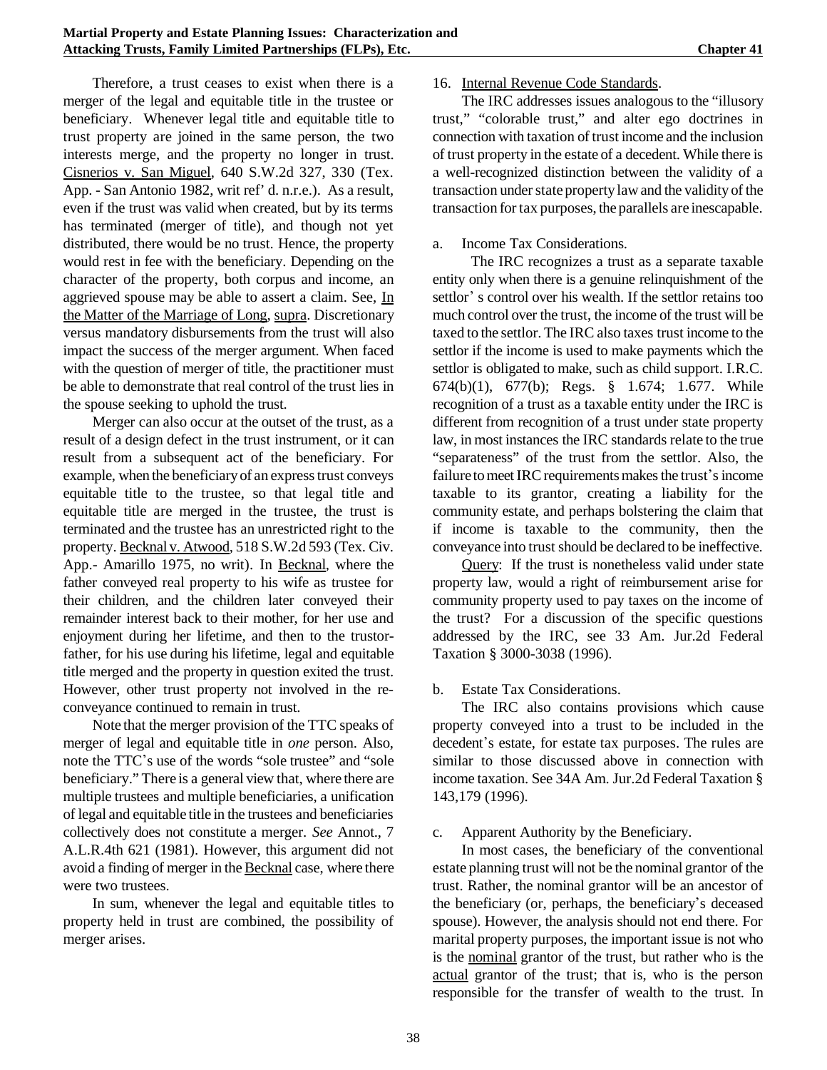Therefore, a trust ceases to exist when there is a merger of the legal and equitable title in the trustee or beneficiary. Whenever legal title and equitable title to trust property are joined in the same person, the two interests merge, and the property no longer in trust. Cisnerios v. San Miguel, 640 S.W.2d 327, 330 (Tex. App. - San Antonio 1982, writ ref' d. n.r.e.). As a result, even if the trust was valid when created, but by its terms has terminated (merger of title), and though not yet distributed, there would be no trust. Hence, the property would rest in fee with the beneficiary. Depending on the character of the property, both corpus and income, an aggrieved spouse may be able to assert a claim. See, In the Matter of the Marriage of Long, supra. Discretionary versus mandatory disbursements from the trust will also impact the success of the merger argument. When faced with the question of merger of title, the practitioner must be able to demonstrate that real control of the trust lies in the spouse seeking to uphold the trust.

Merger can also occur at the outset of the trust, as a result of a design defect in the trust instrument, or it can result from a subsequent act of the beneficiary. For example, when the beneficiary of an express trust conveys equitable title to the trustee, so that legal title and equitable title are merged in the trustee, the trust is terminated and the trustee has an unrestricted right to the property. Becknal v. Atwood, 518 S.W.2d 593 (Tex. Civ. App.- Amarillo 1975, no writ). In Becknal, where the father conveyed real property to his wife as trustee for their children, and the children later conveyed their remainder interest back to their mother, for her use and enjoyment during her lifetime, and then to the trustor-father, for his use during his lifetime, legal and equitable title merged and the property in question exited the trust. However, other trust property not involved in the re-conveyance continued to remain in trust.

Note that the merger provision of the TTC speaks of merger of legal and equitable title in *one* person. Also, note the TTC's use of the words "sole trustee" and "sole beneficiary." There is a general view that, where there are multiple trustees and multiple beneficiaries, a unification of legal and equitable title in the trustees and beneficiaries collectively does not constitute a merger. *See* Annot., 7 A.L.R.4th 621 (1981). However, this argument did not avoid a finding of merger in the Becknal case, where there were two trustees.

In sum, whenever the legal and equitable titles to property held in trust are combined, the possibility of merger arises.

16. Internal Revenue Code Standards.

The IRC addresses issues analogous to the "illusory trust," "colorable trust," and alter ego doctrines in connection with taxation of trust income and the inclusion of trust property in the estate of a decedent. While there is a well-recognized distinction between the validity of a transaction under state property law and the validity of the transaction for tax purposes, the parallels are inescapable.

a. Income Tax Considerations.

The IRC recognizes a trust as a separate taxable entity only when there is a genuine relinquishment of the settlor' s control over his wealth. If the settlor retains too much control over the trust, the income of the trust will be taxed to the settlor. The IRC also taxes trust income to the settlor if the income is used to make payments which the settlor is obligated to make, such as child support. I.R.C. 674(b)(1), 677(b); Regs. § 1.674; 1.677. While recognition of a trust as a taxable entity under the IRC is different from recognition of a trust under state property law, in most instances the IRC standards relate to the true "separateness" of the trust from the settlor. Also, the failure to meet IRC requirements makes the trust's income taxable to its grantor, creating a liability for the community estate, and perhaps bolstering the claim that if income is taxable to the community, then the conveyance into trust should be declared to be ineffective.

Query: If the trust is nonetheless valid under state property law, would a right of reimbursement arise for community property used to pay taxes on the income of the trust? For a discussion of the specific questions addressed by the IRC, see 33 Am. Jur.2d Federal Taxation § 3000-3038 (1996).

b. Estate Tax Considerations.

The IRC also contains provisions which cause property conveyed into a trust to be included in the decedent's estate, for estate tax purposes. The rules are similar to those discussed above in connection with income taxation. See 34A Am. Jur.2d Federal Taxation § 143,179 (1996).

c. Apparent Authority by the Beneficiary.

In most cases, the beneficiary of the conventional estate planning trust will not be the nominal grantor of the trust. Rather, the nominal grantor will be an ancestor of the beneficiary (or, perhaps, the beneficiary's deceased spouse). However, the analysis should not end there. For marital property purposes, the important issue is not who is the nominal grantor of the trust, but rather who is the actual grantor of the trust; that is, who is the person responsible for the transfer of wealth to the trust. In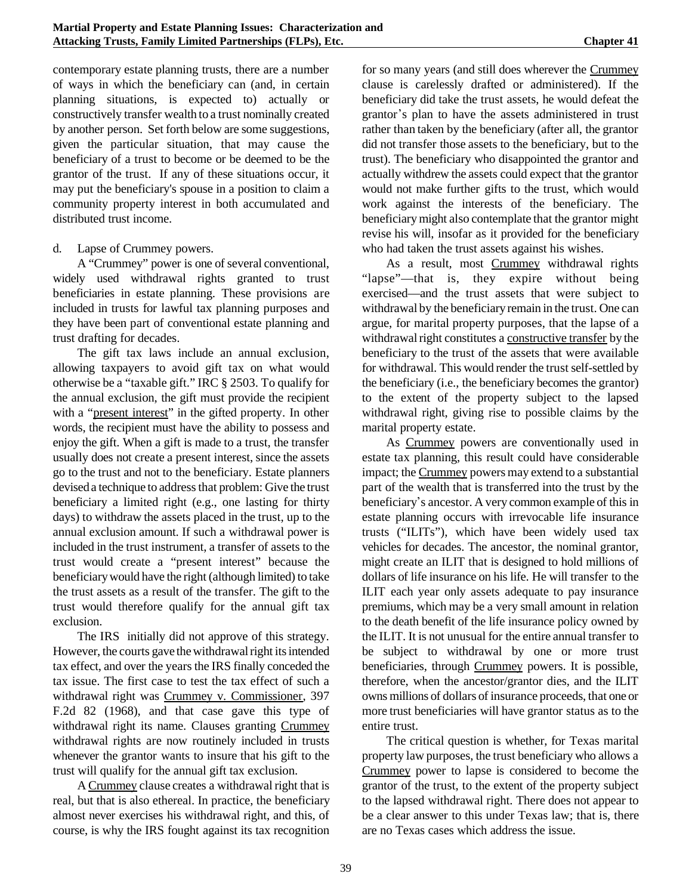contemporary estate planning trusts, there are a number of ways in which the beneficiary can (and, in certain planning situations, is expected to) actually or constructively transfer wealth to a trust nominally created by another person. Set forth below are some suggestions, given the particular situation, that may cause the beneficiary of a trust to become or be deemed to be the grantor of the trust. If any of these situations occur, it may put the beneficiary's spouse in a position to claim a community property interest in both accumulated and distributed trust income.

d. Lapse of Crummey powers.

A "Crummey" power is one of several conventional, widely used withdrawal rights granted to trust beneficiaries in estate planning. These provisions are included in trusts for lawful tax planning purposes and they have been part of conventional estate planning and trust drafting for decades.

The gift tax laws include an annual exclusion, allowing taxpayers to avoid gift tax on what would otherwise be a "taxable gift." IRC § 2503. To qualify for the annual exclusion, the gift must provide the recipient with a "present interest" in the gifted property. In other words, the recipient must have the ability to possess and enjoy the gift. When a gift is made to a trust, the transfer usually does not create a present interest, since the assets go to the trust and not to the beneficiary. Estate planners devised a technique to address that problem: Give the trust beneficiary a limited right (e.g., one lasting for thirty days) to withdraw the assets placed in the trust, up to the annual exclusion amount. If such a withdrawal power is included in the trust instrument, a transfer of assets to the trust would create a "present interest" because the beneficiary would have the right (although limited) to take the trust assets as a result of the transfer. The gift to the trust would therefore qualify for the annual gift tax exclusion.

The IRS initially did not approve of this strategy. However, the courts gave the withdrawal right its intended tax effect, and over the years the IRS finally conceded the tax issue. The first case to test the tax effect of such a withdrawal right was Crummey v. Commissioner, 397 F.2d 82 (1968), and that case gave this type of withdrawal right its name. Clauses granting Crummey withdrawal rights are now routinely included in trusts whenever the grantor wants to insure that his gift to the trust will qualify for the annual gift tax exclusion.

A Crummey clause creates a withdrawal right that is real, but that is also ethereal. In practice, the beneficiary almost never exercises his withdrawal right, and this, of course, is why the IRS fought against its tax recognition for so many years (and still does wherever the Crummey clause is carelessly drafted or administered). If the beneficiary did take the trust assets, he would defeat the grantor's plan to have the assets administered in trust rather than taken by the beneficiary (after all, the grantor did not transfer those assets to the beneficiary, but to the trust). The beneficiary who disappointed the grantor and actually withdrew the assets could expect that the grantor would not make further gifts to the trust, which would work against the interests of the beneficiary. The beneficiary might also contemplate that the grantor might revise his will, insofar as it provided for the beneficiary who had taken the trust assets against his wishes.

As a result, most Crummey withdrawal rights "lapse"—that is, they expire without being exercised—and the trust assets that were subject to withdrawal by the beneficiary remain in the trust. One can argue, for marital property purposes, that the lapse of a withdrawal right constitutes a constructive transfer by the beneficiary to the trust of the assets that were available for withdrawal. This would render the trust self-settled by the beneficiary (i.e., the beneficiary becomes the grantor) to the extent of the property subject to the lapsed withdrawal right, giving rise to possible claims by the marital property estate.

As Crummey powers are conventionally used in estate tax planning, this result could have considerable impact; the Crummey powers may extend to a substantial part of the wealth that is transferred into the trust by the beneficiary's ancestor. A very common example of this in estate planning occurs with irrevocable life insurance trusts ("ILITs"), which have been widely used tax vehicles for decades. The ancestor, the nominal grantor, might create an ILIT that is designed to hold millions of dollars of life insurance on his life. He will transfer to the ILIT each year only assets adequate to pay insurance premiums, which may be a very small amount in relation to the death benefit of the life insurance policy owned by the ILIT. It is not unusual for the entire annual transfer to be subject to withdrawal by one or more trust beneficiaries, through Crummey powers. It is possible, therefore, when the ancestor/grantor dies, and the ILIT owns millions of dollars of insurance proceeds, that one or more trust beneficiaries will have grantor status as to the entire trust.

The critical question is whether, for Texas marital property law purposes, the trust beneficiary who allows a Crummey power to lapse is considered to become the grantor of the trust, to the extent of the property subject to the lapsed withdrawal right. There does not appear to be a clear answer to this under Texas law; that is, there are no Texas cases which address the issue.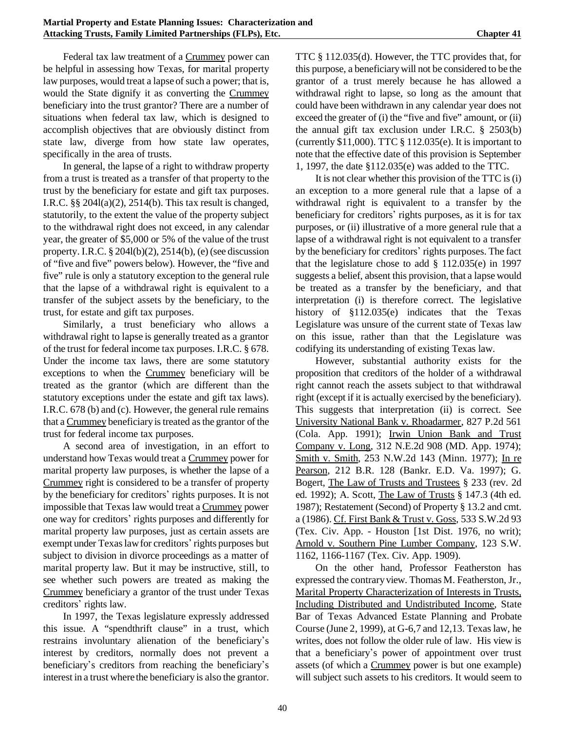Federal tax law treatment of a Crummey power can be helpful in assessing how Texas, for marital property law purposes, would treat a lapse of such a power; that is, would the State dignify it as converting the Crummey beneficiary into the trust grantor? There are a number of situations when federal tax law, which is designed to accomplish objectives that are obviously distinct from state law, diverge from how state law operates, specifically in the area of trusts.

In general, the lapse of a right to withdraw property from a trust is treated as a transfer of that property to the trust by the beneficiary for estate and gift tax purposes. I.R.C. §§ 204l(a)(2), 2514(b). This tax result is changed, statutorily, to the extent the value of the property subject to the withdrawal right does not exceed, in any calendar year, the greater of $5,000 or 5% of the value of the trust property. I.R.C. § 204l(b)(2), 2514(b), (e) (see discussion of "five and five" powers below). However, the "five and five" rule is only a statutory exception to the general rule that the lapse of a withdrawal right is equivalent to a transfer of the subject assets by the beneficiary, to the trust, for estate and gift tax purposes.

Similarly, a trust beneficiary who allows a withdrawal right to lapse is generally treated as a grantor of the trust for federal income tax purposes. I.R.C. § 678. Under the income tax laws, there are some statutory exceptions to when the Crummey beneficiary will be treated as the grantor (which are different than the statutory exceptions under the estate and gift tax laws). I.R.C. 678 (b) and (c). However, the general rule remains that a Crummey beneficiary is treated as the grantor of the trust for federal income tax purposes.

A second area of investigation, in an effort to understand how Texas would treat a Crummey power for marital property law purposes, is whether the lapse of a Crummey right is considered to be a transfer of property by the beneficiary for creditors' rights purposes. It is not impossible that Texas law would treat a Crummey power one way for creditors' rights purposes and differently for marital property law purposes, just as certain assets are exempt under Texas law for creditors' rights purposes but subject to division in divorce proceedings as a matter of marital property law. But it may be instructive, still, to see whether such powers are treated as making the Crummey beneficiary a grantor of the trust under Texas creditors' rights law.

In 1997, the Texas legislature expressly addressed this issue. A "spendthrift clause" in a trust, which restrains involuntary alienation of the beneficiary's interest by creditors, normally does not prevent a beneficiary's creditors from reaching the beneficiary's interest in a trust where the beneficiary is also the grantor. TTC § 112.035(d). However, the TTC provides that, for this purpose, a beneficiary will not be considered to be the grantor of a trust merely because he has allowed a withdrawal right to lapse, so long as the amount that could have been withdrawn in any calendar year does not exceed the greater of (i) the "five and five" amount, or (ii) the annual gift tax exclusion under I.R.C. § 2503(b) (currently $11,000). TTC § 112.035(e). It is important to note that the effective date of this provision is September 1, 1997, the date §112.035(e) was added to the TTC.

It is not clear whether this provision of the TTC is (i) an exception to a more general rule that a lapse of a withdrawal right is equivalent to a transfer by the beneficiary for creditors' rights purposes, as it is for tax purposes, or (ii) illustrative of a more general rule that a lapse of a withdrawal right is not equivalent to a transfer by the beneficiary for creditors' rights purposes. The fact that the legislature chose to add § 112.035(e) in 1997 suggests a belief, absent this provision, that a lapse would be treated as a transfer by the beneficiary, and that interpretation (i) is therefore correct. The legislative history of §112.035(e) indicates that the Texas Legislature was unsure of the current state of Texas law on this issue, rather than that the Legislature was codifying its understanding of existing Texas law.

However, substantial authority exists for the proposition that creditors of the holder of a withdrawal right cannot reach the assets subject to that withdrawal right (except if it is actually exercised by the beneficiary). This suggests that interpretation (ii) is correct. See University National Bank v. Rhoadarmer, 827 P.2d 561 (Cola. App. 1991); Irwin Union Bank and Trust Company v. Long, 312 N.E.2d 908 (MD. App. 1974); Smith v. Smith, 253 N.W.2d 143 (Minn. 1977); In re Pearson, 212 B.R. 128 (Bankr. E.D. Va. 1997); G. Bogert, The Law of Trusts and Trustees § 233 (rev. 2d ed. 1992); A. Scott, The Law of Trusts § 147.3 (4th ed. 1987); Restatement (Second) of Property § 13.2 and cmt. a (1986). Cf. First Bank & Trust v. Goss, 533 S.W.2d 93 (Tex. Civ. App. - Houston [1st Dist. 1976, no writ); Arnold v. Southern Pine Lumber Company, 123 S.W. 1162, 1166-1167 (Tex. Civ. App. 1909).

On the other hand, Professor Featherston has expressed the contrary view. Thomas M. Featherston, Jr., Marital Property Characterization of Interests in Trusts, Including Distributed and Undistributed Income, State Bar of Texas Advanced Estate Planning and Probate Course (June 2, 1999), at G-6,7 and 12,13. Texas law, he writes, does not follow the older rule of law. His view is that a beneficiary's power of appointment over trust assets (of which a Crummey power is but one example) will subject such assets to his creditors. It would seem to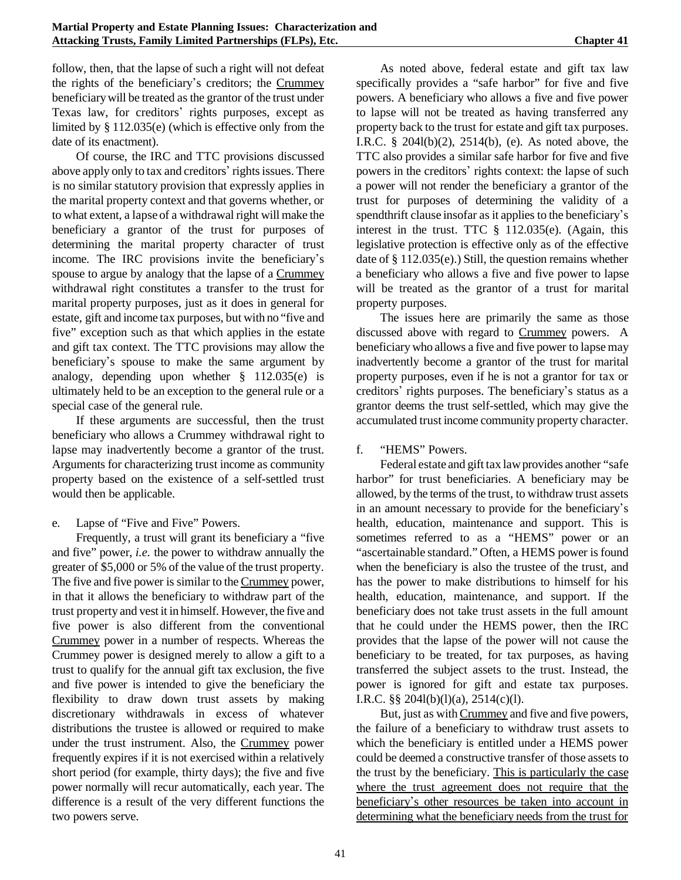follow, then, that the lapse of such a right will not defeat the rights of the beneficiary's creditors; the Crummey beneficiary will be treated as the grantor of the trust under Texas law, for creditors' rights purposes, except as limited by § 112.035(e) (which is effective only from the date of its enactment).

Of course, the IRC and TTC provisions discussed above apply only to tax and creditors' rights issues. There is no similar statutory provision that expressly applies in the marital property context and that governs whether, or to what extent, a lapse of a withdrawal right will make the beneficiary a grantor of the trust for purposes of determining the marital property character of trust income. The IRC provisions invite the beneficiary's spouse to argue by analogy that the lapse of a Crummey withdrawal right constitutes a transfer to the trust for marital property purposes, just as it does in general for estate, gift and income tax purposes, but with no "five and five" exception such as that which applies in the estate and gift tax context. The TTC provisions may allow the beneficiary's spouse to make the same argument by analogy, depending upon whether § 112.035(e) is ultimately held to be an exception to the general rule or a special case of the general rule.

If these arguments are successful, then the trust beneficiary who allows a Crummey withdrawal right to lapse may inadvertently become a grantor of the trust. Arguments for characterizing trust income as community property based on the existence of a self-settled trust would then be applicable.

e. Lapse of "Five and Five" Powers.

Frequently, a trust will grant its beneficiary a "five and five" power, *i.e.* the power to withdraw annually the greater of $5,000 or 5% of the value of the trust property. The five and five power is similar to the Crummey power, in that it allows the beneficiary to withdraw part of the trust property and vest it in himself. However, the five and five power is also different from the conventional Crummey power in a number of respects. Whereas the Crummey power is designed merely to allow a gift to a trust to qualify for the annual gift tax exclusion, the five and five power is intended to give the beneficiary the flexibility to draw down trust assets by making discretionary withdrawals in excess of whatever distributions the trustee is allowed or required to make under the trust instrument. Also, the Crummey power frequently expires if it is not exercised within a relatively short period (for example, thirty days); the five and five power normally will recur automatically, each year. The difference is a result of the very different functions the two powers serve.

As noted above, federal estate and gift tax law specifically provides a "safe harbor" for five and five powers. A beneficiary who allows a five and five power to lapse will not be treated as having transferred any property back to the trust for estate and gift tax purposes. I.R.C. § 204l(b)(2), 2514(b), (e). As noted above, the TTC also provides a similar safe harbor for five and five powers in the creditors' rights context: the lapse of such a power will not render the beneficiary a grantor of the trust for purposes of determining the validity of a spendthrift clause insofar as it applies to the beneficiary's interest in the trust. TTC § 112.035(e). (Again, this legislative protection is effective only as of the effective date of § 112.035(e).) Still, the question remains whether a beneficiary who allows a five and five power to lapse will be treated as the grantor of a trust for marital property purposes.

The issues here are primarily the same as those discussed above with regard to Crummey powers. A beneficiary who allows a five and five power to lapse may inadvertently become a grantor of the trust for marital property purposes, even if he is not a grantor for tax or creditors' rights purposes. The beneficiary's status as a grantor deems the trust self-settled, which may give the accumulated trust income community property character.

f. "HEMS" Powers.

Federal estate and gift tax law provides another "safe harbor" for trust beneficiaries. A beneficiary may be allowed, by the terms of the trust, to withdraw trust assets in an amount necessary to provide for the beneficiary's health, education, maintenance and support. This is sometimes referred to as a "HEMS" power or an "ascertainable standard." Often, a HEMS power is found when the beneficiary is also the trustee of the trust, and has the power to make distributions to himself for his health, education, maintenance, and support. If the beneficiary does not take trust assets in the full amount that he could under the HEMS power, then the IRC provides that the lapse of the power will not cause the beneficiary to be treated, for tax purposes, as having transferred the subject assets to the trust. Instead, the power is ignored for gift and estate tax purposes. I.R.C. §§ 204l(b)(l)(a), 2514(c)(l).

But, just as with Crummey and five and five powers, the failure of a beneficiary to withdraw trust assets to which the beneficiary is entitled under a HEMS power could be deemed a constructive transfer of those assets to the trust by the beneficiary. This is particularly the case where the trust agreement does not require that the beneficiary's other resources be taken into account in determining what the beneficiary needs from the trust for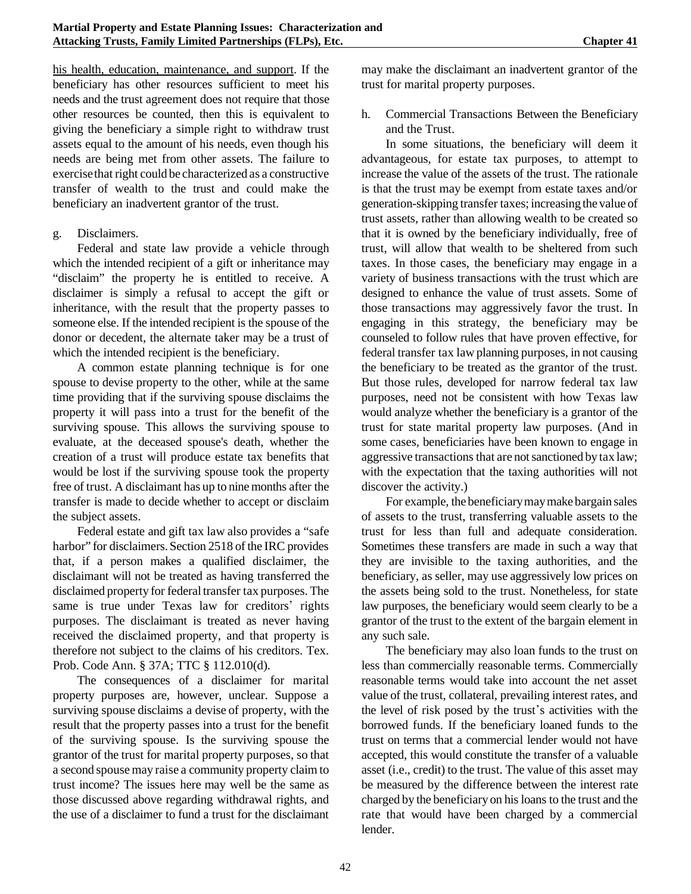his health, education, maintenance, and support. If the beneficiary has other resources sufficient to meet his needs and the trust agreement does not require that those other resources be counted, then this is equivalent to giving the beneficiary a simple right to withdraw trust assets equal to the amount of his needs, even though his needs are being met from other assets. The failure to exercise that right could be characterized as a constructive transfer of wealth to the trust and could make the beneficiary an inadvertent grantor of the trust.

g. Disclaimers.

Federal and state law provide a vehicle through which the intended recipient of a gift or inheritance may "disclaim" the property he is entitled to receive. A disclaimer is simply a refusal to accept the gift or inheritance, with the result that the property passes to someone else. If the intended recipient is the spouse of the donor or decedent, the alternate taker may be a trust of which the intended recipient is the beneficiary.

A common estate planning technique is for one spouse to devise property to the other, while at the same time providing that if the surviving spouse disclaims the property it will pass into a trust for the benefit of the surviving spouse. This allows the surviving spouse to evaluate, at the deceased spouse's death, whether the creation of a trust will produce estate tax benefits that would be lost if the surviving spouse took the property free of trust. A disclaimant has up to nine months after the transfer is made to decide whether to accept or disclaim the subject assets.

Federal estate and gift tax law also provides a "safe harbor" for disclaimers. Section 2518 of the IRC provides that, if a person makes a qualified disclaimer, the disclaimant will not be treated as having transferred the disclaimed property for federal transfer tax purposes. The same is true under Texas law for creditors' rights purposes. The disclaimant is treated as never having received the disclaimed property, and that property is therefore not subject to the claims of his creditors. Tex. Prob. Code Ann. § 37A; TTC § 112.010(d).

The consequences of a disclaimer for marital property purposes are, however, unclear. Suppose a surviving spouse disclaims a devise of property, with the result that the property passes into a trust for the benefit of the surviving spouse. Is the surviving spouse the grantor of the trust for marital property purposes, so that a second spouse may raise a community property claim to trust income? The issues here may well be the same as those discussed above regarding withdrawal rights, and the use of a disclaimer to fund a trust for the disclaimant may make the disclaimant an inadvertent grantor of the trust for marital property purposes.

h. Commercial Transactions Between the Beneficiary and the Trust.

In some situations, the beneficiary will deem it advantageous, for estate tax purposes, to attempt to increase the value of the assets of the trust. The rationale is that the trust may be exempt from estate taxes and/or generation-skipping transfer taxes; increasing the value of trust assets, rather than allowing wealth to be created so that it is owned by the beneficiary individually, free of trust, will allow that wealth to be sheltered from such taxes. In those cases, the beneficiary may engage in a variety of business transactions with the trust which are designed to enhance the value of trust assets. Some of those transactions may aggressively favor the trust. In engaging in this strategy, the beneficiary may be counseled to follow rules that have proven effective, for federal transfer tax law planning purposes, in not causing the beneficiary to be treated as the grantor of the trust. But those rules, developed for narrow federal tax law purposes, need not be consistent with how Texas law would analyze whether the beneficiary is a grantor of the trust for state marital property law purposes. (And in some cases, beneficiaries have been known to engage in aggressive transactions that are not sanctioned by tax law; with the expectation that the taxing authorities will not discover the activity.)

For example, the beneficiary may make bargain sales of assets to the trust, transferring valuable assets to the trust for less than full and adequate consideration. Sometimes these transfers are made in such a way that they are invisible to the taxing authorities, and the beneficiary, as seller, may use aggressively low prices on the assets being sold to the trust. Nonetheless, for state law purposes, the beneficiary would seem clearly to be a grantor of the trust to the extent of the bargain element in any such sale.

The beneficiary may also loan funds to the trust on less than commercially reasonable terms. Commercially reasonable terms would take into account the net asset value of the trust, collateral, prevailing interest rates, and the level of risk posed by the trust's activities with the borrowed funds. If the beneficiary loaned funds to the trust on terms that a commercial lender would not have accepted, this would constitute the transfer of a valuable asset (i.e., credit) to the trust. The value of this asset may be measured by the difference between the interest rate charged by the beneficiary on his loans to the trust and the rate that would have been charged by a commercial lender.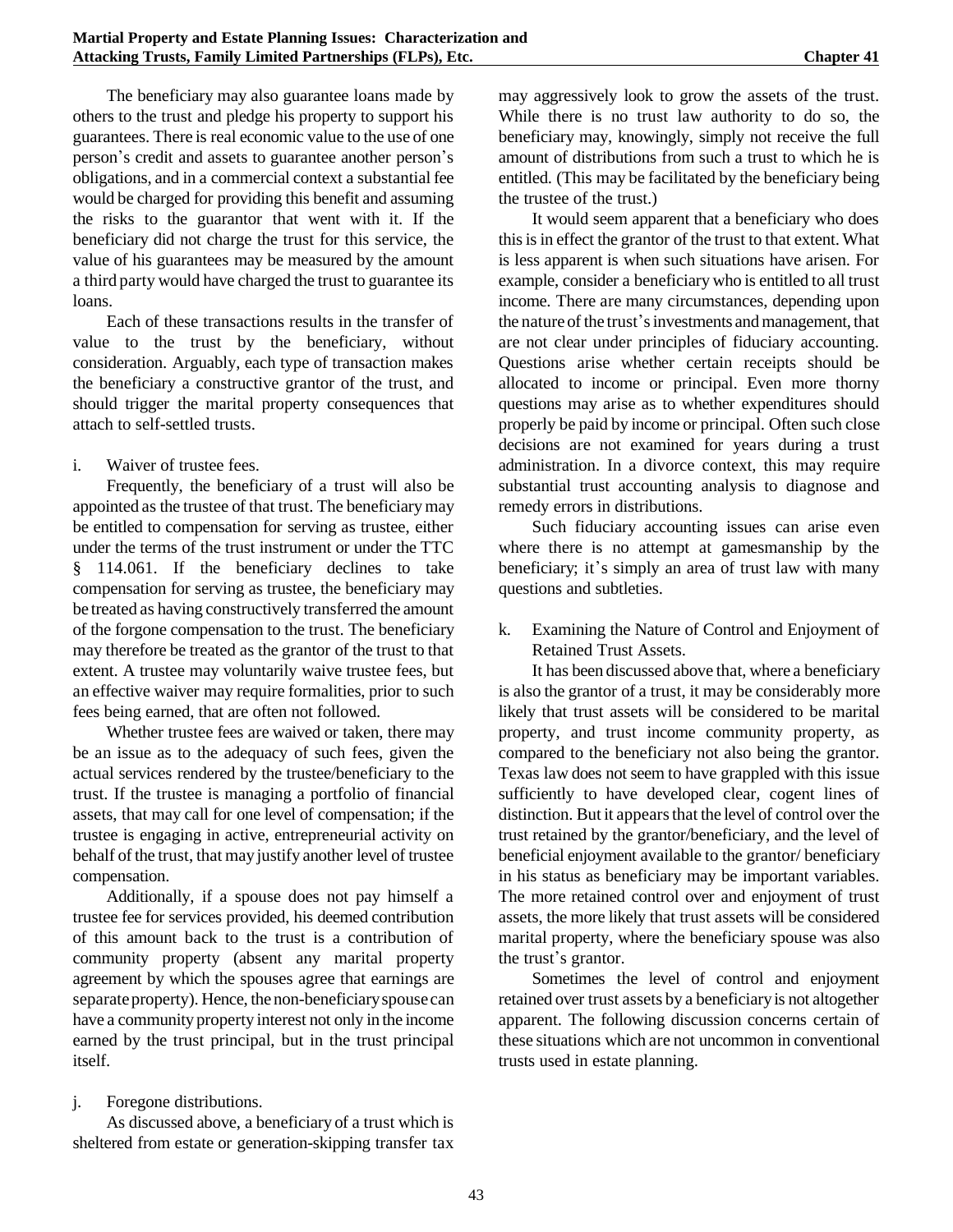The beneficiary may also guarantee loans made by others to the trust and pledge his property to support his guarantees. There is real economic value to the use of one person's credit and assets to guarantee another person's obligations, and in a commercial context a substantial fee would be charged for providing this benefit and assuming the risks to the guarantor that went with it. If the beneficiary did not charge the trust for this service, the value of his guarantees may be measured by the amount a third party would have charged the trust to guarantee its loans.

Each of these transactions results in the transfer of value to the trust by the beneficiary, without consideration. Arguably, each type of transaction makes the beneficiary a constructive grantor of the trust, and should trigger the marital property consequences that attach to self-settled trusts.

i. Waiver of trustee fees.

Frequently, the beneficiary of a trust will also be appointed as the trustee of that trust. The beneficiary may be entitled to compensation for serving as trustee, either under the terms of the trust instrument or under the TTC § 114.061. If the beneficiary declines to take compensation for serving as trustee, the beneficiary may be treated as having constructively transferred the amount of the forgone compensation to the trust. The beneficiary may therefore be treated as the grantor of the trust to that extent. A trustee may voluntarily waive trustee fees, but an effective waiver may require formalities, prior to such fees being earned, that are often not followed.

Whether trustee fees are waived or taken, there may be an issue as to the adequacy of such fees, given the actual services rendered by the trustee/beneficiary to the trust. If the trustee is managing a portfolio of financial assets, that may call for one level of compensation; if the trustee is engaging in active, entrepreneurial activity on behalf of the trust, that may justify another level of trustee compensation.

Additionally, if a spouse does not pay himself a trustee fee for services provided, his deemed contribution of this amount back to the trust is a contribution of community property (absent any marital property agreement by which the spouses agree that earnings are separate property). Hence, the non-beneficiary spouse can have a community property interest not only in the income earned by the trust principal, but in the trust principal itself.

j. Foregone distributions.

As discussed above, a beneficiary of a trust which is sheltered from estate or generation-skipping transfer tax may aggressively look to grow the assets of the trust. While there is no trust law authority to do so, the beneficiary may, knowingly, simply not receive the full amount of distributions from such a trust to which he is entitled. (This may be facilitated by the beneficiary being the trustee of the trust.)

It would seem apparent that a beneficiary who does this is in effect the grantor of the trust to that extent. What is less apparent is when such situations have arisen. For example, consider a beneficiary who is entitled to all trust income. There are many circumstances, depending upon the nature of the trust's investments and management, that are not clear under principles of fiduciary accounting. Questions arise whether certain receipts should be allocated to income or principal. Even more thorny questions may arise as to whether expenditures should properly be paid by income or principal. Often such close decisions are not examined for years during a trust administration. In a divorce context, this may require substantial trust accounting analysis to diagnose and remedy errors in distributions.

Such fiduciary accounting issues can arise even where there is no attempt at gamesmanship by the beneficiary; it's simply an area of trust law with many questions and subtleties.

k. Examining the Nature of Control and Enjoyment of Retained Trust Assets.

It has been discussed above that, where a beneficiary is also the grantor of a trust, it may be considerably more likely that trust assets will be considered to be marital property, and trust income community property, as compared to the beneficiary not also being the grantor. Texas law does not seem to have grappled with this issue sufficiently to have developed clear, cogent lines of distinction. But it appears that the level of control over the trust retained by the grantor/beneficiary, and the level of beneficial enjoyment available to the grantor/ beneficiary in his status as beneficiary may be important variables. The more retained control over and enjoyment of trust assets, the more likely that trust assets will be considered marital property, where the beneficiary spouse was also the trust's grantor.

Sometimes the level of control and enjoyment retained over trust assets by a beneficiary is not altogether apparent. The following discussion concerns certain of these situations which are not uncommon in conventional trusts used in estate planning.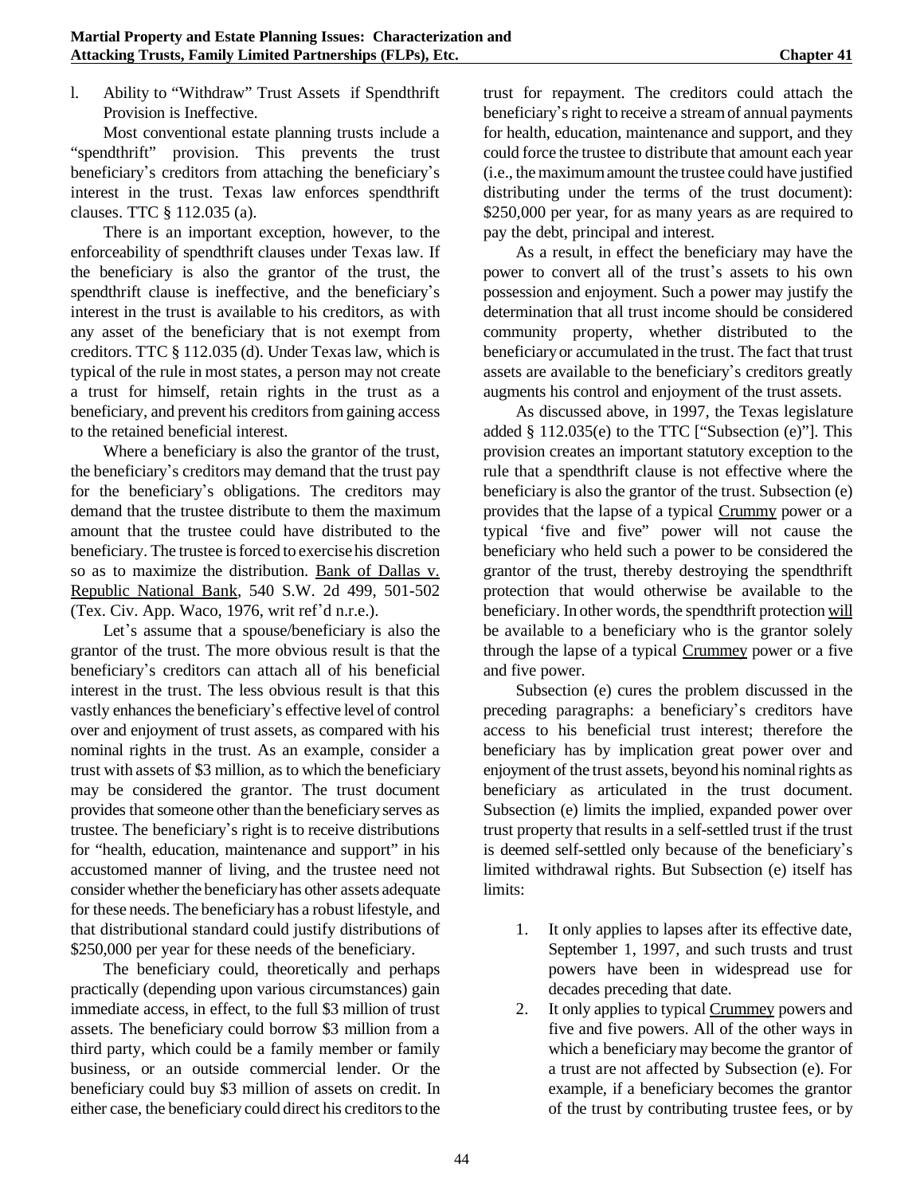l. Ability to "Withdraw" Trust Assets if Spendthrift Provision is Ineffective.

Most conventional estate planning trusts include a "spendthrift" provision. This prevents the trust beneficiary's creditors from attaching the beneficiary's interest in the trust. Texas law enforces spendthrift clauses. TTC § 112.035 (a).

There is an important exception, however, to the enforceability of spendthrift clauses under Texas law. If the beneficiary is also the grantor of the trust, the spendthrift clause is ineffective, and the beneficiary's interest in the trust is available to his creditors, as with any asset of the beneficiary that is not exempt from creditors. TTC § 112.035 (d). Under Texas law, which is typical of the rule in most states, a person may not create a trust for himself, retain rights in the trust as a beneficiary, and prevent his creditors from gaining access to the retained beneficial interest.

Where a beneficiary is also the grantor of the trust, the beneficiary's creditors may demand that the trust pay for the beneficiary's obligations. The creditors may demand that the trustee distribute to them the maximum amount that the trustee could have distributed to the beneficiary. The trustee is forced to exercise his discretion so as to maximize the distribution. Bank of Dallas v. Republic National Bank, 540 S.W. 2d 499, 501-502 (Tex. Civ. App. Waco, 1976, writ ref'd n.r.e.).

Let's assume that a spouse/beneficiary is also the grantor of the trust. The more obvious result is that the beneficiary's creditors can attach all of his beneficial interest in the trust. The less obvious result is that this vastly enhances the beneficiary's effective level of control over and enjoyment of trust assets, as compared with his nominal rights in the trust. As an example, consider a trust with assets of \$3 million, as to which the beneficiary may be considered the grantor. The trust document provides that someone other than the beneficiary serves as trustee. The beneficiary's right is to receive distributions for "health, education, maintenance and support" in his accustomed manner of living, and the trustee need not consider whether the beneficiary has other assets adequate for these needs. The beneficiary has a robust lifestyle, and that distributional standard could justify distributions of \$250,000 per year for these needs of the beneficiary.

The beneficiary could, theoretically and perhaps practically (depending upon various circumstances) gain immediate access, in effect, to the full \$3 million of trust assets. The beneficiary could borrow \$3 million from a third party, which could be a family member or family business, or an outside commercial lender. Or the beneficiary could buy \$3 million of assets on credit. In either case, the beneficiary could direct his creditors to the trust for repayment. The creditors could attach the beneficiary's right to receive a stream of annual payments for health, education, maintenance and support, and they could force the trustee to distribute that amount each year (i.e., the maximum amount the trustee could have justified distributing under the terms of the trust document): \$250,000 per year, for as many years as are required to pay the debt, principal and interest.

As a result, in effect the beneficiary may have the power to convert all of the trust's assets to his own possession and enjoyment. Such a power may justify the determination that all trust income should be considered community property, whether distributed to the beneficiary or accumulated in the trust. The fact that trust assets are available to the beneficiary's creditors greatly augments his control and enjoyment of the trust assets.

As discussed above, in 1997, the Texas legislature added § 112.035(e) to the TTC ["Subsection (e)"]. This provision creates an important statutory exception to the rule that a spendthrift clause is not effective where the beneficiary is also the grantor of the trust. Subsection (e) provides that the lapse of a typical Crummy power or a typical 'five and five" power will not cause the beneficiary who held such a power to be considered the grantor of the trust, thereby destroying the spendthrift protection that would otherwise be available to the beneficiary. In other words, the spendthrift protection will be available to a beneficiary who is the grantor solely through the lapse of a typical Crummey power or a five and five power.

Subsection (e) cures the problem discussed in the preceding paragraphs: a beneficiary's creditors have access to his beneficial trust interest; therefore the beneficiary has by implication great power over and enjoyment of the trust assets, beyond his nominal rights as beneficiary as articulated in the trust document. Subsection (e) limits the implied, expanded power over trust property that results in a self-settled trust if the trust is deemed self-settled only because of the beneficiary's limited withdrawal rights. But Subsection (e) itself has limits:

1. It only applies to lapses after its effective date, September 1, 1997, and such trusts and trust powers have been in widespread use for decades preceding that date.
2. It only applies to typical Crummey powers and five and five powers. All of the other ways in which a beneficiary may become the grantor of a trust are not affected by Subsection (e). For example, if a beneficiary becomes the grantor of the trust by contributing trustee fees, or by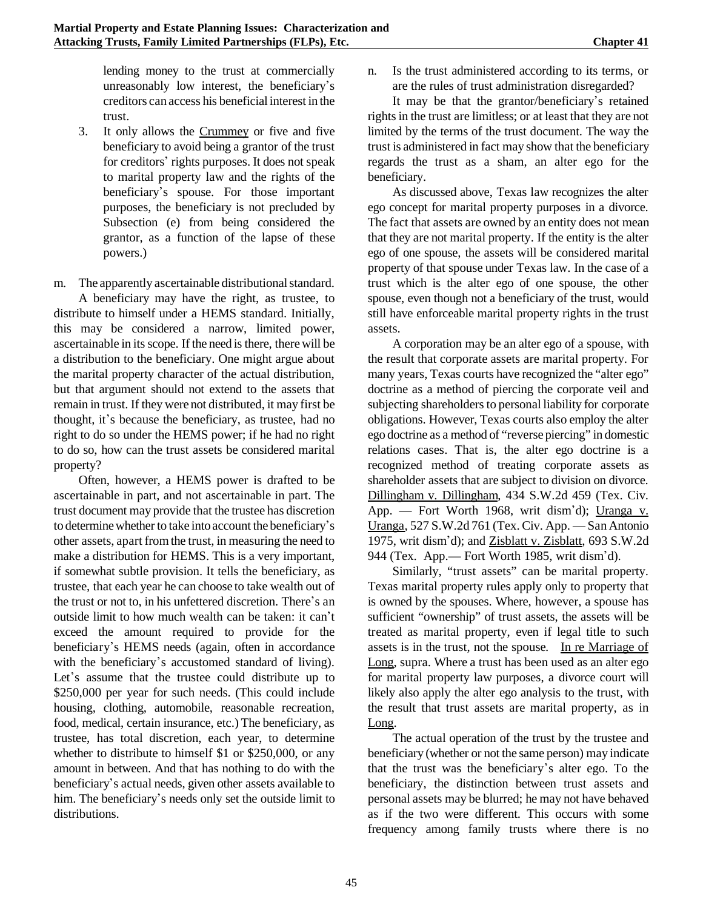lending money to the trust at commercially unreasonably low interest, the beneficiary's creditors can access his beneficial interest in the trust.

3. It only allows the Crummey or five and five beneficiary to avoid being a grantor of the trust for creditors' rights purposes. It does not speak to marital property law and the rights of the beneficiary's spouse. For those important purposes, the beneficiary is not precluded by Subsection (e) from being considered the grantor, as a function of the lapse of these powers.)

m. The apparently ascertainable distributional standard.

A beneficiary may have the right, as trustee, to distribute to himself under a HEMS standard. Initially, this may be considered a narrow, limited power, ascertainable in its scope. If the need is there, there will be a distribution to the beneficiary. One might argue about the marital property character of the actual distribution, but that argument should not extend to the assets that remain in trust. If they were not distributed, it may first be thought, it's because the beneficiary, as trustee, had no right to do so under the HEMS power; if he had no right to do so, how can the trust assets be considered marital property?

Often, however, a HEMS power is drafted to be ascertainable in part, and not ascertainable in part. The trust document may provide that the trustee has discretion to determine whether to take into account the beneficiary's other assets, apart from the trust, in measuring the need to make a distribution for HEMS. This is a very important, if somewhat subtle provision. It tells the beneficiary, as trustee, that each year he can choose to take wealth out of the trust or not to, in his unfettered discretion. There's an outside limit to how much wealth can be taken: it can't exceed the amount required to provide for the beneficiary's HEMS needs (again, often in accordance with the beneficiary's accustomed standard of living). Let's assume that the trustee could distribute up to \$250,000 per year for such needs. (This could include housing, clothing, automobile, reasonable recreation, food, medical, certain insurance, etc.) The beneficiary, as trustee, has total discretion, each year, to determine whether to distribute to himself \$1 or \$250,000, or any amount in between. And that has nothing to do with the beneficiary's actual needs, given other assets available to him. The beneficiary's needs only set the outside limit to distributions.

n. Is the trust administered according to its terms, or are the rules of trust administration disregarded?

It may be that the grantor/beneficiary's retained rights in the trust are limitless; or at least that they are not limited by the terms of the trust document. The way the trust is administered in fact may show that the beneficiary regards the trust as a sham, an alter ego for the beneficiary.

As discussed above, Texas law recognizes the alter ego concept for marital property purposes in a divorce. The fact that assets are owned by an entity does not mean that they are not marital property. If the entity is the alter ego of one spouse, the assets will be considered marital property of that spouse under Texas law. In the case of a trust which is the alter ego of one spouse, the other spouse, even though not a beneficiary of the trust, would still have enforceable marital property rights in the trust assets.

A corporation may be an alter ego of a spouse, with the result that corporate assets are marital property. For many years, Texas courts have recognized the "alter ego" doctrine as a method of piercing the corporate veil and subjecting shareholders to personal liability for corporate obligations. However, Texas courts also employ the alter ego doctrine as a method of "reverse piercing" in domestic relations cases. That is, the alter ego doctrine is a recognized method of treating corporate assets as shareholder assets that are subject to division on divorce. Dillingham v. Dillingham, 434 S.W.2d 459 (Tex. Civ. App. — Fort Worth 1968, writ dism'd); Uranga v. Uranga, 527 S.W.2d 761 (Tex. Civ. App. — San Antonio 1975, writ dism'd); and Zisblatt v. Zisblatt, 693 S.W.2d 944 (Tex. App.— Fort Worth 1985, writ dism'd).

Similarly, "trust assets" can be marital property. Texas marital property rules apply only to property that is owned by the spouses. Where, however, a spouse has sufficient "ownership" of trust assets, the assets will be treated as marital property, even if legal title to such assets is in the trust, not the spouse. In re Marriage of Long, supra. Where a trust has been used as an alter ego for marital property law purposes, a divorce court will likely also apply the alter ego analysis to the trust, with the result that trust assets are marital property, as in Long.

The actual operation of the trust by the trustee and beneficiary (whether or not the same person) may indicate that the trust was the beneficiary's alter ego. To the beneficiary, the distinction between trust assets and personal assets may be blurred; he may not have behaved as if the two were different. This occurs with some frequency among family trusts where there is no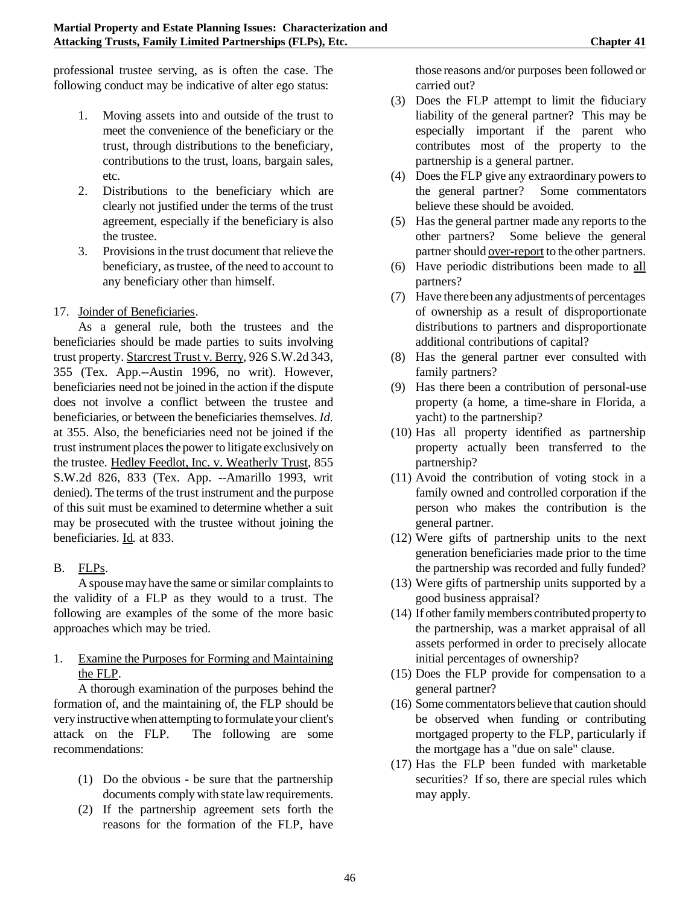professional trustee serving, as is often the case. The following conduct may be indicative of alter ego status:

1. Moving assets into and outside of the trust to meet the convenience of the beneficiary or the trust, through distributions to the beneficiary, contributions to the trust, loans, bargain sales, etc.
2. Distributions to the beneficiary which are clearly not justified under the terms of the trust agreement, especially if the beneficiary is also the trustee.
3. Provisions in the trust document that relieve the beneficiary, as trustee, of the need to account to any beneficiary other than himself.

17. Joinder of Beneficiaries.

As a general rule, both the trustees and the beneficiaries should be made parties to suits involving trust property. Starcrest Trust v. Berry, 926 S.W.2d 343, 355 (Tex. App.--Austin 1996, no writ). However, beneficiaries need not be joined in the action if the dispute does not involve a conflict between the trustee and beneficiaries, or between the beneficiaries themselves. *Id.* at 355. Also, the beneficiaries need not be joined if the trust instrument places the power to litigate exclusively on the trustee. Hedley Feedlot, Inc. v. Weatherly Trust, 855 S.W.2d 826, 833 (Tex. App. --Amarillo 1993, writ denied). The terms of the trust instrument and the purpose of this suit must be examined to determine whether a suit may be prosecuted with the trustee without joining the beneficiaries. Id. at 833.

B. FLPs.

A spouse may have the same or similar complaints to the validity of a FLP as they would to a trust. The following are examples of the some of the more basic approaches which may be tried.

1. Examine the Purposes for Forming and Maintaining the FLP.

A thorough examination of the purposes behind the formation of, and the maintaining of, the FLP should be very instructive when attempting to formulate your client's attack on the FLP. The following are some recommendations:

(1) Do the obvious - be sure that the partnership documents comply with state law requirements.
(2) If the partnership agreement sets forth the reasons for the formation of the FLP, have those reasons and/or purposes been followed or carried out?
(3) Does the FLP attempt to limit the fiduciary liability of the general partner? This may be especially important if the parent who contributes most of the property to the partnership is a general partner.
(4) Does the FLP give any extraordinary powers to the general partner? Some commentators believe these should be avoided.
(5) Has the general partner made any reports to the other partners? Some believe the general partner should over-report to the other partners.
(6) Have periodic distributions been made to all partners?
(7) Have there been any adjustments of percentages of ownership as a result of disproportionate distributions to partners and disproportionate additional contributions of capital?
(8) Has the general partner ever consulted with family partners?
(9) Has there been a contribution of personal-use property (a home, a time-share in Florida, a yacht) to the partnership?
(10) Has all property identified as partnership property actually been transferred to the partnership?
(11) Avoid the contribution of voting stock in a family owned and controlled corporation if the person who makes the contribution is the general partner.
(12) Were gifts of partnership units to the next generation beneficiaries made prior to the time the partnership was recorded and fully funded?
(13) Were gifts of partnership units supported by a good business appraisal?
(14) If other family members contributed property to the partnership, was a market appraisal of all assets performed in order to precisely allocate initial percentages of ownership?
(15) Does the FLP provide for compensation to a general partner?
(16) Some commentators believe that caution should be observed when funding or contributing mortgaged property to the FLP, particularly if the mortgage has a "due on sale" clause.
(17) Has the FLP been funded with marketable securities? If so, there are special rules which may apply.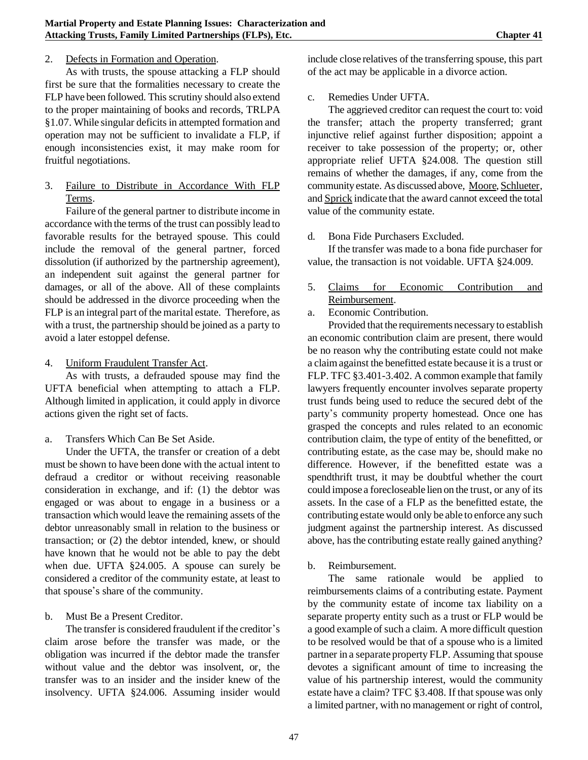2. Defects in Formation and Operation.

As with trusts, the spouse attacking a FLP should first be sure that the formalities necessary to create the FLP have been followed. This scrutiny should also extend to the proper maintaining of books and records, TRLPA §1.07. While singular deficits in attempted formation and operation may not be sufficient to invalidate a FLP, if enough inconsistencies exist, it may make room for fruitful negotiations.

3. Failure to Distribute in Accordance With FLP Terms.

Failure of the general partner to distribute income in accordance with the terms of the trust can possibly lead to favorable results for the betrayed spouse. This could include the removal of the general partner, forced dissolution (if authorized by the partnership agreement), an independent suit against the general partner for damages, or all of the above. All of these complaints should be addressed in the divorce proceeding when the FLP is an integral part of the marital estate. Therefore, as with a trust, the partnership should be joined as a party to avoid a later estoppel defense.

4. Uniform Fraudulent Transfer Act.

As with trusts, a defrauded spouse may find the UFTA beneficial when attempting to attach a FLP. Although limited in application, it could apply in divorce actions given the right set of facts.

a. Transfers Which Can Be Set Aside.

Under the UFTA, the transfer or creation of a debt must be shown to have been done with the actual intent to defraud a creditor or without receiving reasonable consideration in exchange, and if: (1) the debtor was engaged or was about to engage in a business or a transaction which would leave the remaining assets of the debtor unreasonably small in relation to the business or transaction; or (2) the debtor intended, knew, or should have known that he would not be able to pay the debt when due. UFTA §24.005. A spouse can surely be considered a creditor of the community estate, at least to that spouse's share of the community.

b. Must Be a Present Creditor.

The transfer is considered fraudulent if the creditor's claim arose before the transfer was made, or the obligation was incurred if the debtor made the transfer without value and the debtor was insolvent, or, the transfer was to an insider and the insider knew of the insolvency. UFTA §24.006. Assuming insider would include close relatives of the transferring spouse, this part of the act may be applicable in a divorce action.

c. Remedies Under UFTA.

The aggrieved creditor can request the court to: void the transfer; attach the property transferred; grant injunctive relief against further disposition; appoint a receiver to take possession of the property; or, other appropriate relief UFTA §24.008. The question still remains of whether the damages, if any, come from the community estate. As discussed above, Moore, Schlueter, and Sprick indicate that the award cannot exceed the total value of the community estate.

d. Bona Fide Purchasers Excluded.

If the transfer was made to a bona fide purchaser for value, the transaction is not voidable. UFTA §24.009.

5. Claims for Economic Contribution and Reimbursement.

a. Economic Contribution.

Provided that the requirements necessary to establish an economic contribution claim are present, there would be no reason why the contributing estate could not make a claim against the benefitted estate because it is a trust or FLP. TFC §3.401-3.402. A common example that family lawyers frequently encounter involves separate property trust funds being used to reduce the secured debt of the party's community property homestead. Once one has grasped the concepts and rules related to an economic contribution claim, the type of entity of the benefitted, or contributing estate, as the case may be, should make no difference. However, if the benefitted estate was a spendthrift trust, it may be doubtful whether the court could impose a forecloseable lien on the trust, or any of its assets. In the case of a FLP as the benefitted estate, the contributing estate would only be able to enforce any such judgment against the partnership interest. As discussed above, has the contributing estate really gained anything?

b. Reimbursement.

The same rationale would be applied to reimbursements claims of a contributing estate. Payment by the community estate of income tax liability on a separate property entity such as a trust or FLP would be a good example of such a claim. A more difficult question to be resolved would be that of a spouse who is a limited partner in a separate property FLP. Assuming that spouse devotes a significant amount of time to increasing the value of his partnership interest, would the community estate have a claim? TFC §3.408. If that spouse was only a limited partner, with no management or right of control,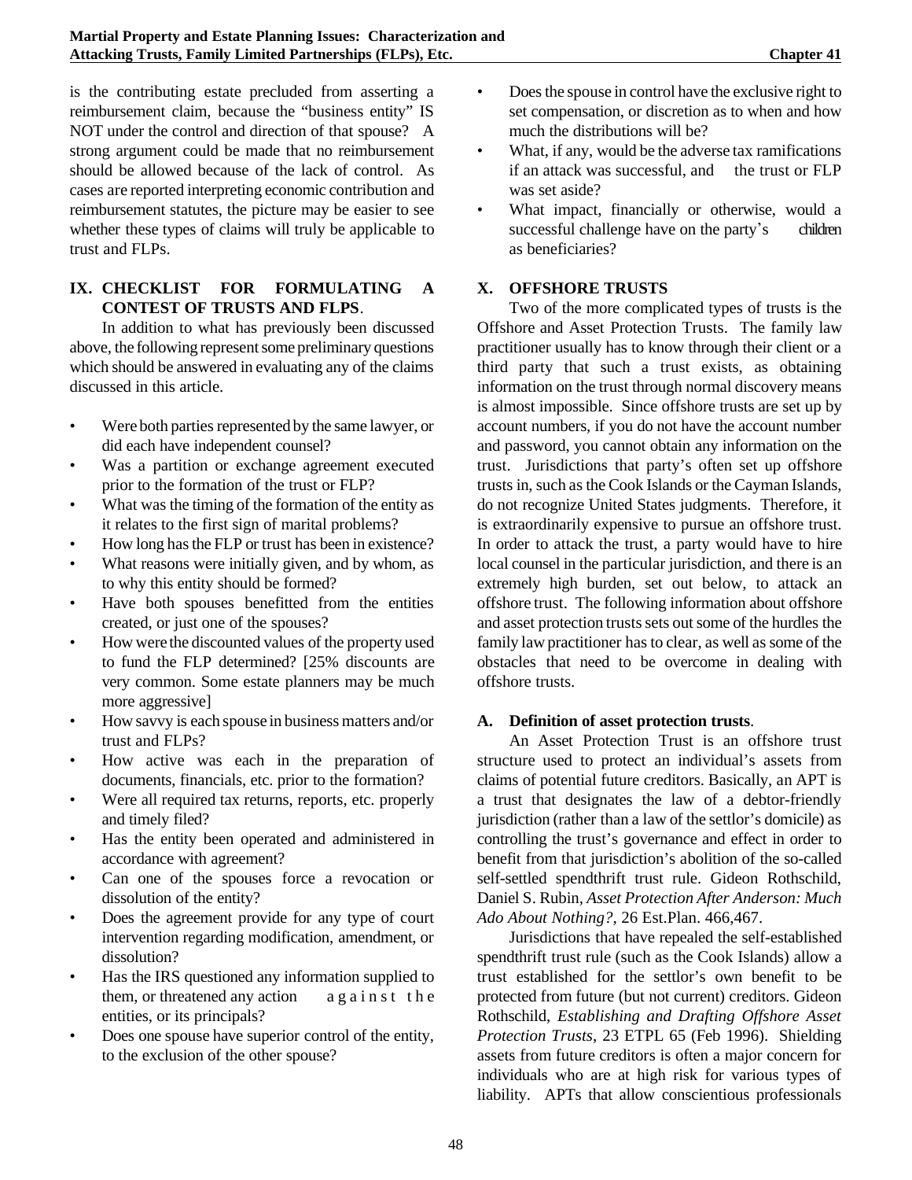is the contributing estate precluded from asserting a reimbursement claim, because the "business entity" IS NOT under the control and direction of that spouse? A strong argument could be made that no reimbursement should be allowed because of the lack of control. As cases are reported interpreting economic contribution and reimbursement statutes, the picture may be easier to see whether these types of claims will truly be applicable to trust and FLPs.

## IX. CHECKLIST FOR FORMULATING A CONTEST OF TRUSTS AND FLPS.

In addition to what has previously been discussed above, the following represent some preliminary questions which should be answered in evaluating any of the claims discussed in this article.

- Were both parties represented by the same lawyer, or did each have independent counsel?
- Was a partition or exchange agreement executed prior to the formation of the trust or FLP?
- What was the timing of the formation of the entity as it relates to the first sign of marital problems?
- How long has the FLP or trust has been in existence?
- What reasons were initially given, and by whom, as to why this entity should be formed?
- Have both spouses benefitted from the entities created, or just one of the spouses?
- How were the discounted values of the property used to fund the FLP determined? [25% discounts are very common. Some estate planners may be much more aggressive]
- How savvy is each spouse in business matters and/or trust and FLPs?
- How active was each in the preparation of documents, financials, etc. prior to the formation?
- Were all required tax returns, reports, etc. properly and timely filed?
- Has the entity been operated and administered in accordance with agreement?
- Can one of the spouses force a revocation or dissolution of the entity?
- Does the agreement provide for any type of court intervention regarding modification, amendment, or dissolution?
- Has the IRS questioned any information supplied to them, or threatened any action against the entities, or its principals?
- Does one spouse have superior control of the entity, to the exclusion of the other spouse?
- Does the spouse in control have the exclusive right to set compensation, or discretion as to when and how much the distributions will be?
- What, if any, would be the adverse tax ramifications if an attack was successful, and the trust or FLP was set aside?
- What impact, financially or otherwise, would a successful challenge have on the party's children as beneficiaries?

## X. OFFSHORE TRUSTS

Two of the more complicated types of trusts is the Offshore and Asset Protection Trusts. The family law practitioner usually has to know through their client or a third party that such a trust exists, as obtaining information on the trust through normal discovery means is almost impossible. Since offshore trusts are set up by account numbers, if you do not have the account number and password, you cannot obtain any information on the trust. Jurisdictions that party's often set up offshore trusts in, such as the Cook Islands or the Cayman Islands, do not recognize United States judgments. Therefore, it is extraordinarily expensive to pursue an offshore trust. In order to attack the trust, a party would have to hire local counsel in the particular jurisdiction, and there is an extremely high burden, set out below, to attack an offshore trust. The following information about offshore and asset protection trusts sets out some of the hurdles the family law practitioner has to clear, as well as some of the obstacles that need to be overcome in dealing with offshore trusts.

### A. Definition of asset protection trusts.

An Asset Protection Trust is an offshore trust structure used to protect an individual's assets from claims of potential future creditors. Basically, an APT is a trust that designates the law of a debtor-friendly jurisdiction (rather than a law of the settlor's domicile) as controlling the trust's governance and effect in order to benefit from that jurisdiction's abolition of the so-called self-settled spendthrift trust rule. Gideon Rothschild, Daniel S. Rubin, *Asset Protection After Anderson: Much Ado About Nothing?*, 26 Est.Plan. 466,467.

Jurisdictions that have repealed the self-established spendthrift trust rule (such as the Cook Islands) allow a trust established for the settlor's own benefit to be protected from future (but not current) creditors. Gideon Rothschild, *Establishing and Drafting Offshore Asset Protection Trusts*, 23 ETPL 65 (Feb 1996). Shielding assets from future creditors is often a major concern for individuals who are at high risk for various types of liability. APTs that allow conscientious professionals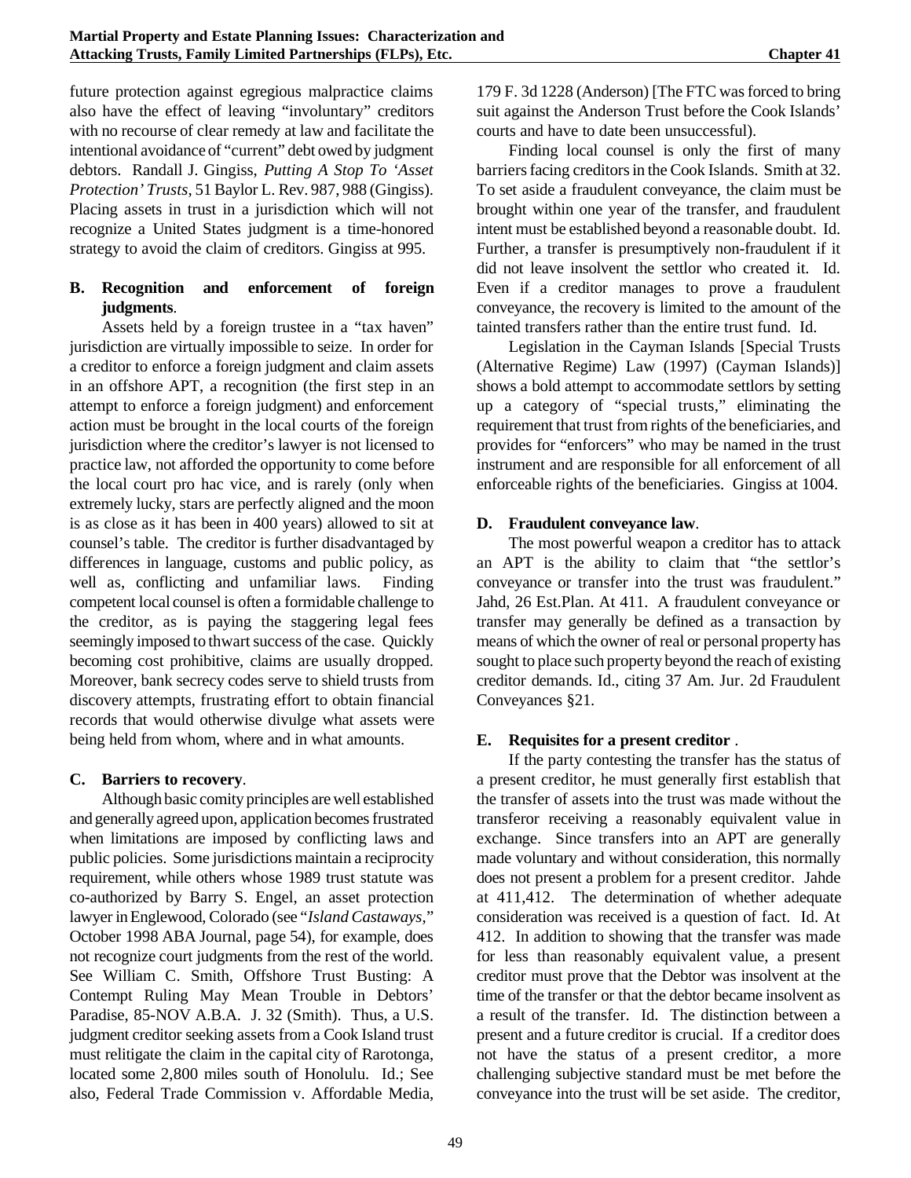future protection against egregious malpractice claims also have the effect of leaving "involuntary" creditors with no recourse of clear remedy at law and facilitate the intentional avoidance of "current" debt owed by judgment debtors. Randall J. Gingiss, *Putting A Stop To 'Asset Protection' Trusts*, 51 Baylor L. Rev. 987, 988 (Gingiss). Placing assets in trust in a jurisdiction which will not recognize a United States judgment is a time-honored strategy to avoid the claim of creditors. Gingiss at 995.

### B. Recognition and enforcement of foreign judgments.

Assets held by a foreign trustee in a "tax haven" jurisdiction are virtually impossible to seize. In order for a creditor to enforce a foreign judgment and claim assets in an offshore APT, a recognition (the first step in an attempt to enforce a foreign judgment) and enforcement action must be brought in the local courts of the foreign jurisdiction where the creditor's lawyer is not licensed to practice law, not afforded the opportunity to come before the local court pro hac vice, and is rarely (only when extremely lucky, stars are perfectly aligned and the moon is as close as it has been in 400 years) allowed to sit at counsel's table. The creditor is further disadvantaged by differences in language, customs and public policy, as well as, conflicting and unfamiliar laws. Finding competent local counsel is often a formidable challenge to the creditor, as is paying the staggering legal fees seemingly imposed to thwart success of the case. Quickly becoming cost prohibitive, claims are usually dropped. Moreover, bank secrecy codes serve to shield trusts from discovery attempts, frustrating effort to obtain financial records that would otherwise divulge what assets were being held from whom, where and in what amounts.

### C. Barriers to recovery.

Although basic comity principles are well established and generally agreed upon, application becomes frustrated when limitations are imposed by conflicting laws and public policies. Some jurisdictions maintain a reciprocity requirement, while others whose 1989 trust statute was co-authorized by Barry S. Engel, an asset protection lawyer in Englewood, Colorado (see "*Island Castaways*," October 1998 ABA Journal, page 54), for example, does not recognize court judgments from the rest of the world. See William C. Smith, Offshore Trust Busting: A Contempt Ruling May Mean Trouble in Debtors' Paradise, 85-NOV A.B.A. J. 32 (Smith). Thus, a U.S. judgment creditor seeking assets from a Cook Island trust must relitigate the claim in the capital city of Rarotonga, located some 2,800 miles south of Honolulu. Id.; See also, Federal Trade Commission v. Affordable Media, 179 F. 3d 1228 (Anderson) [The FTC was forced to bring suit against the Anderson Trust before the Cook Islands' courts and have to date been unsuccessful).

Finding local counsel is only the first of many barriers facing creditors in the Cook Islands. Smith at 32. To set aside a fraudulent conveyance, the claim must be brought within one year of the transfer, and fraudulent intent must be established beyond a reasonable doubt. Id. Further, a transfer is presumptively non-fraudulent if it did not leave insolvent the settlor who created it. Id. Even if a creditor manages to prove a fraudulent conveyance, the recovery is limited to the amount of the tainted transfers rather than the entire trust fund. Id.

Legislation in the Cayman Islands [Special Trusts (Alternative Regime) Law (1997) (Cayman Islands)] shows a bold attempt to accommodate settlors by setting up a category of "special trusts," eliminating the requirement that trust from rights of the beneficiaries, and provides for "enforcers" who may be named in the trust instrument and are responsible for all enforcement of all enforceable rights of the beneficiaries. Gingiss at 1004.

### D. Fraudulent conveyance law.

The most powerful weapon a creditor has to attack an APT is the ability to claim that "the settlor's conveyance or transfer into the trust was fraudulent." Jahd, 26 Est.Plan. At 411. A fraudulent conveyance or transfer may generally be defined as a transaction by means of which the owner of real or personal property has sought to place such property beyond the reach of existing creditor demands. Id., citing 37 Am. Jur. 2d Fraudulent Conveyances §21.

### E. Requisites for a present creditor .

If the party contesting the transfer has the status of a present creditor, he must generally first establish that the transfer of assets into the trust was made without the transferor receiving a reasonably equivalent value in exchange. Since transfers into an APT are generally made voluntary and without consideration, this normally does not present a problem for a present creditor. Jahde at 411,412. The determination of whether adequate consideration was received is a question of fact. Id. At 412. In addition to showing that the transfer was made for less than reasonably equivalent value, a present creditor must prove that the Debtor was insolvent at the time of the transfer or that the debtor became insolvent as a result of the transfer. Id. The distinction between a present and a future creditor is crucial. If a creditor does not have the status of a present creditor, a more challenging subjective standard must be met before the conveyance into the trust will be set aside. The creditor,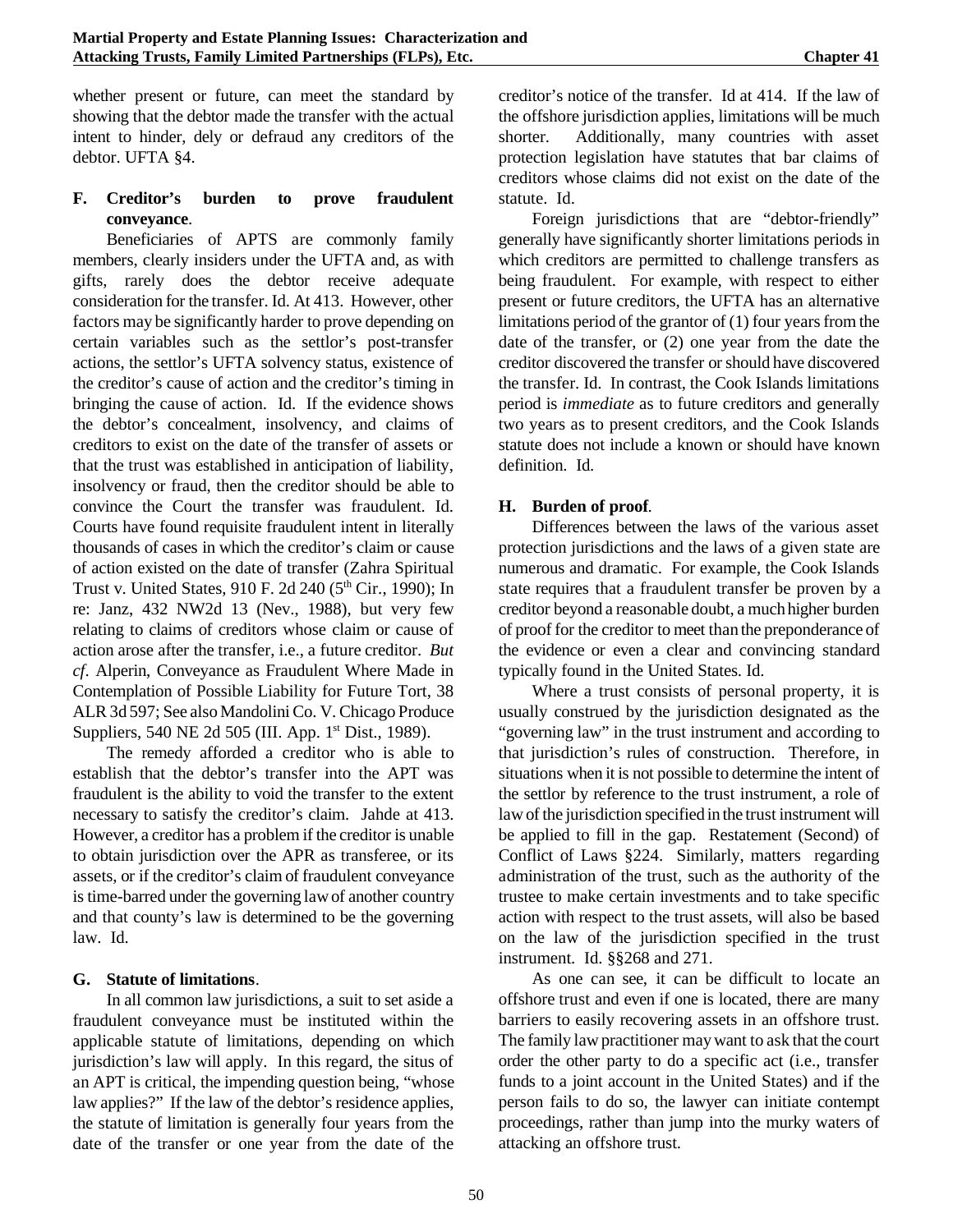whether present or future, can meet the standard by showing that the debtor made the transfer with the actual intent to hinder, dely or defraud any creditors of the debtor. UFTA §4.

### F. Creditor's burden to prove fraudulent conveyance.

Beneficiaries of APTS are commonly family members, clearly insiders under the UFTA and, as with gifts, rarely does the debtor receive adequate consideration for the transfer. Id. At 413. However, other factors may be significantly harder to prove depending on certain variables such as the settlor's post-transfer actions, the settlor's UFTA solvency status, existence of the creditor's cause of action and the creditor's timing in bringing the cause of action. Id. If the evidence shows the debtor's concealment, insolvency, and claims of creditors to exist on the date of the transfer of assets or that the trust was established in anticipation of liability, insolvency or fraud, then the creditor should be able to convince the Court the transfer was fraudulent. Id. Courts have found requisite fraudulent intent in literally thousands of cases in which the creditor's claim or cause of action existed on the date of transfer (Zahra Spiritual Trust v. United States, 910 F. 2d 240 (5th Cir., 1990); In re: Janz, 432 NW2d 13 (Nev., 1988), but very few relating to claims of creditors whose claim or cause of action arose after the transfer, i.e., a future creditor. *But cf*. Alperin, Conveyance as Fraudulent Where Made in Contemplation of Possible Liability for Future Tort, 38 ALR 3d 597; See also Mandolini Co. V. Chicago Produce Suppliers, 540 NE 2d 505 (III. App. 1st Dist., 1989).

The remedy afforded a creditor who is able to establish that the debtor's transfer into the APT was fraudulent is the ability to void the transfer to the extent necessary to satisfy the creditor's claim. Jahde at 413. However, a creditor has a problem if the creditor is unable to obtain jurisdiction over the APR as transferee, or its assets, or if the creditor's claim of fraudulent conveyance is time-barred under the governing law of another country and that county's law is determined to be the governing law. Id.

### G. Statute of limitations.

In all common law jurisdictions, a suit to set aside a fraudulent conveyance must be instituted within the applicable statute of limitations, depending on which jurisdiction's law will apply. In this regard, the situs of an APT is critical, the impending question being, "whose law applies?" If the law of the debtor's residence applies, the statute of limitation is generally four years from the date of the transfer or one year from the date of the creditor's notice of the transfer. Id at 414. If the law of the offshore jurisdiction applies, limitations will be much shorter. Additionally, many countries with asset protection legislation have statutes that bar claims of creditors whose claims did not exist on the date of the statute. Id.

Foreign jurisdictions that are "debtor-friendly" generally have significantly shorter limitations periods in which creditors are permitted to challenge transfers as being fraudulent. For example, with respect to either present or future creditors, the UFTA has an alternative limitations period of the grantor of (1) four years from the date of the transfer, or (2) one year from the date the creditor discovered the transfer or should have discovered the transfer. Id. In contrast, the Cook Islands limitations period is *immediate* as to future creditors and generally two years as to present creditors, and the Cook Islands statute does not include a known or should have known definition. Id.

### H. Burden of proof.

Differences between the laws of the various asset protection jurisdictions and the laws of a given state are numerous and dramatic. For example, the Cook Islands state requires that a fraudulent transfer be proven by a creditor beyond a reasonable doubt, a much higher burden of proof for the creditor to meet than the preponderance of the evidence or even a clear and convincing standard typically found in the United States. Id.

Where a trust consists of personal property, it is usually construed by the jurisdiction designated as the "governing law" in the trust instrument and according to that jurisdiction's rules of construction. Therefore, in situations when it is not possible to determine the intent of the settlor by reference to the trust instrument, a role of law of the jurisdiction specified in the trust instrument will be applied to fill in the gap. Restatement (Second) of Conflict of Laws §224. Similarly, matters regarding administration of the trust, such as the authority of the trustee to make certain investments and to take specific action with respect to the trust assets, will also be based on the law of the jurisdiction specified in the trust instrument. Id. §§268 and 271.

As one can see, it can be difficult to locate an offshore trust and even if one is located, there are many barriers to easily recovering assets in an offshore trust. The family law practitioner may want to ask that the court order the other party to do a specific act (i.e., transfer funds to a joint account in the United States) and if the person fails to do so, the lawyer can initiate contempt proceedings, rather than jump into the murky waters of attacking an offshore trust.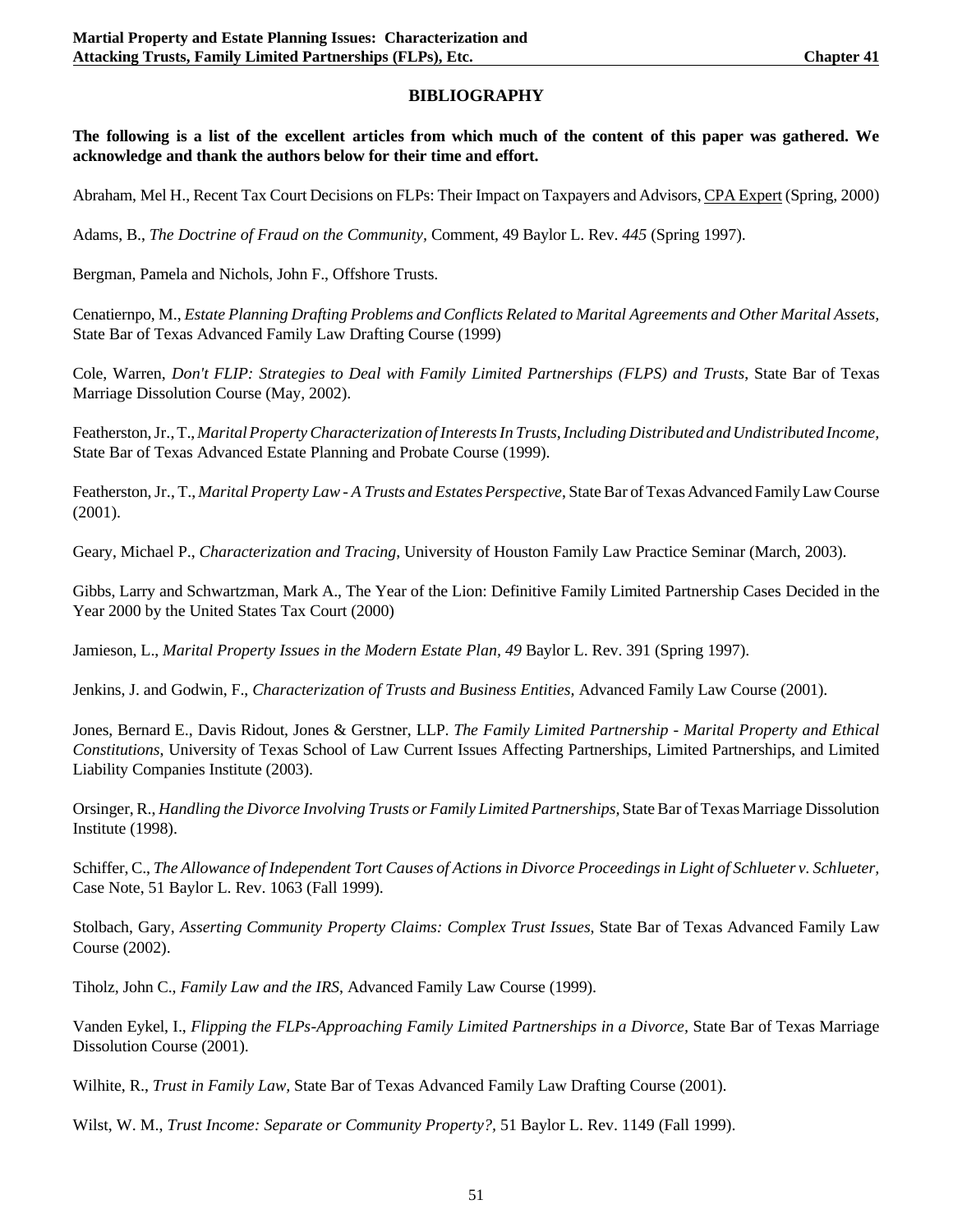## BIBLIOGRAPHY

**The following is a list of the excellent articles from which much of the content of this paper was gathered. We acknowledge and thank the authors below for their time and effort.**

Abraham, Mel H., Recent Tax Court Decisions on FLPs: Their Impact on Taxpayers and Advisors, CPA Expert (Spring, 2000)

Adams, B., *The Doctrine of Fraud on the Community*, Comment, 49 Baylor L. Rev. *445* (Spring 1997).

Bergman, Pamela and Nichols, John F., Offshore Trusts.

Cenatiernpo, M., *Estate Planning Drafting Problems and Conflicts Related to Marital Agreements and Other Marital Assets*, State Bar of Texas Advanced Family Law Drafting Course (1999)

Cole, Warren, *Don't FLIP: Strategies to Deal with Family Limited Partnerships (FLPS) and Trusts*, State Bar of Texas Marriage Dissolution Course (May, 2002).

Featherston, Jr., T., *Marital Property Characterization of Interests In Trusts, Including Distributed and Undistributed Income*, State Bar of Texas Advanced Estate Planning and Probate Course (1999).

Featherston, Jr., T., *Marital Property Law - A Trusts and Estates Perspective*, State Bar of Texas Advanced Family Law Course (2001).

Geary, Michael P., *Characterization and Tracing*, University of Houston Family Law Practice Seminar (March, 2003).

Gibbs, Larry and Schwartzman, Mark A., The Year of the Lion: Definitive Family Limited Partnership Cases Decided in the Year 2000 by the United States Tax Court (2000)

Jamieson, L., *Marital Property Issues in the Modern Estate Plan, 49* Baylor L. Rev. 391 (Spring 1997).

Jenkins, J. and Godwin, F., *Characterization of Trusts and Business Entities*, Advanced Family Law Course (2001).

Jones, Bernard E., Davis Ridout, Jones & Gerstner, LLP. *The Family Limited Partnership - Marital Property and Ethical Constitutions*, University of Texas School of Law Current Issues Affecting Partnerships, Limited Partnerships, and Limited Liability Companies Institute (2003).

Orsinger, R., *Handling the Divorce Involving Trusts or Family Limited Partnerships*, State Bar of Texas Marriage Dissolution Institute (1998).

Schiffer, C., *The Allowance of Independent Tort Causes of Actions in Divorce Proceedings in Light of Schlueter v. Schlueter*, Case Note, 51 Baylor L. Rev. 1063 (Fall 1999).

Stolbach, Gary, *Asserting Community Property Claims: Complex Trust Issues*, State Bar of Texas Advanced Family Law Course (2002).

Tiholz, John C., *Family Law and the IRS*, Advanced Family Law Course (1999).

Vanden Eykel, I., *Flipping the FLPs-Approaching Family Limited Partnerships in a Divorce*, State Bar of Texas Marriage Dissolution Course (2001).

Wilhite, R., *Trust in Family Law*, State Bar of Texas Advanced Family Law Drafting Course (2001).

Wilst, W. M., *Trust Income: Separate or Community Property?*, 51 Baylor L. Rev. 1149 (Fall 1999).